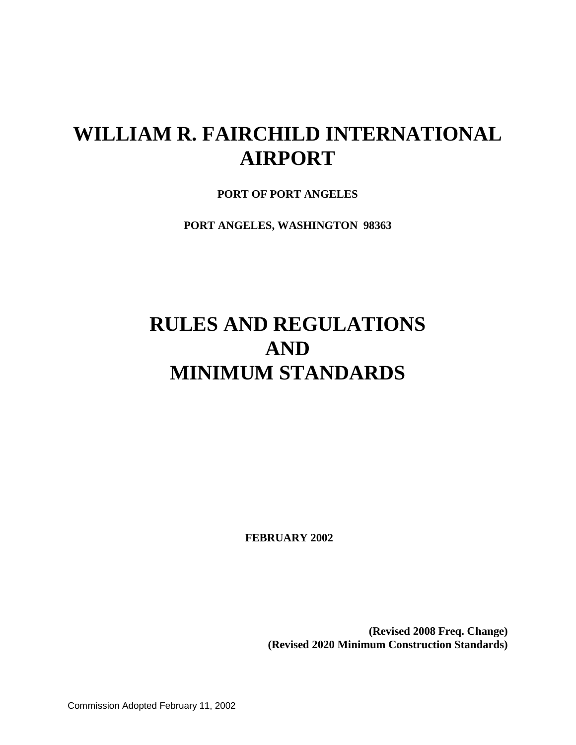# WILLIAM R. FAIRCHILD INTERNATIONAL AIRPORT

**PORT OF PORT ANGELES**

**PORT ANGELES, WASHINGTON 98363**

# RULES AND REGULATIONS AND MINIMUM STANDARDS

**FEBRUARY 2002**

**(Revised 2008 Freq. Change)**
**(Revised 2020 Minimum Construction Standards)**

Commission Adopted February 11, 2002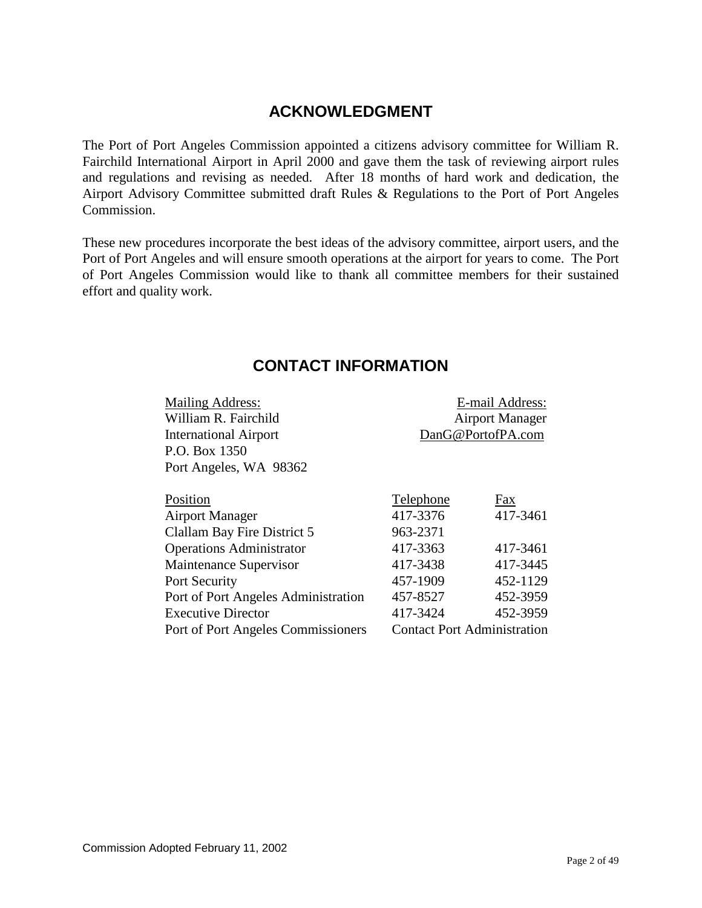## ACKNOWLEDGMENT

The Port of Port Angeles Commission appointed a citizens advisory committee for William R. Fairchild International Airport in April 2000 and gave them the task of reviewing airport rules and regulations and revising as needed. After 18 months of hard work and dedication, the Airport Advisory Committee submitted draft Rules & Regulations to the Port of Port Angeles Commission.

These new procedures incorporate the best ideas of the advisory committee, airport users, and the Port of Port Angeles and will ensure smooth operations at the airport for years to come. The Port of Port Angeles Commission would like to thank all committee members for their sustained effort and quality work.

## CONTACT INFORMATION

Mailing Address:
William R. Fairchild
International Airport
P.O. Box 1350
Port Angeles, WA 98362

E-mail Address:
Airport Manager
DanG@PortofPA.com

| Position | Telephone | Fax |
|---|---|---|
| Airport Manager | 417-3376 | 417-3461 |
| Clallam Bay Fire District 5 | 963-2371 | |
| Operations Administrator | 417-3363 | 417-3461 |
| Maintenance Supervisor | 417-3438 | 417-3445 |
| Port Security | 457-1909 | 452-1129 |
| Port of Port Angeles Administration | 457-8527 | 452-3959 |
| Executive Director | 417-3424 | 452-3959 |
| Port of Port Angeles Commissioners | Contact Port Administration | |

Commission Adopted February 11, 2002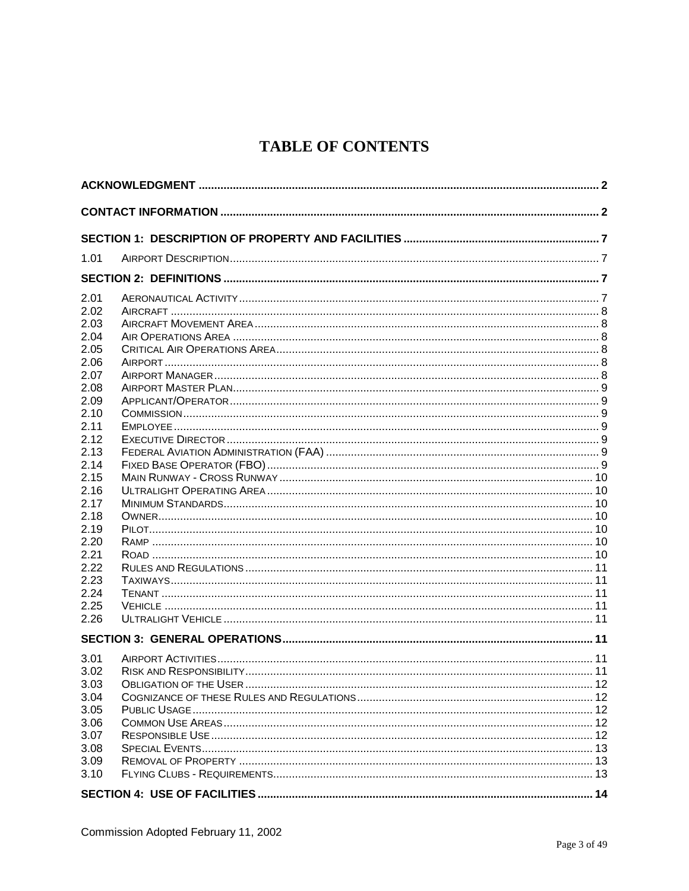# TABLE OF CONTENTS

**ACKNOWLEDGMENT** ........ 2

**CONTACT INFORMATION** ........ 2

**SECTION 1: DESCRIPTION OF PROPERTY AND FACILITIES** ........ 7

1.01 AIRPORT DESCRIPTION ........ 7

**SECTION 2: DEFINITIONS** ........ 7

2.01 AERONAUTICAL ACTIVITY ........ 7
2.02 AIRCRAFT ........ 8
2.03 AIRCRAFT MOVEMENT AREA ........ 8
2.04 AIR OPERATIONS AREA ........ 8
2.05 CRITICAL AIR OPERATIONS AREA ........ 8
2.06 AIRPORT ........ 8
2.07 AIRPORT MANAGER ........ 8
2.08 AIRPORT MASTER PLAN ........ 9
2.09 APPLICANT/OPERATOR ........ 9
2.10 COMMISSION ........ 9
2.11 EMPLOYEE ........ 9
2.12 EXECUTIVE DIRECTOR ........ 9
2.13 FEDERAL AVIATION ADMINISTRATION (FAA) ........ 9
2.14 FIXED BASE OPERATOR (FBO) ........ 9
2.15 MAIN RUNWAY - CROSS RUNWAY ........ 10
2.16 ULTRALIGHT OPERATING AREA ........ 10
2.17 MINIMUM STANDARDS ........ 10
2.18 OWNER ........ 10
2.19 PILOT ........ 10
2.20 RAMP ........ 10
2.21 ROAD ........ 10
2.22 RULES AND REGULATIONS ........ 11
2.23 TAXIWAYS ........ 11
2.24 TENANT ........ 11
2.25 VEHICLE ........ 11
2.26 ULTRALIGHT VEHICLE ........ 11

**SECTION 3: GENERAL OPERATIONS** ........ 11

3.01 AIRPORT ACTIVITIES ........ 11
3.02 RISK AND RESPONSIBILITY ........ 11
3.03 OBLIGATION OF THE USER ........ 12
3.04 COGNIZANCE OF THESE RULES AND REGULATIONS ........ 12
3.05 PUBLIC USAGE ........ 12
3.06 COMMON USE AREAS ........ 12
3.07 RESPONSIBLE USE ........ 12
3.08 SPECIAL EVENTS ........ 13
3.09 REMOVAL OF PROPERTY ........ 13
3.10 FLYING CLUBS - REQUIREMENTS ........ 13

**SECTION 4: USE OF FACILITIES** ........ 14

Commission Adopted February 11, 2002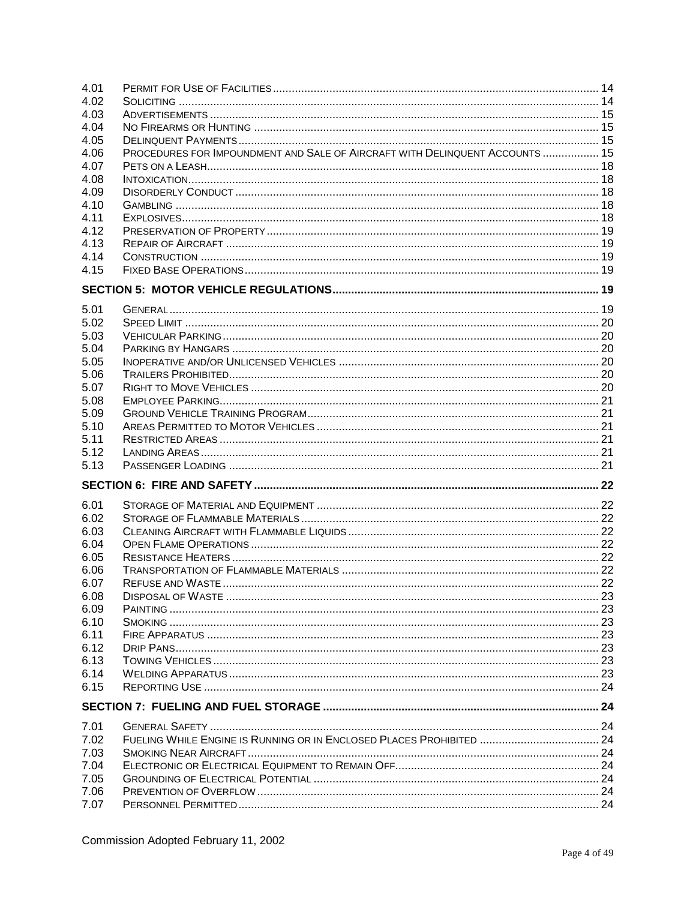| | | |
|---|---|---|
| 4.01 | Permit for Use of Facilities | 14 |
| 4.02 | Soliciting | 14 |
| 4.03 | Advertisements | 15 |
| 4.04 | No Firearms or Hunting | 15 |
| 4.05 | Delinquent Payments | 15 |
| 4.06 | Procedures for Impoundment and Sale of Aircraft with Delinquent Accounts | 15 |
| 4.07 | Pets on a Leash | 18 |
| 4.08 | Intoxication | 18 |
| 4.09 | Disorderly Conduct | 18 |
| 4.10 | Gambling | 18 |
| 4.11 | Explosives | 18 |
| 4.12 | Preservation of Property | 19 |
| 4.13 | Repair of Aircraft | 19 |
| 4.14 | Construction | 19 |
| 4.15 | Fixed Base Operations | 19 |

**SECTION 5: MOTOR VEHICLE REGULATIONS** ........ 19

| | | |
|---|---|---|
| 5.01 | General | 19 |
| 5.02 | Speed Limit | 20 |
| 5.03 | Vehicular Parking | 20 |
| 5.04 | Parking by Hangars | 20 |
| 5.05 | Inoperative and/or Unlicensed Vehicles | 20 |
| 5.06 | Trailers Prohibited | 20 |
| 5.07 | Right to Move Vehicles | 20 |
| 5.08 | Employee Parking | 21 |
| 5.09 | Ground Vehicle Training Program | 21 |
| 5.10 | Areas Permitted to Motor Vehicles | 21 |
| 5.11 | Restricted Areas | 21 |
| 5.12 | Landing Areas | 21 |
| 5.13 | Passenger Loading | 21 |

**SECTION 6: FIRE AND SAFETY** ........ 22

| | | |
|---|---|---|
| 6.01 | Storage of Material and Equipment | 22 |
| 6.02 | Storage of Flammable Materials | 22 |
| 6.03 | Cleaning Aircraft with Flammable Liquids | 22 |
| 6.04 | Open Flame Operations | 22 |
| 6.05 | Resistance Heaters | 22 |
| 6.06 | Transportation of Flammable Materials | 22 |
| 6.07 | Refuse and Waste | 22 |
| 6.08 | Disposal of Waste | 23 |
| 6.09 | Painting | 23 |
| 6.10 | Smoking | 23 |
| 6.11 | Fire Apparatus | 23 |
| 6.12 | Drip Pans | 23 |
| 6.13 | Towing Vehicles | 23 |
| 6.14 | Welding Apparatus | 23 |
| 6.15 | Reporting Use | 24 |

**SECTION 7: FUELING AND FUEL STORAGE** ........ 24

| | | |
|---|---|---|
| 7.01 | General Safety | 24 |
| 7.02 | Fueling While Engine is Running or in Enclosed Places Prohibited | 24 |
| 7.03 | Smoking Near Aircraft | 24 |
| 7.04 | Electronic or Electrical Equipment to Remain Off | 24 |
| 7.05 | Grounding of Electrical Potential | 24 |
| 7.06 | Prevention of Overflow | 24 |
| 7.07 | Personnel Permitted | 24 |

Commission Adopted February 11, 2002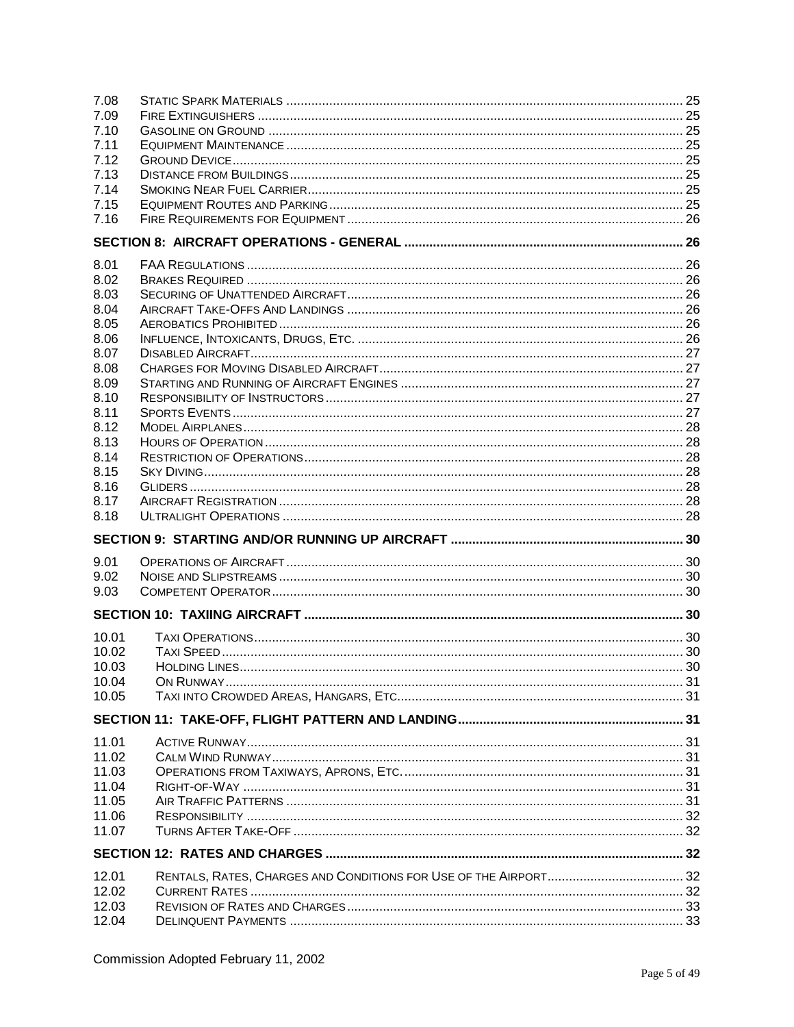| | | |
|---|---|---|
| 7.08 | Static Spark Materials | 25 |
| 7.09 | Fire Extinguishers | 25 |
| 7.10 | Gasoline on Ground | 25 |
| 7.11 | Equipment Maintenance | 25 |
| 7.12 | Ground Device | 25 |
| 7.13 | Distance from Buildings | 25 |
| 7.14 | Smoking Near Fuel Carrier | 25 |
| 7.15 | Equipment Routes and Parking | 25 |
| 7.16 | Fire Requirements for Equipment | 26 |
| **SECTION 8: AIRCRAFT OPERATIONS - GENERAL** | | **26** |
| 8.01 | FAA Regulations | 26 |
| 8.02 | Brakes Required | 26 |
| 8.03 | Securing of Unattended Aircraft | 26 |
| 8.04 | Aircraft Take-Offs And Landings | 26 |
| 8.05 | Aerobatics Prohibited | 26 |
| 8.06 | Influence, Intoxicants, Drugs, Etc. | 26 |
| 8.07 | Disabled Aircraft | 27 |
| 8.08 | Charges for Moving Disabled Aircraft | 27 |
| 8.09 | Starting and Running of Aircraft Engines | 27 |
| 8.10 | Responsibility of Instructors | 27 |
| 8.11 | Sports Events | 27 |
| 8.12 | Model Airplanes | 28 |
| 8.13 | Hours of Operation | 28 |
| 8.14 | Restriction of Operations | 28 |
| 8.15 | Sky Diving | 28 |
| 8.16 | Gliders | 28 |
| 8.17 | Aircraft Registration | 28 |
| 8.18 | Ultralight Operations | 28 |
| **SECTION 9: STARTING AND/OR RUNNING UP AIRCRAFT** | | **30** |
| 9.01 | Operations of Aircraft | 30 |
| 9.02 | Noise and Slipstreams | 30 |
| 9.03 | Competent Operator | 30 |
| **SECTION 10: TAXIING AIRCRAFT** | | **30** |
| 10.01 | Taxi Operations | 30 |
| 10.02 | Taxi Speed | 30 |
| 10.03 | Holding Lines | 30 |
| 10.04 | On Runway | 31 |
| 10.05 | Taxi into Crowded Areas, Hangars, Etc. | 31 |
| **SECTION 11: TAKE-OFF, FLIGHT PATTERN AND LANDING** | | **31** |
| 11.01 | Active Runway | 31 |
| 11.02 | Calm Wind Runway | 31 |
| 11.03 | Operations from Taxiways, Aprons, Etc. | 31 |
| 11.04 | Right-of-Way | 31 |
| 11.05 | Air Traffic Patterns | 31 |
| 11.06 | Responsibility | 32 |
| 11.07 | Turns After Take-Off | 32 |
| **SECTION 12: RATES AND CHARGES** | | **32** |
| 12.01 | Rentals, Rates, Charges and Conditions for Use of the Airport | 32 |
| 12.02 | Current Rates | 32 |
| 12.03 | Revision of Rates and Charges | 33 |
| 12.04 | Delinquent Payments | 33 |

Commission Adopted February 11, 2002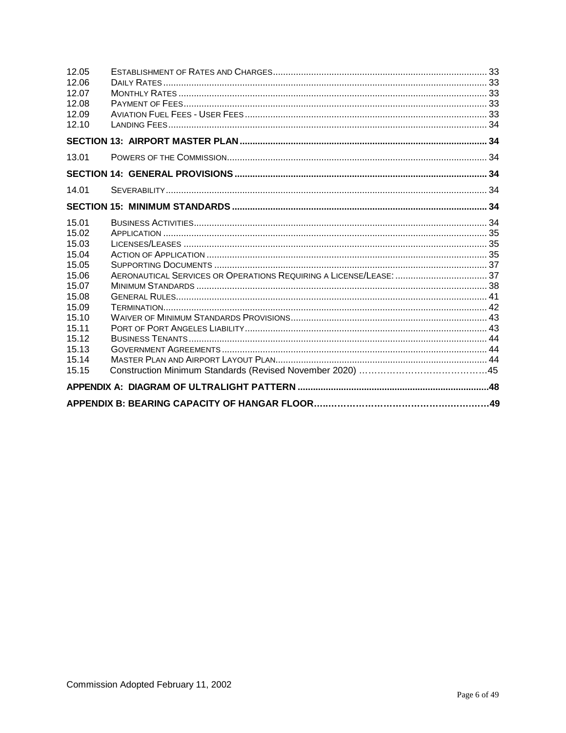| | | |
|---|---|---|
| 12.05 | Establishment of Rates and Charges | 33 |
| 12.06 | Daily Rates | 33 |
| 12.07 | Monthly Rates | 33 |
| 12.08 | Payment of Fees | 33 |
| 12.09 | Aviation Fuel Fees - User Fees | 33 |
| 12.10 | Landing Fees | 34 |
| **SECTION 13: AIRPORT MASTER PLAN** | | **34** |
| 13.01 | Powers of the Commission | 34 |
| **SECTION 14: GENERAL PROVISIONS** | | **34** |
| 14.01 | Severability | 34 |
| **SECTION 15: MINIMUM STANDARDS** | | **34** |
| 15.01 | Business Activities | 34 |
| 15.02 | Application | 35 |
| 15.03 | Licenses/Leases | 35 |
| 15.04 | Action of Application | 35 |
| 15.05 | Supporting Documents | 37 |
| 15.06 | Aeronautical Services or Operations Requiring a License/Lease: | 37 |
| 15.07 | Minimum Standards | 38 |
| 15.08 | General Rules | 41 |
| 15.09 | Termination | 42 |
| 15.10 | Waiver of Minimum Standards Provisions | 43 |
| 15.11 | Port of Port Angeles Liability | 43 |
| 15.12 | Business Tenants | 44 |
| 15.13 | Government Agreements | 44 |
| 15.14 | Master Plan and Airport Layout Plan | 44 |
| 15.15 | Construction Minimum Standards (Revised November 2020) | 45 |
| **APPENDIX A: DIAGRAM OF ULTRALIGHT PATTERN** | | **48** |
| **APPENDIX B: BEARING CAPACITY OF HANGAR FLOOR** | | **49** |

Commission Adopted February 11, 2002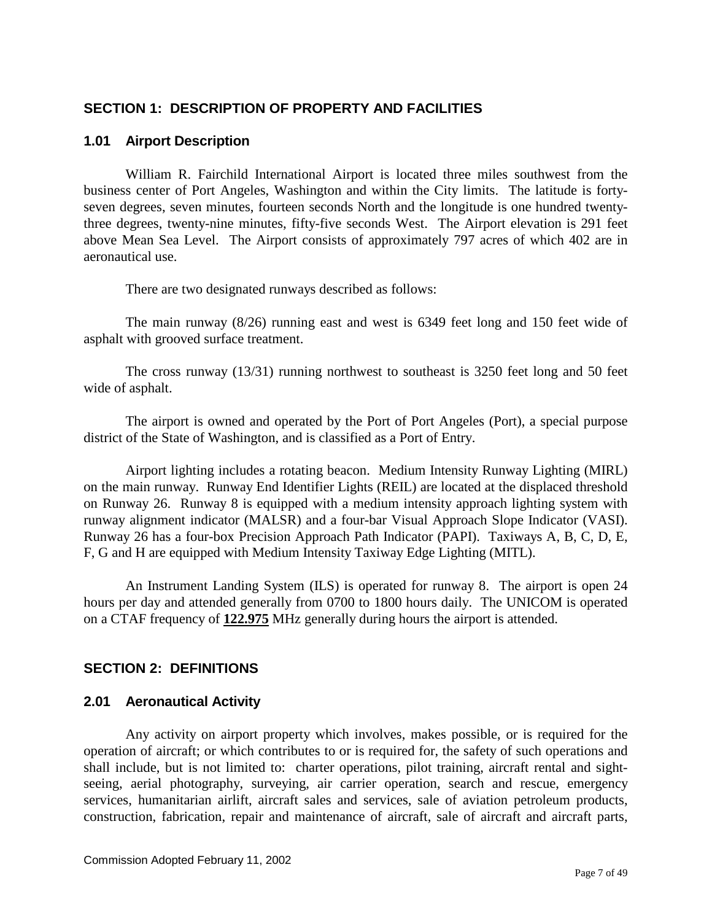## SECTION 1: DESCRIPTION OF PROPERTY AND FACILITIES

### 1.01 Airport Description

William R. Fairchild International Airport is located three miles southwest from the business center of Port Angeles, Washington and within the City limits. The latitude is forty-seven degrees, seven minutes, fourteen seconds North and the longitude is one hundred twenty-three degrees, twenty-nine minutes, fifty-five seconds West. The Airport elevation is 291 feet above Mean Sea Level. The Airport consists of approximately 797 acres of which 402 are in aeronautical use.

There are two designated runways described as follows:

The main runway (8/26) running east and west is 6349 feet long and 150 feet wide of asphalt with grooved surface treatment.

The cross runway (13/31) running northwest to southeast is 3250 feet long and 50 feet wide of asphalt.

The airport is owned and operated by the Port of Port Angeles (Port), a special purpose district of the State of Washington, and is classified as a Port of Entry.

Airport lighting includes a rotating beacon. Medium Intensity Runway Lighting (MIRL) on the main runway. Runway End Identifier Lights (REIL) are located at the displaced threshold on Runway 26. Runway 8 is equipped with a medium intensity approach lighting system with runway alignment indicator (MALSR) and a four-bar Visual Approach Slope Indicator (VASI). Runway 26 has a four-box Precision Approach Path Indicator (PAPI). Taxiways A, B, C, D, E, F, G and H are equipped with Medium Intensity Taxiway Edge Lighting (MITL).

An Instrument Landing System (ILS) is operated for runway 8. The airport is open 24 hours per day and attended generally from 0700 to 1800 hours daily. The UNICOM is operated on a CTAF frequency of **<u>122.975</u>** MHz generally during hours the airport is attended.

## SECTION 2: DEFINITIONS

### 2.01 Aeronautical Activity

Any activity on airport property which involves, makes possible, or is required for the operation of aircraft; or which contributes to or is required for, the safety of such operations and shall include, but is not limited to: charter operations, pilot training, aircraft rental and sight-seeing, aerial photography, surveying, air carrier operation, search and rescue, emergency services, humanitarian airlift, aircraft sales and services, sale of aviation petroleum products, construction, fabrication, repair and maintenance of aircraft, sale of aircraft and aircraft parts,

Commission Adopted February 11, 2002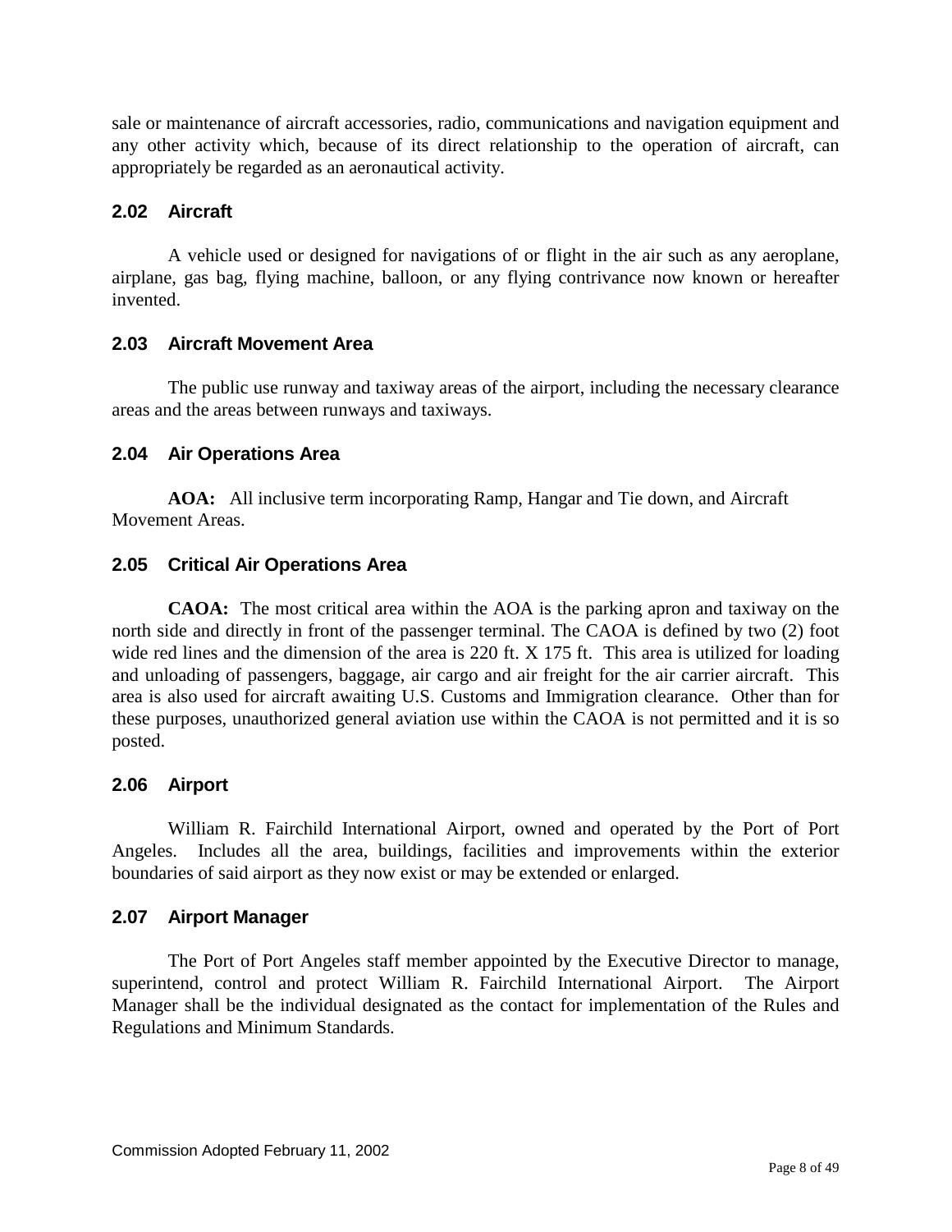sale or maintenance of aircraft accessories, radio, communications and navigation equipment and any other activity which, because of its direct relationship to the operation of aircraft, can appropriately be regarded as an aeronautical activity.

### 2.02 Aircraft

A vehicle used or designed for navigations of or flight in the air such as any aeroplane, airplane, gas bag, flying machine, balloon, or any flying contrivance now known or hereafter invented.

### 2.03 Aircraft Movement Area

The public use runway and taxiway areas of the airport, including the necessary clearance areas and the areas between runways and taxiways.

### 2.04 Air Operations Area

**AOA:** All inclusive term incorporating Ramp, Hangar and Tie down, and Aircraft Movement Areas.

### 2.05 Critical Air Operations Area

**CAOA:** The most critical area within the AOA is the parking apron and taxiway on the north side and directly in front of the passenger terminal. The CAOA is defined by two (2) foot wide red lines and the dimension of the area is 220 ft. X 175 ft. This area is utilized for loading and unloading of passengers, baggage, air cargo and air freight for the air carrier aircraft. This area is also used for aircraft awaiting U.S. Customs and Immigration clearance. Other than for these purposes, unauthorized general aviation use within the CAOA is not permitted and it is so posted.

### 2.06 Airport

William R. Fairchild International Airport, owned and operated by the Port of Port Angeles. Includes all the area, buildings, facilities and improvements within the exterior boundaries of said airport as they now exist or may be extended or enlarged.

### 2.07 Airport Manager

The Port of Port Angeles staff member appointed by the Executive Director to manage, superintend, control and protect William R. Fairchild International Airport. The Airport Manager shall be the individual designated as the contact for implementation of the Rules and Regulations and Minimum Standards.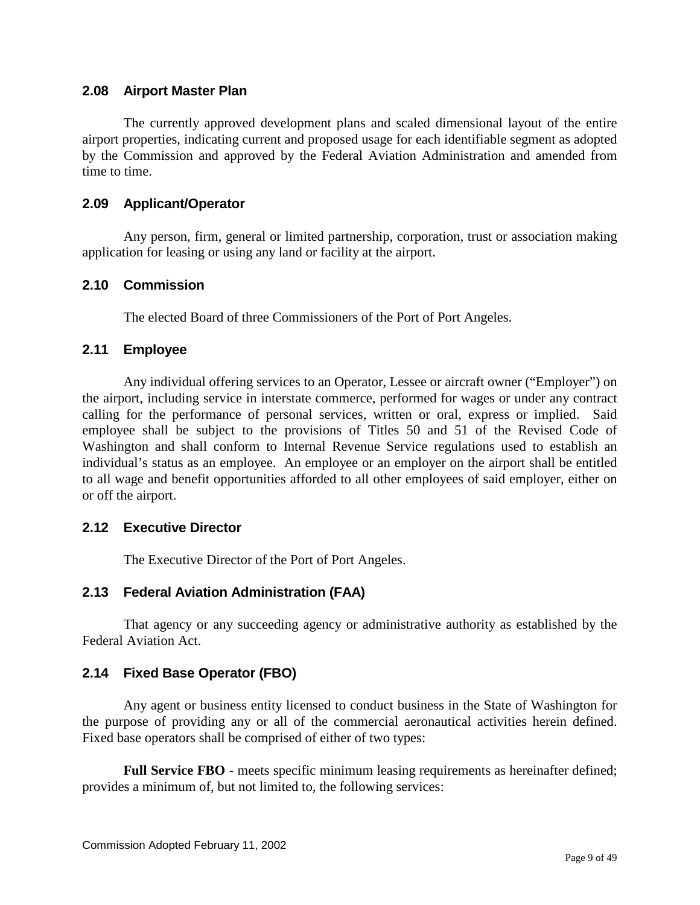### 2.08 Airport Master Plan

The currently approved development plans and scaled dimensional layout of the entire airport properties, indicating current and proposed usage for each identifiable segment as adopted by the Commission and approved by the Federal Aviation Administration and amended from time to time.

### 2.09 Applicant/Operator

Any person, firm, general or limited partnership, corporation, trust or association making application for leasing or using any land or facility at the airport.

### 2.10 Commission

The elected Board of three Commissioners of the Port of Port Angeles.

### 2.11 Employee

Any individual offering services to an Operator, Lessee or aircraft owner ("Employer") on the airport, including service in interstate commerce, performed for wages or under any contract calling for the performance of personal services, written or oral, express or implied. Said employee shall be subject to the provisions of Titles 50 and 51 of the Revised Code of Washington and shall conform to Internal Revenue Service regulations used to establish an individual's status as an employee. An employee or an employer on the airport shall be entitled to all wage and benefit opportunities afforded to all other employees of said employer, either on or off the airport.

### 2.12 Executive Director

The Executive Director of the Port of Port Angeles.

### 2.13 Federal Aviation Administration (FAA)

That agency or any succeeding agency or administrative authority as established by the Federal Aviation Act.

### 2.14 Fixed Base Operator (FBO)

Any agent or business entity licensed to conduct business in the State of Washington for the purpose of providing any or all of the commercial aeronautical activities herein defined. Fixed base operators shall be comprised of either of two types:

**Full Service FBO** - meets specific minimum leasing requirements as hereinafter defined; provides a minimum of, but not limited to, the following services: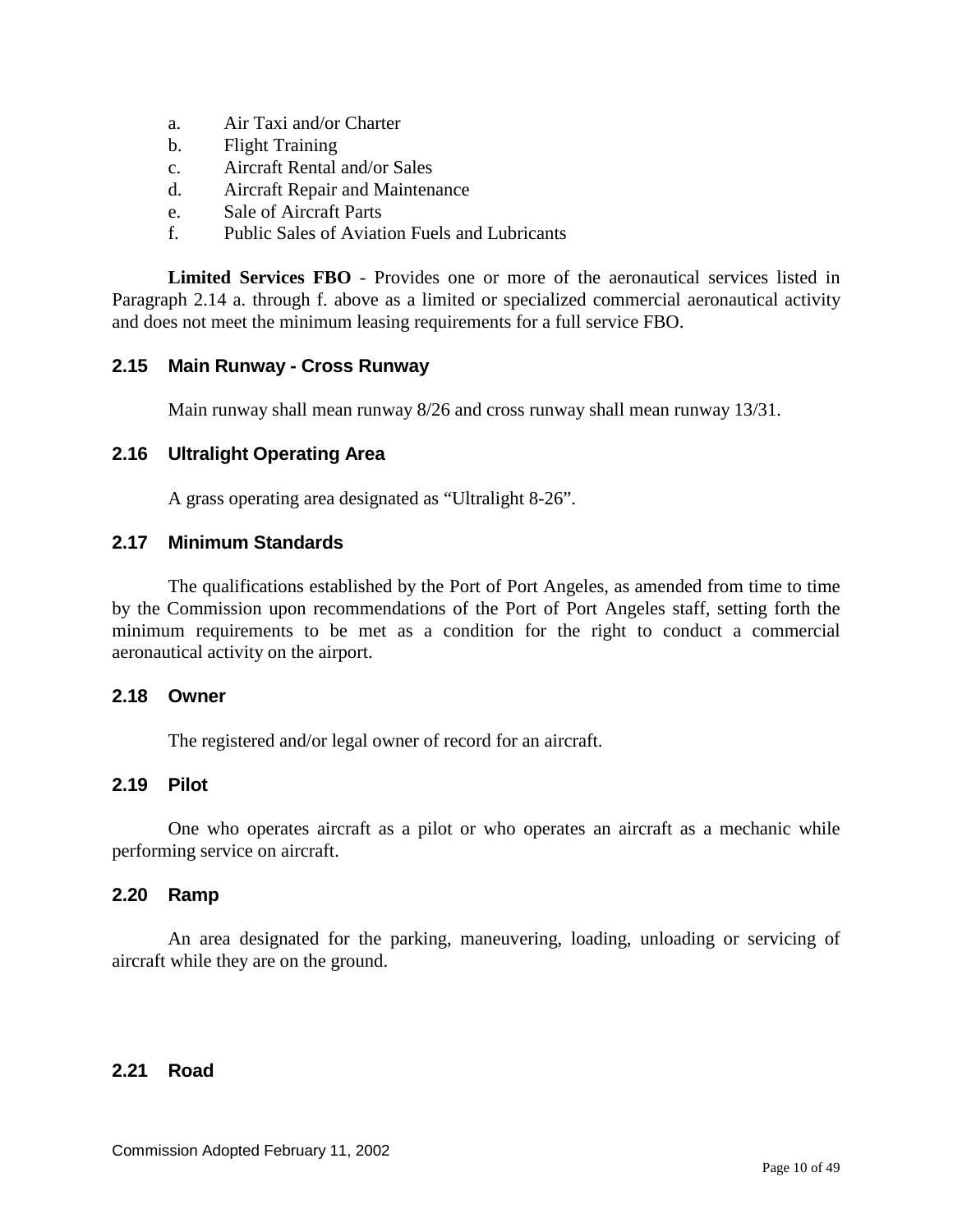a. Air Taxi and/or Charter
b. Flight Training
c. Aircraft Rental and/or Sales
d. Aircraft Repair and Maintenance
e. Sale of Aircraft Parts
f. Public Sales of Aviation Fuels and Lubricants

**Limited Services FBO** - Provides one or more of the aeronautical services listed in Paragraph 2.14 a. through f. above as a limited or specialized commercial aeronautical activity and does not meet the minimum leasing requirements for a full service FBO.

### 2.15 Main Runway - Cross Runway

Main runway shall mean runway 8/26 and cross runway shall mean runway 13/31.

### 2.16 Ultralight Operating Area

A grass operating area designated as "Ultralight 8-26".

### 2.17 Minimum Standards

The qualifications established by the Port of Port Angeles, as amended from time to time by the Commission upon recommendations of the Port of Port Angeles staff, setting forth the minimum requirements to be met as a condition for the right to conduct a commercial aeronautical activity on the airport.

### 2.18 Owner

The registered and/or legal owner of record for an aircraft.

### 2.19 Pilot

One who operates aircraft as a pilot or who operates an aircraft as a mechanic while performing service on aircraft.

### 2.20 Ramp

An area designated for the parking, maneuvering, loading, unloading or servicing of aircraft while they are on the ground.

### 2.21 Road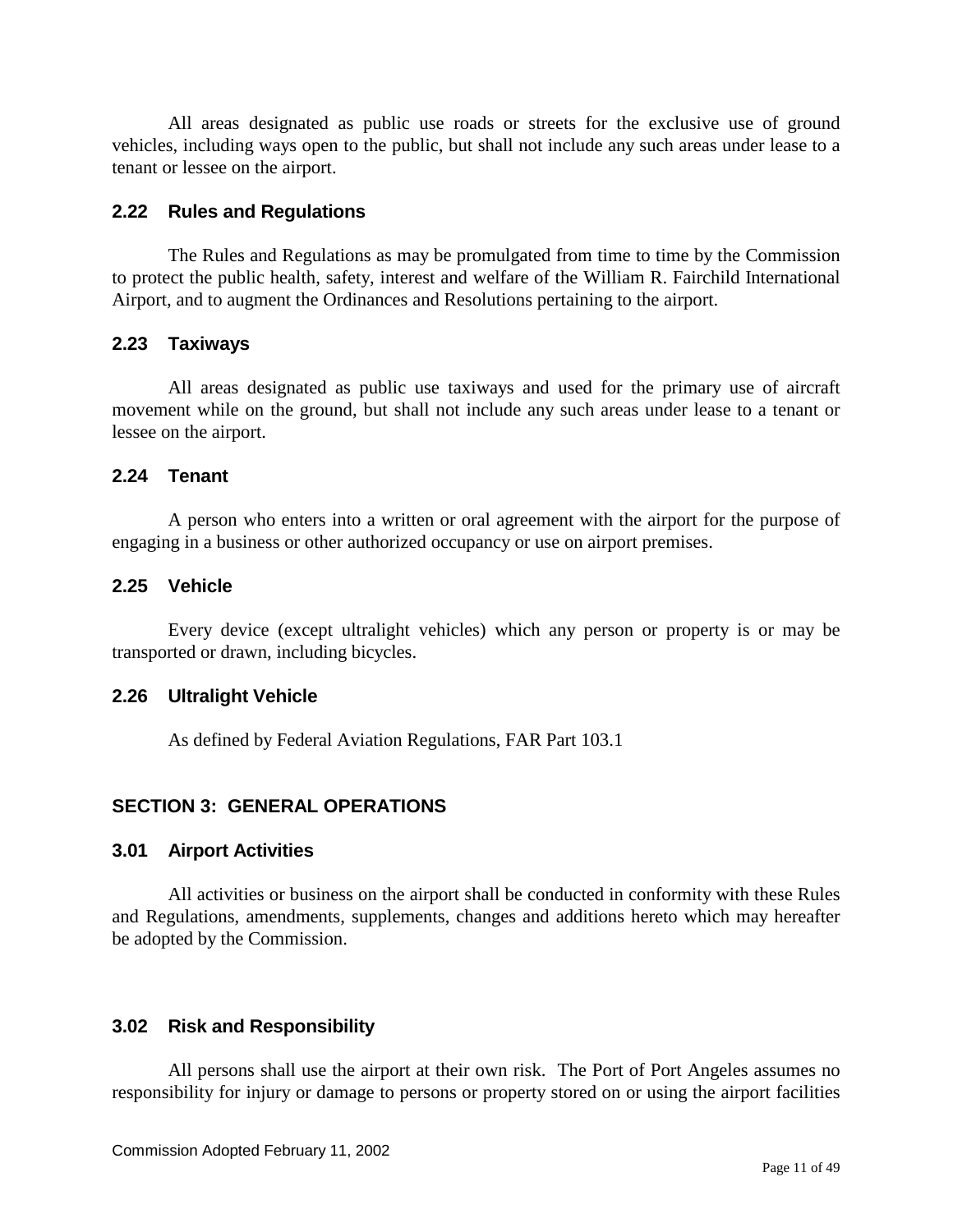All areas designated as public use roads or streets for the exclusive use of ground vehicles, including ways open to the public, but shall not include any such areas under lease to a tenant or lessee on the airport.

### 2.22 Rules and Regulations

The Rules and Regulations as may be promulgated from time to time by the Commission to protect the public health, safety, interest and welfare of the William R. Fairchild International Airport, and to augment the Ordinances and Resolutions pertaining to the airport.

### 2.23 Taxiways

All areas designated as public use taxiways and used for the primary use of aircraft movement while on the ground, but shall not include any such areas under lease to a tenant or lessee on the airport.

### 2.24 Tenant

A person who enters into a written or oral agreement with the airport for the purpose of engaging in a business or other authorized occupancy or use on airport premises.

### 2.25 Vehicle

Every device (except ultralight vehicles) which any person or property is or may be transported or drawn, including bicycles.

### 2.26 Ultralight Vehicle

As defined by Federal Aviation Regulations, FAR Part 103.1

## SECTION 3: GENERAL OPERATIONS

### 3.01 Airport Activities

All activities or business on the airport shall be conducted in conformity with these Rules and Regulations, amendments, supplements, changes and additions hereto which may hereafter be adopted by the Commission.

### 3.02 Risk and Responsibility

All persons shall use the airport at their own risk. The Port of Port Angeles assumes no responsibility for injury or damage to persons or property stored on or using the airport facilities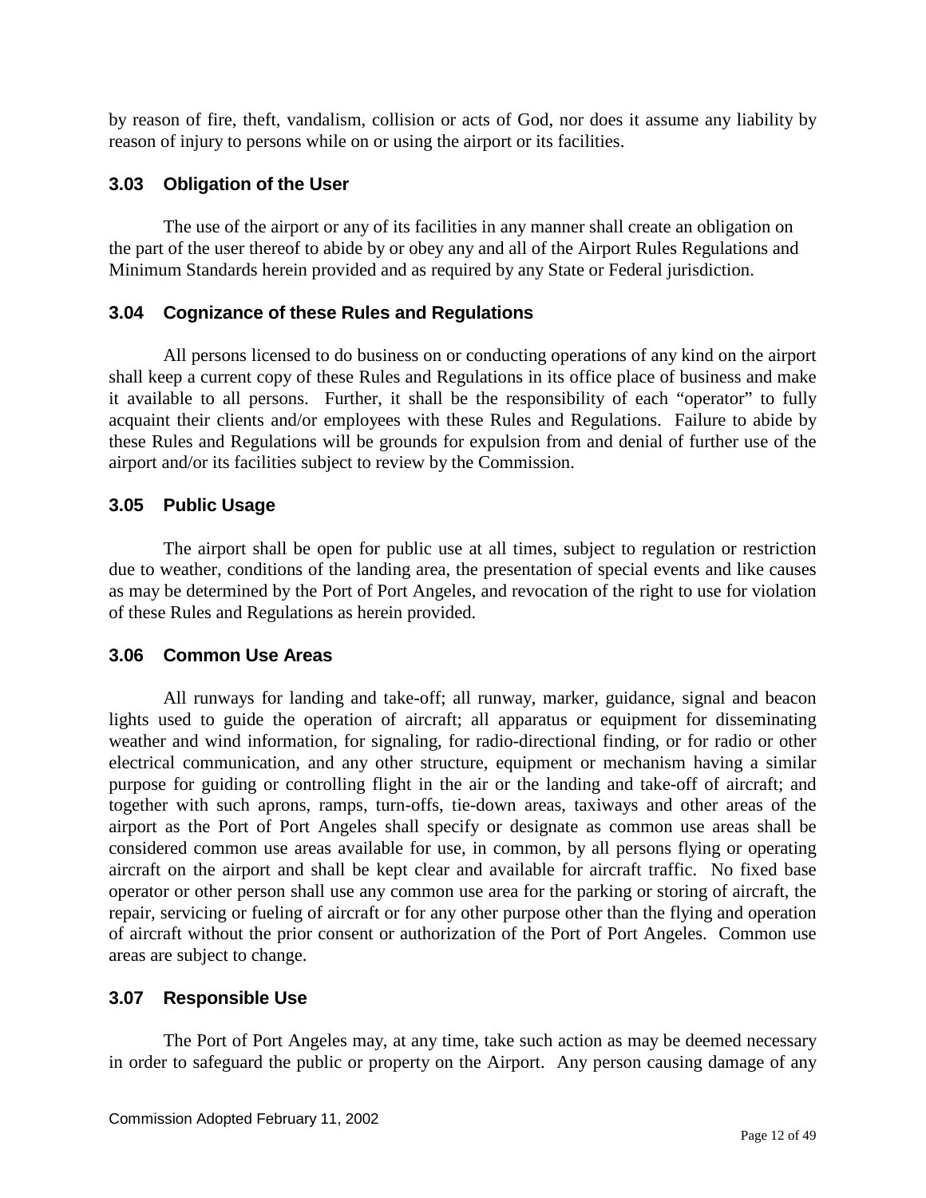by reason of fire, theft, vandalism, collision or acts of God, nor does it assume any liability by reason of injury to persons while on or using the airport or its facilities.

### 3.03 Obligation of the User

The use of the airport or any of its facilities in any manner shall create an obligation on the part of the user thereof to abide by or obey any and all of the Airport Rules Regulations and Minimum Standards herein provided and as required by any State or Federal jurisdiction.

### 3.04 Cognizance of these Rules and Regulations

All persons licensed to do business on or conducting operations of any kind on the airport shall keep a current copy of these Rules and Regulations in its office place of business and make it available to all persons. Further, it shall be the responsibility of each "operator" to fully acquaint their clients and/or employees with these Rules and Regulations. Failure to abide by these Rules and Regulations will be grounds for expulsion from and denial of further use of the airport and/or its facilities subject to review by the Commission.

### 3.05 Public Usage

The airport shall be open for public use at all times, subject to regulation or restriction due to weather, conditions of the landing area, the presentation of special events and like causes as may be determined by the Port of Port Angeles, and revocation of the right to use for violation of these Rules and Regulations as herein provided.

### 3.06 Common Use Areas

All runways for landing and take-off; all runway, marker, guidance, signal and beacon lights used to guide the operation of aircraft; all apparatus or equipment for disseminating weather and wind information, for signaling, for radio-directional finding, or for radio or other electrical communication, and any other structure, equipment or mechanism having a similar purpose for guiding or controlling flight in the air or the landing and take-off of aircraft; and together with such aprons, ramps, turn-offs, tie-down areas, taxiways and other areas of the airport as the Port of Port Angeles shall specify or designate as common use areas shall be considered common use areas available for use, in common, by all persons flying or operating aircraft on the airport and shall be kept clear and available for aircraft traffic. No fixed base operator or other person shall use any common use area for the parking or storing of aircraft, the repair, servicing or fueling of aircraft or for any other purpose other than the flying and operation of aircraft without the prior consent or authorization of the Port of Port Angeles. Common use areas are subject to change.

### 3.07 Responsible Use

The Port of Port Angeles may, at any time, take such action as may be deemed necessary in order to safeguard the public or property on the Airport. Any person causing damage of any

Commission Adopted February 11, 2002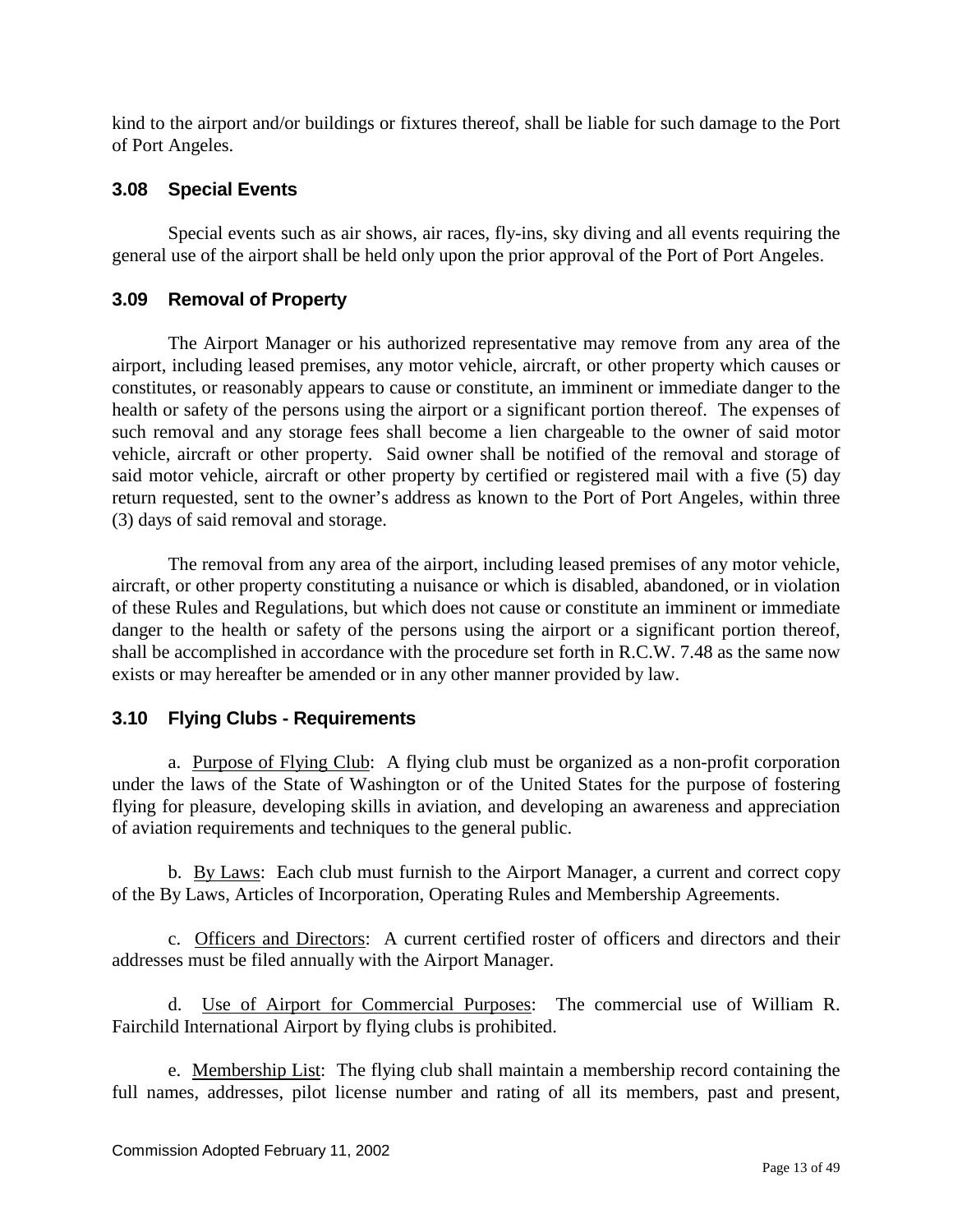kind to the airport and/or buildings or fixtures thereof, shall be liable for such damage to the Port of Port Angeles.

### 3.08 Special Events

Special events such as air shows, air races, fly-ins, sky diving and all events requiring the general use of the airport shall be held only upon the prior approval of the Port of Port Angeles.

### 3.09 Removal of Property

The Airport Manager or his authorized representative may remove from any area of the airport, including leased premises, any motor vehicle, aircraft, or other property which causes or constitutes, or reasonably appears to cause or constitute, an imminent or immediate danger to the health or safety of the persons using the airport or a significant portion thereof. The expenses of such removal and any storage fees shall become a lien chargeable to the owner of said motor vehicle, aircraft or other property. Said owner shall be notified of the removal and storage of said motor vehicle, aircraft or other property by certified or registered mail with a five (5) day return requested, sent to the owner's address as known to the Port of Port Angeles, within three (3) days of said removal and storage.

The removal from any area of the airport, including leased premises of any motor vehicle, aircraft, or other property constituting a nuisance or which is disabled, abandoned, or in violation of these Rules and Regulations, but which does not cause or constitute an imminent or immediate danger to the health or safety of the persons using the airport or a significant portion thereof, shall be accomplished in accordance with the procedure set forth in R.C.W. 7.48 as the same now exists or may hereafter be amended or in any other manner provided by law.

### 3.10 Flying Clubs - Requirements

a. Purpose of Flying Club: A flying club must be organized as a non-profit corporation under the laws of the State of Washington or of the United States for the purpose of fostering flying for pleasure, developing skills in aviation, and developing an awareness and appreciation of aviation requirements and techniques to the general public.

b. By Laws: Each club must furnish to the Airport Manager, a current and correct copy of the By Laws, Articles of Incorporation, Operating Rules and Membership Agreements.

c. Officers and Directors: A current certified roster of officers and directors and their addresses must be filed annually with the Airport Manager.

d. Use of Airport for Commercial Purposes: The commercial use of William R. Fairchild International Airport by flying clubs is prohibited.

e. Membership List: The flying club shall maintain a membership record containing the full names, addresses, pilot license number and rating of all its members, past and present,

Commission Adopted February 11, 2002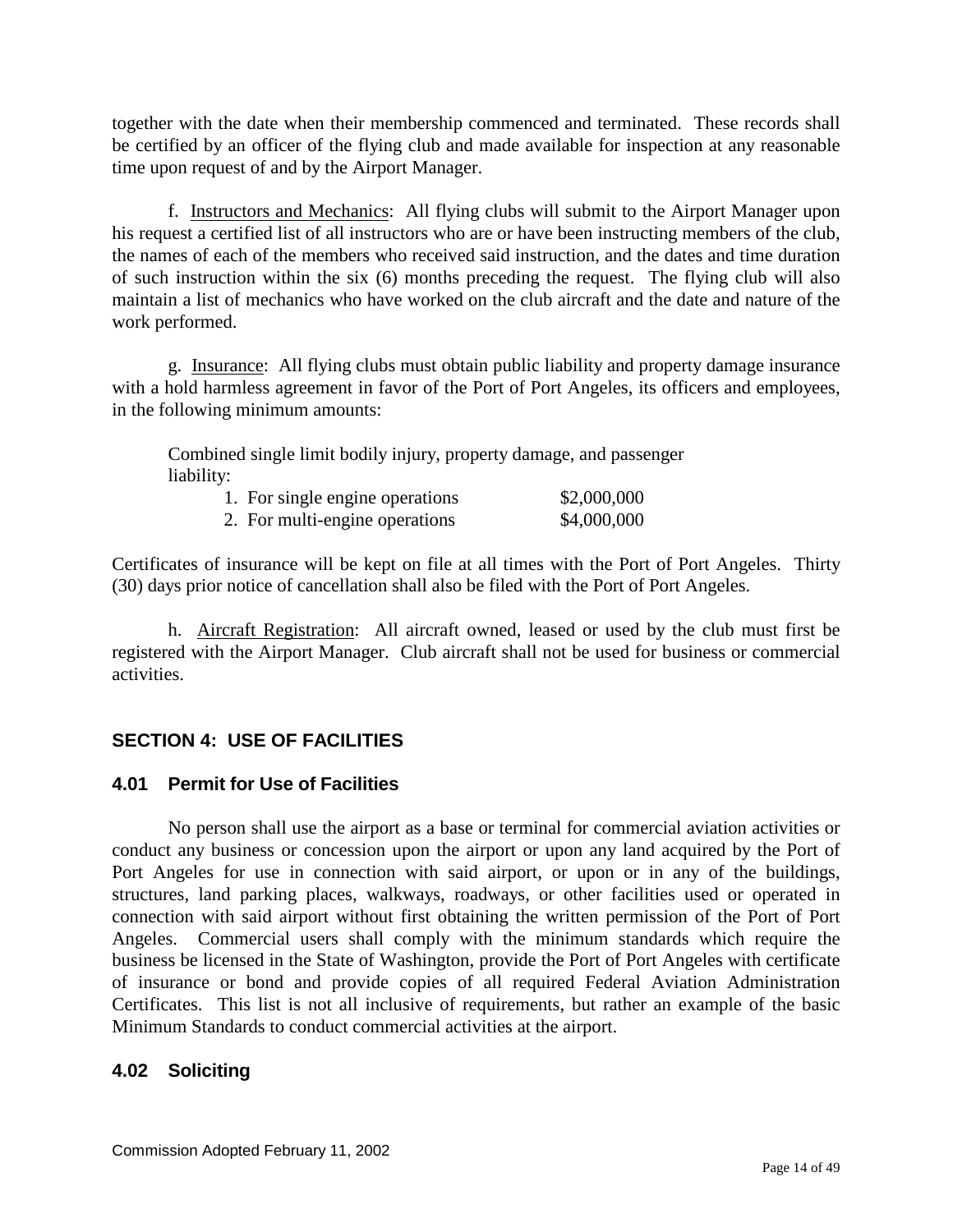together with the date when their membership commenced and terminated. These records shall be certified by an officer of the flying club and made available for inspection at any reasonable time upon request of and by the Airport Manager.

f. Instructors and Mechanics: All flying clubs will submit to the Airport Manager upon his request a certified list of all instructors who are or have been instructing members of the club, the names of each of the members who received said instruction, and the dates and time duration of such instruction within the six (6) months preceding the request. The flying club will also maintain a list of mechanics who have worked on the club aircraft and the date and nature of the work performed.

g. Insurance: All flying clubs must obtain public liability and property damage insurance with a hold harmless agreement in favor of the Port of Port Angeles, its officers and employees, in the following minimum amounts:

Combined single limit bodily injury, property damage, and passenger liability:

1. For single engine operations $2,000,000
2. For multi-engine operations $4,000,000

Certificates of insurance will be kept on file at all times with the Port of Port Angeles. Thirty (30) days prior notice of cancellation shall also be filed with the Port of Port Angeles.

h. Aircraft Registration: All aircraft owned, leased or used by the club must first be registered with the Airport Manager. Club aircraft shall not be used for business or commercial activities.

## SECTION 4: USE OF FACILITIES

### 4.01 Permit for Use of Facilities

No person shall use the airport as a base or terminal for commercial aviation activities or conduct any business or concession upon the airport or upon any land acquired by the Port of Port Angeles for use in connection with said airport, or upon or in any of the buildings, structures, land parking places, walkways, roadways, or other facilities used or operated in connection with said airport without first obtaining the written permission of the Port of Port Angeles. Commercial users shall comply with the minimum standards which require the business be licensed in the State of Washington, provide the Port of Port Angeles with certificate of insurance or bond and provide copies of all required Federal Aviation Administration Certificates. This list is not all inclusive of requirements, but rather an example of the basic Minimum Standards to conduct commercial activities at the airport.

### 4.02 Soliciting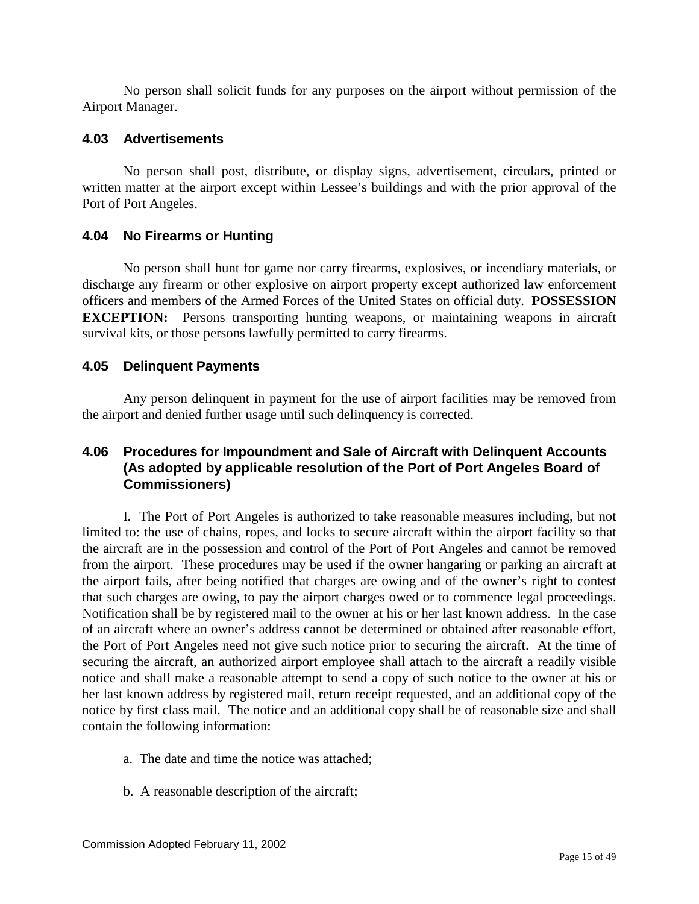No person shall solicit funds for any purposes on the airport without permission of the Airport Manager.

### 4.03 Advertisements

No person shall post, distribute, or display signs, advertisement, circulars, printed or written matter at the airport except within Lessee's buildings and with the prior approval of the Port of Port Angeles.

### 4.04 No Firearms or Hunting

No person shall hunt for game nor carry firearms, explosives, or incendiary materials, or discharge any firearm or other explosive on airport property except authorized law enforcement officers and members of the Armed Forces of the United States on official duty. **POSSESSION EXCEPTION:** Persons transporting hunting weapons, or maintaining weapons in aircraft survival kits, or those persons lawfully permitted to carry firearms.

### 4.05 Delinquent Payments

Any person delinquent in payment for the use of airport facilities may be removed from the airport and denied further usage until such delinquency is corrected.

### 4.06 Procedures for Impoundment and Sale of Aircraft with Delinquent Accounts (As adopted by applicable resolution of the Port of Port Angeles Board of Commissioners)

I. The Port of Port Angeles is authorized to take reasonable measures including, but not limited to: the use of chains, ropes, and locks to secure aircraft within the airport facility so that the aircraft are in the possession and control of the Port of Port Angeles and cannot be removed from the airport. These procedures may be used if the owner hangaring or parking an aircraft at the airport fails, after being notified that charges are owing and of the owner's right to contest that such charges are owing, to pay the airport charges owed or to commence legal proceedings. Notification shall be by registered mail to the owner at his or her last known address. In the case of an aircraft where an owner's address cannot be determined or obtained after reasonable effort, the Port of Port Angeles need not give such notice prior to securing the aircraft. At the time of securing the aircraft, an authorized airport employee shall attach to the aircraft a readily visible notice and shall make a reasonable attempt to send a copy of such notice to the owner at his or her last known address by registered mail, return receipt requested, and an additional copy of the notice by first class mail. The notice and an additional copy shall be of reasonable size and shall contain the following information:

a. The date and time the notice was attached;

b. A reasonable description of the aircraft;

Commission Adopted February 11, 2002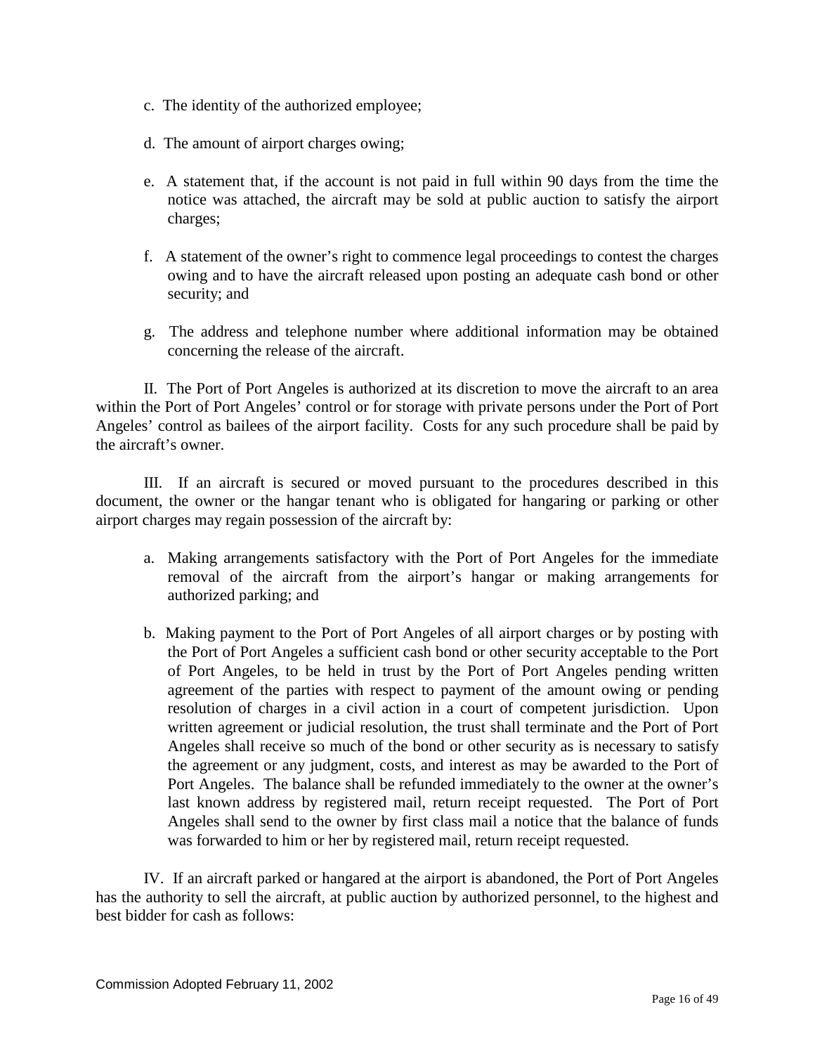c. The identity of the authorized employee;

d. The amount of airport charges owing;

e. A statement that, if the account is not paid in full within 90 days from the time the notice was attached, the aircraft may be sold at public auction to satisfy the airport charges;

f. A statement of the owner's right to commence legal proceedings to contest the charges owing and to have the aircraft released upon posting an adequate cash bond or other security; and

g. The address and telephone number where additional information may be obtained concerning the release of the aircraft.

II. The Port of Port Angeles is authorized at its discretion to move the aircraft to an area within the Port of Port Angeles' control or for storage with private persons under the Port of Port Angeles' control as bailees of the airport facility. Costs for any such procedure shall be paid by the aircraft's owner.

III. If an aircraft is secured or moved pursuant to the procedures described in this document, the owner or the hangar tenant who is obligated for hangaring or parking or other airport charges may regain possession of the aircraft by:

a. Making arrangements satisfactory with the Port of Port Angeles for the immediate removal of the aircraft from the airport's hangar or making arrangements for authorized parking; and

b. Making payment to the Port of Port Angeles of all airport charges or by posting with the Port of Port Angeles a sufficient cash bond or other security acceptable to the Port of Port Angeles, to be held in trust by the Port of Port Angeles pending written agreement of the parties with respect to payment of the amount owing or pending resolution of charges in a civil action in a court of competent jurisdiction. Upon written agreement or judicial resolution, the trust shall terminate and the Port of Port Angeles shall receive so much of the bond or other security as is necessary to satisfy the agreement or any judgment, costs, and interest as may be awarded to the Port of Port Angeles. The balance shall be refunded immediately to the owner at the owner's last known address by registered mail, return receipt requested. The Port of Port Angeles shall send to the owner by first class mail a notice that the balance of funds was forwarded to him or her by registered mail, return receipt requested.

IV. If an aircraft parked or hangared at the airport is abandoned, the Port of Port Angeles has the authority to sell the aircraft, at public auction by authorized personnel, to the highest and best bidder for cash as follows: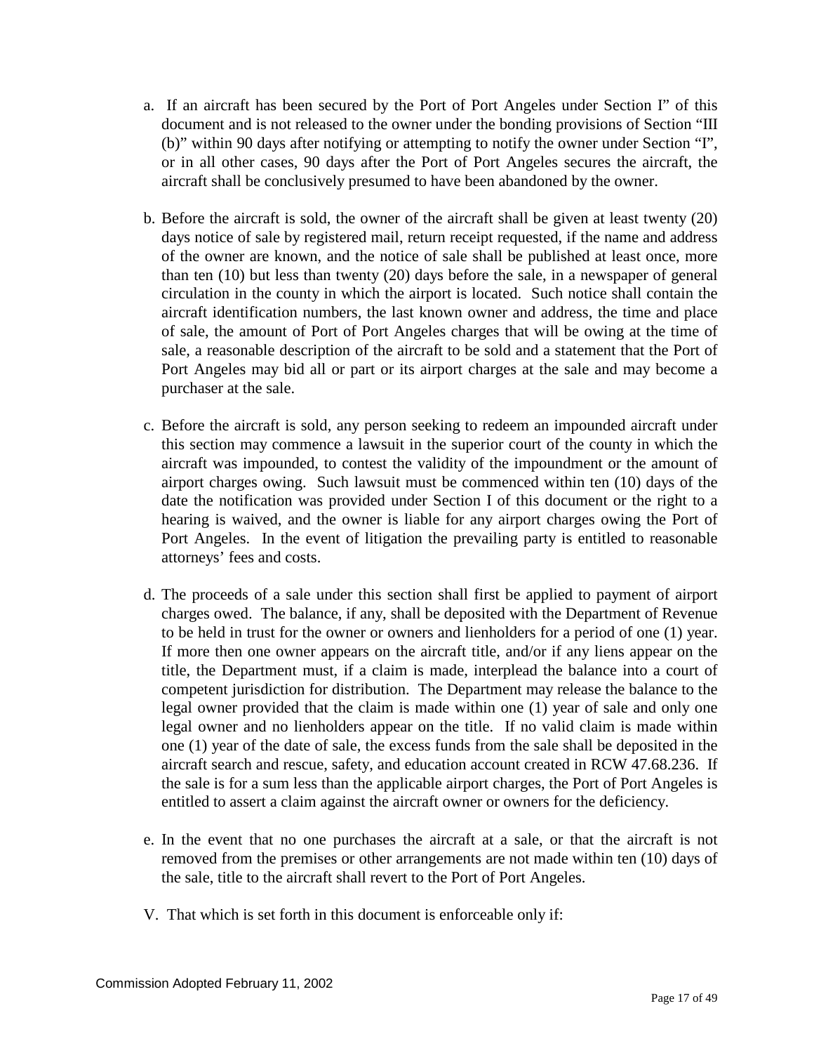a. If an aircraft has been secured by the Port of Port Angeles under Section I" of this document and is not released to the owner under the bonding provisions of Section "III (b)" within 90 days after notifying or attempting to notify the owner under Section "I", or in all other cases, 90 days after the Port of Port Angeles secures the aircraft, the aircraft shall be conclusively presumed to have been abandoned by the owner.

b. Before the aircraft is sold, the owner of the aircraft shall be given at least twenty (20) days notice of sale by registered mail, return receipt requested, if the name and address of the owner are known, and the notice of sale shall be published at least once, more than ten (10) but less than twenty (20) days before the sale, in a newspaper of general circulation in the county in which the airport is located. Such notice shall contain the aircraft identification numbers, the last known owner and address, the time and place of sale, the amount of Port of Port Angeles charges that will be owing at the time of sale, a reasonable description of the aircraft to be sold and a statement that the Port of Port Angeles may bid all or part or its airport charges at the sale and may become a purchaser at the sale.

c. Before the aircraft is sold, any person seeking to redeem an impounded aircraft under this section may commence a lawsuit in the superior court of the county in which the aircraft was impounded, to contest the validity of the impoundment or the amount of airport charges owing. Such lawsuit must be commenced within ten (10) days of the date the notification was provided under Section I of this document or the right to a hearing is waived, and the owner is liable for any airport charges owing the Port of Port Angeles. In the event of litigation the prevailing party is entitled to reasonable attorneys' fees and costs.

d. The proceeds of a sale under this section shall first be applied to payment of airport charges owed. The balance, if any, shall be deposited with the Department of Revenue to be held in trust for the owner or owners and lienholders for a period of one (1) year. If more then one owner appears on the aircraft title, and/or if any liens appear on the title, the Department must, if a claim is made, interplead the balance into a court of competent jurisdiction for distribution. The Department may release the balance to the legal owner provided that the claim is made within one (1) year of sale and only one legal owner and no lienholders appear on the title. If no valid claim is made within one (1) year of the date of sale, the excess funds from the sale shall be deposited in the aircraft search and rescue, safety, and education account created in RCW 47.68.236. If the sale is for a sum less than the applicable airport charges, the Port of Port Angeles is entitled to assert a claim against the aircraft owner or owners for the deficiency.

e. In the event that no one purchases the aircraft at a sale, or that the aircraft is not removed from the premises or other arrangements are not made within ten (10) days of the sale, title to the aircraft shall revert to the Port of Port Angeles.

V. That which is set forth in this document is enforceable only if:

Commission Adopted February 11, 2002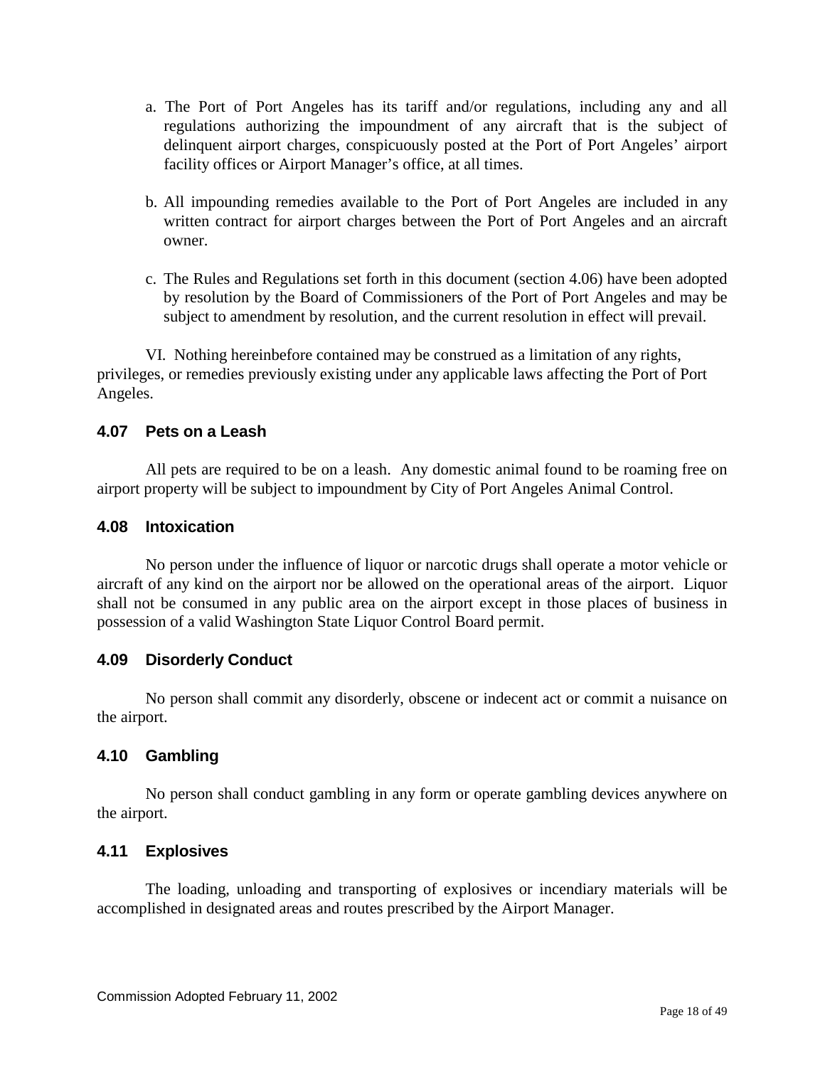a. The Port of Port Angeles has its tariff and/or regulations, including any and all regulations authorizing the impoundment of any aircraft that is the subject of delinquent airport charges, conspicuously posted at the Port of Port Angeles' airport facility offices or Airport Manager's office, at all times.

b. All impounding remedies available to the Port of Port Angeles are included in any written contract for airport charges between the Port of Port Angeles and an aircraft owner.

c. The Rules and Regulations set forth in this document (section 4.06) have been adopted by resolution by the Board of Commissioners of the Port of Port Angeles and may be subject to amendment by resolution, and the current resolution in effect will prevail.

VI. Nothing hereinbefore contained may be construed as a limitation of any rights, privileges, or remedies previously existing under any applicable laws affecting the Port of Port Angeles.

### 4.07 Pets on a Leash

All pets are required to be on a leash. Any domestic animal found to be roaming free on airport property will be subject to impoundment by City of Port Angeles Animal Control.

### 4.08 Intoxication

No person under the influence of liquor or narcotic drugs shall operate a motor vehicle or aircraft of any kind on the airport nor be allowed on the operational areas of the airport. Liquor shall not be consumed in any public area on the airport except in those places of business in possession of a valid Washington State Liquor Control Board permit.

### 4.09 Disorderly Conduct

No person shall commit any disorderly, obscene or indecent act or commit a nuisance on the airport.

### 4.10 Gambling

No person shall conduct gambling in any form or operate gambling devices anywhere on the airport.

### 4.11 Explosives

The loading, unloading and transporting of explosives or incendiary materials will be accomplished in designated areas and routes prescribed by the Airport Manager.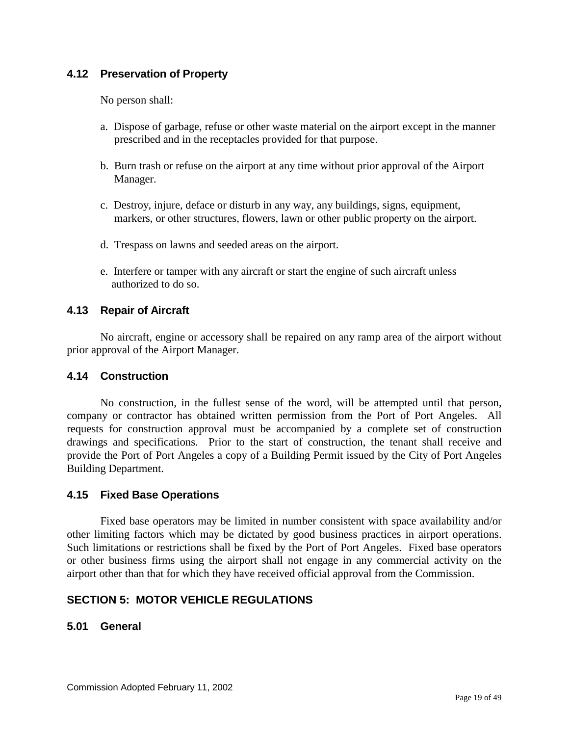### 4.12 Preservation of Property

No person shall:

a. Dispose of garbage, refuse or other waste material on the airport except in the manner prescribed and in the receptacles provided for that purpose.

b. Burn trash or refuse on the airport at any time without prior approval of the Airport Manager.

c. Destroy, injure, deface or disturb in any way, any buildings, signs, equipment, markers, or other structures, flowers, lawn or other public property on the airport.

d. Trespass on lawns and seeded areas on the airport.

e. Interfere or tamper with any aircraft or start the engine of such aircraft unless authorized to do so.

### 4.13 Repair of Aircraft

No aircraft, engine or accessory shall be repaired on any ramp area of the airport without prior approval of the Airport Manager.

### 4.14 Construction

No construction, in the fullest sense of the word, will be attempted until that person, company or contractor has obtained written permission from the Port of Port Angeles. All requests for construction approval must be accompanied by a complete set of construction drawings and specifications. Prior to the start of construction, the tenant shall receive and provide the Port of Port Angeles a copy of a Building Permit issued by the City of Port Angeles Building Department.

### 4.15 Fixed Base Operations

Fixed base operators may be limited in number consistent with space availability and/or other limiting factors which may be dictated by good business practices in airport operations. Such limitations or restrictions shall be fixed by the Port of Port Angeles. Fixed base operators or other business firms using the airport shall not engage in any commercial activity on the airport other than that for which they have received official approval from the Commission.

## SECTION 5: MOTOR VEHICLE REGULATIONS

### 5.01 General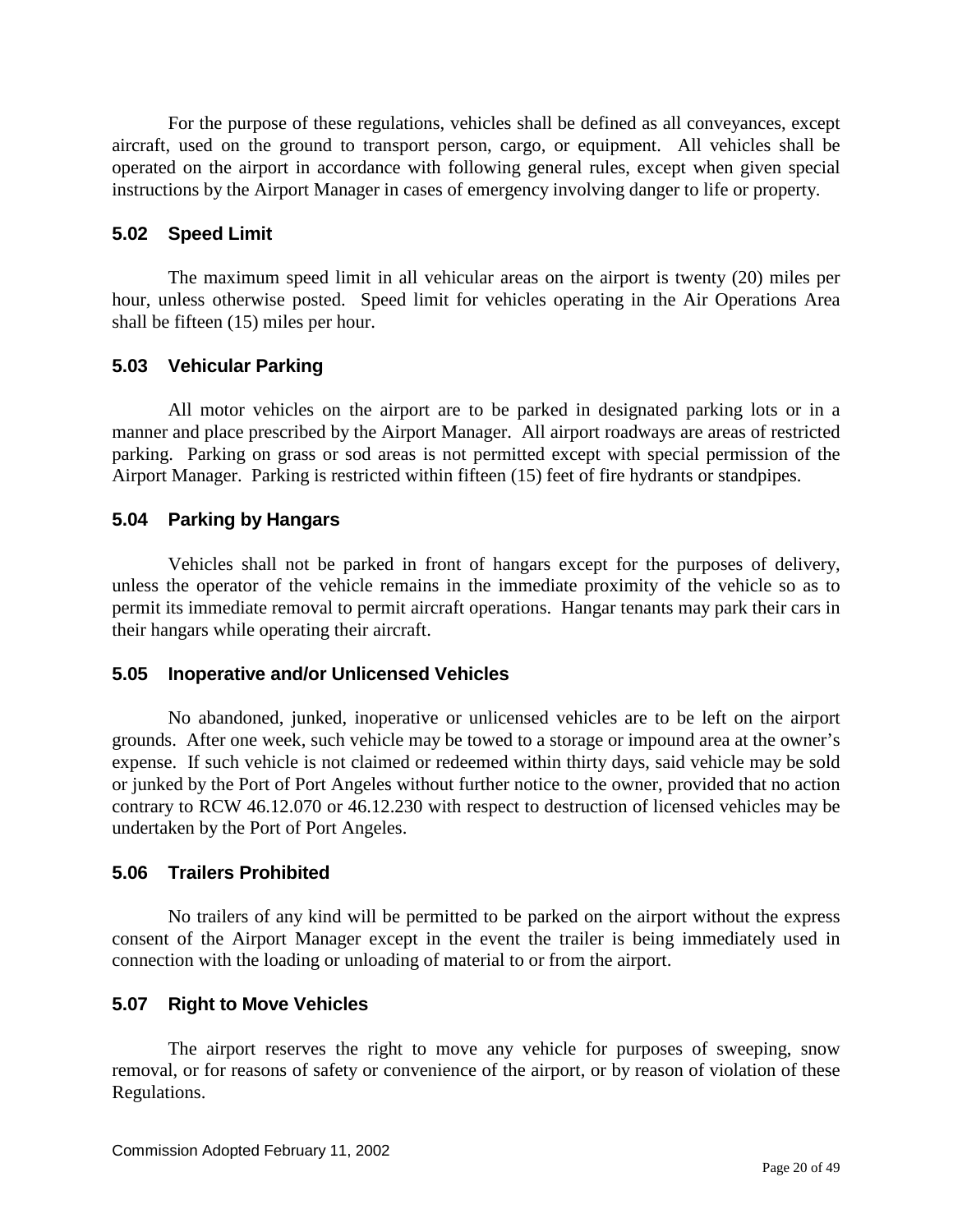For the purpose of these regulations, vehicles shall be defined as all conveyances, except aircraft, used on the ground to transport person, cargo, or equipment. All vehicles shall be operated on the airport in accordance with following general rules, except when given special instructions by the Airport Manager in cases of emergency involving danger to life or property.

### 5.02 Speed Limit

The maximum speed limit in all vehicular areas on the airport is twenty (20) miles per hour, unless otherwise posted. Speed limit for vehicles operating in the Air Operations Area shall be fifteen (15) miles per hour.

### 5.03 Vehicular Parking

All motor vehicles on the airport are to be parked in designated parking lots or in a manner and place prescribed by the Airport Manager. All airport roadways are areas of restricted parking. Parking on grass or sod areas is not permitted except with special permission of the Airport Manager. Parking is restricted within fifteen (15) feet of fire hydrants or standpipes.

### 5.04 Parking by Hangars

Vehicles shall not be parked in front of hangars except for the purposes of delivery, unless the operator of the vehicle remains in the immediate proximity of the vehicle so as to permit its immediate removal to permit aircraft operations. Hangar tenants may park their cars in their hangars while operating their aircraft.

### 5.05 Inoperative and/or Unlicensed Vehicles

No abandoned, junked, inoperative or unlicensed vehicles are to be left on the airport grounds. After one week, such vehicle may be towed to a storage or impound area at the owner's expense. If such vehicle is not claimed or redeemed within thirty days, said vehicle may be sold or junked by the Port of Port Angeles without further notice to the owner, provided that no action contrary to RCW 46.12.070 or 46.12.230 with respect to destruction of licensed vehicles may be undertaken by the Port of Port Angeles.

### 5.06 Trailers Prohibited

No trailers of any kind will be permitted to be parked on the airport without the express consent of the Airport Manager except in the event the trailer is being immediately used in connection with the loading or unloading of material to or from the airport.

### 5.07 Right to Move Vehicles

The airport reserves the right to move any vehicle for purposes of sweeping, snow removal, or for reasons of safety or convenience of the airport, or by reason of violation of these Regulations.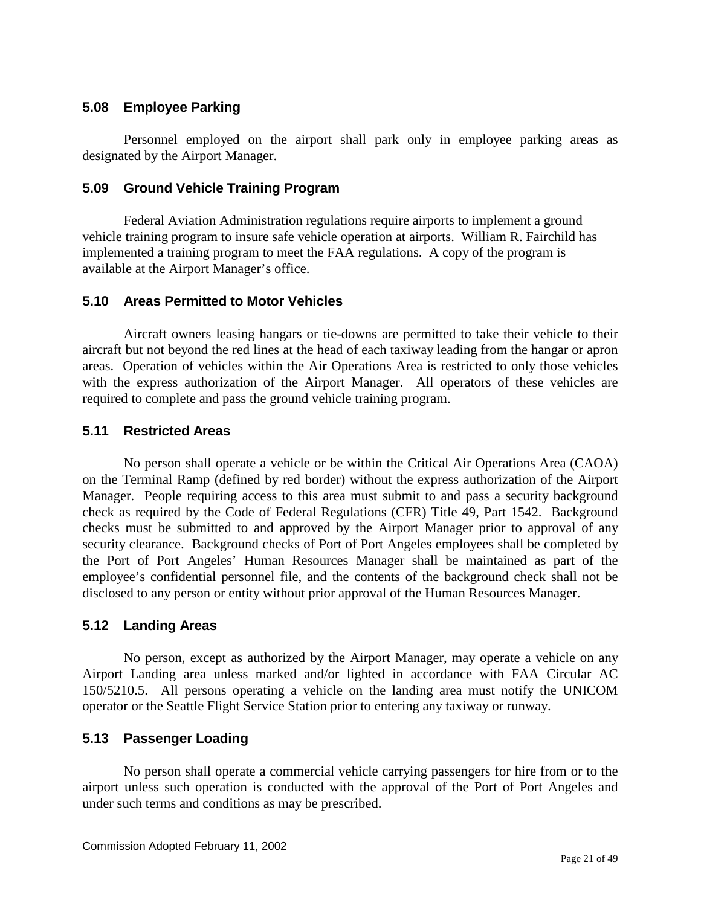### 5.08 Employee Parking

Personnel employed on the airport shall park only in employee parking areas as designated by the Airport Manager.

### 5.09 Ground Vehicle Training Program

Federal Aviation Administration regulations require airports to implement a ground vehicle training program to insure safe vehicle operation at airports. William R. Fairchild has implemented a training program to meet the FAA regulations. A copy of the program is available at the Airport Manager's office.

### 5.10 Areas Permitted to Motor Vehicles

Aircraft owners leasing hangars or tie-downs are permitted to take their vehicle to their aircraft but not beyond the red lines at the head of each taxiway leading from the hangar or apron areas. Operation of vehicles within the Air Operations Area is restricted to only those vehicles with the express authorization of the Airport Manager. All operators of these vehicles are required to complete and pass the ground vehicle training program.

### 5.11 Restricted Areas

No person shall operate a vehicle or be within the Critical Air Operations Area (CAOA) on the Terminal Ramp (defined by red border) without the express authorization of the Airport Manager. People requiring access to this area must submit to and pass a security background check as required by the Code of Federal Regulations (CFR) Title 49, Part 1542. Background checks must be submitted to and approved by the Airport Manager prior to approval of any security clearance. Background checks of Port of Port Angeles employees shall be completed by the Port of Port Angeles' Human Resources Manager shall be maintained as part of the employee's confidential personnel file, and the contents of the background check shall not be disclosed to any person or entity without prior approval of the Human Resources Manager.

### 5.12 Landing Areas

No person, except as authorized by the Airport Manager, may operate a vehicle on any Airport Landing area unless marked and/or lighted in accordance with FAA Circular AC 150/5210.5. All persons operating a vehicle on the landing area must notify the UNICOM operator or the Seattle Flight Service Station prior to entering any taxiway or runway.

### 5.13 Passenger Loading

No person shall operate a commercial vehicle carrying passengers for hire from or to the airport unless such operation is conducted with the approval of the Port of Port Angeles and under such terms and conditions as may be prescribed.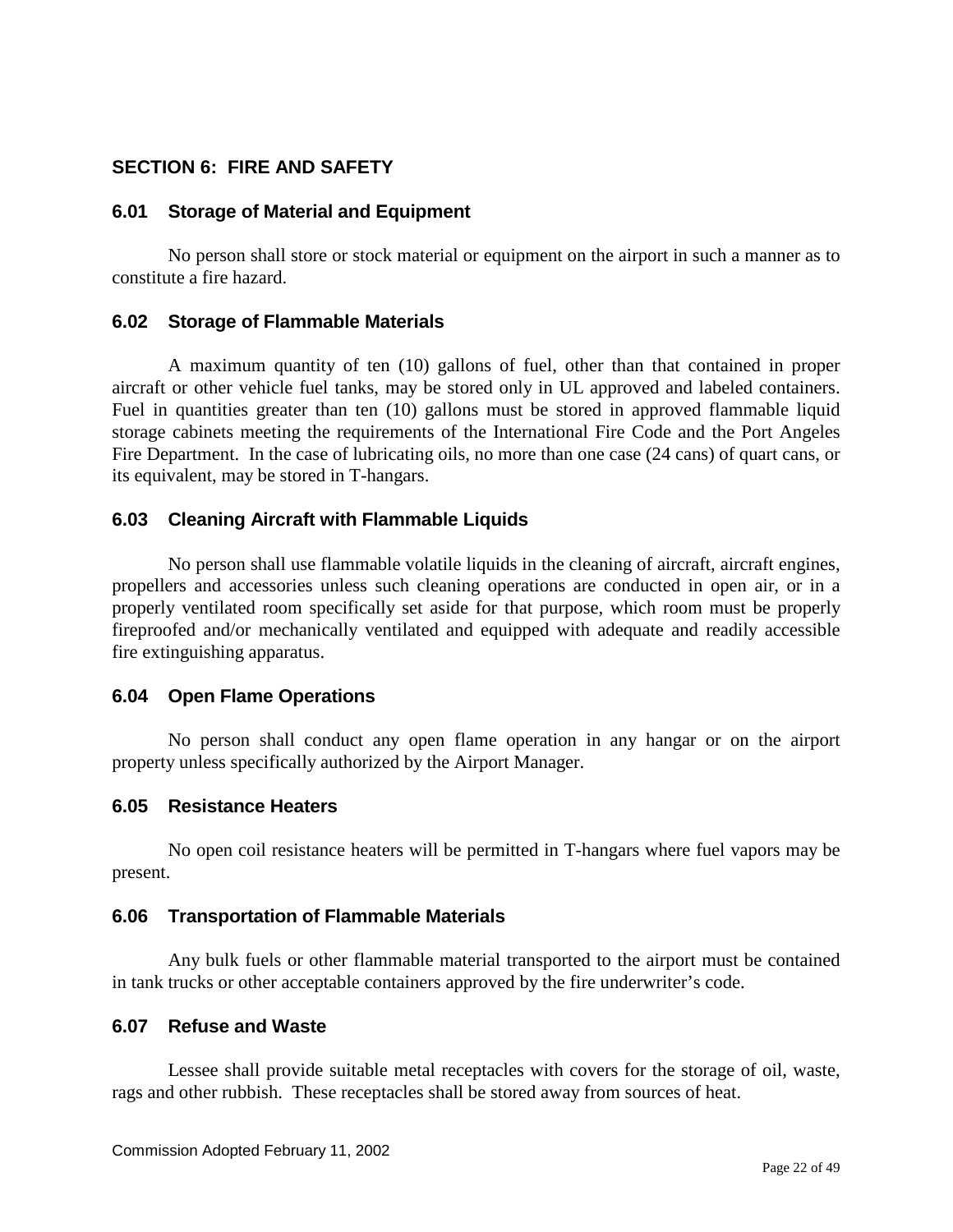## SECTION 6: FIRE AND SAFETY

### 6.01 Storage of Material and Equipment

No person shall store or stock material or equipment on the airport in such a manner as to constitute a fire hazard.

### 6.02 Storage of Flammable Materials

A maximum quantity of ten (10) gallons of fuel, other than that contained in proper aircraft or other vehicle fuel tanks, may be stored only in UL approved and labeled containers. Fuel in quantities greater than ten (10) gallons must be stored in approved flammable liquid storage cabinets meeting the requirements of the International Fire Code and the Port Angeles Fire Department. In the case of lubricating oils, no more than one case (24 cans) of quart cans, or its equivalent, may be stored in T-hangars.

### 6.03 Cleaning Aircraft with Flammable Liquids

No person shall use flammable volatile liquids in the cleaning of aircraft, aircraft engines, propellers and accessories unless such cleaning operations are conducted in open air, or in a properly ventilated room specifically set aside for that purpose, which room must be properly fireproofed and/or mechanically ventilated and equipped with adequate and readily accessible fire extinguishing apparatus.

### 6.04 Open Flame Operations

No person shall conduct any open flame operation in any hangar or on the airport property unless specifically authorized by the Airport Manager.

### 6.05 Resistance Heaters

No open coil resistance heaters will be permitted in T-hangars where fuel vapors may be present.

### 6.06 Transportation of Flammable Materials

Any bulk fuels or other flammable material transported to the airport must be contained in tank trucks or other acceptable containers approved by the fire underwriter's code.

### 6.07 Refuse and Waste

Lessee shall provide suitable metal receptacles with covers for the storage of oil, waste, rags and other rubbish. These receptacles shall be stored away from sources of heat.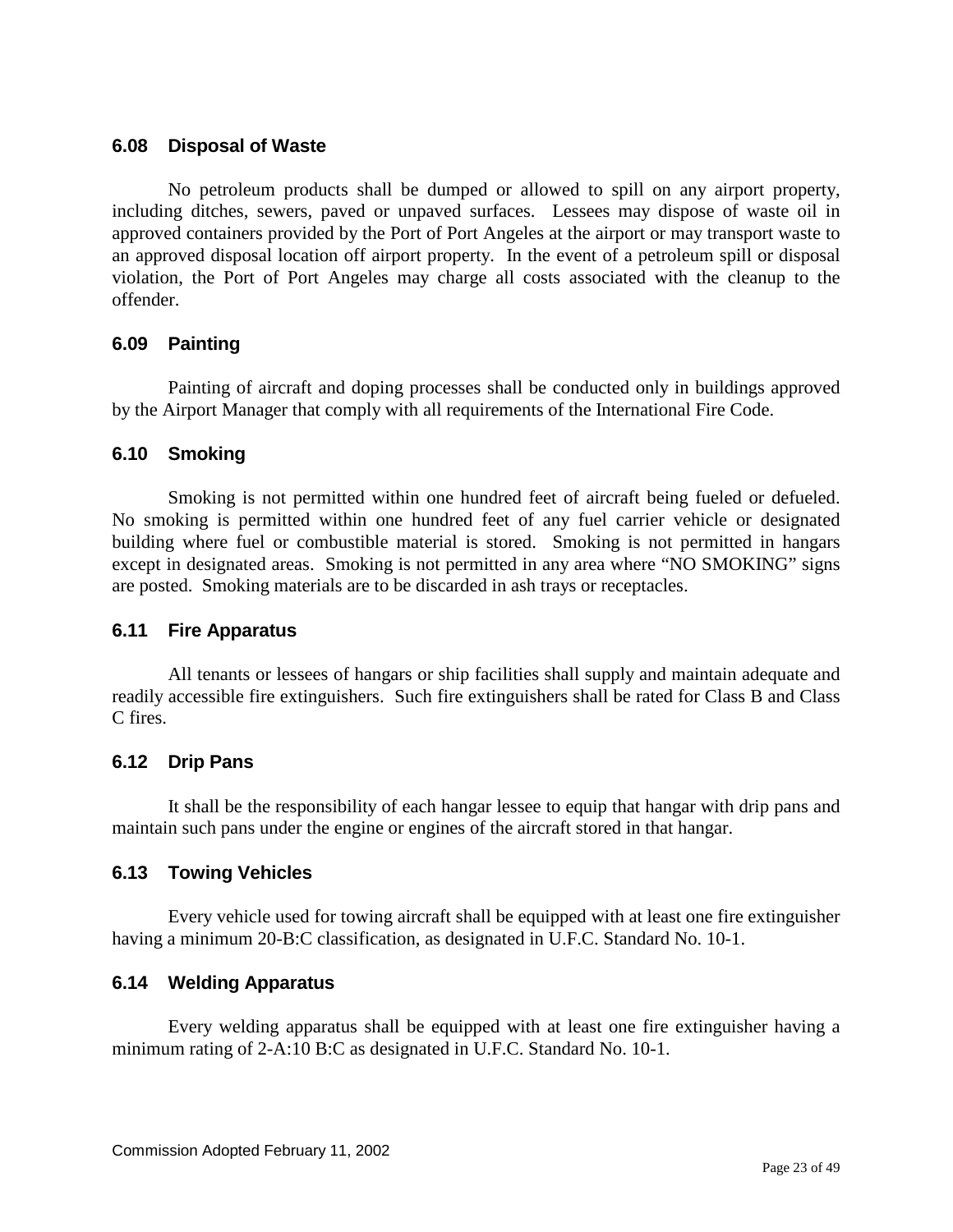### 6.08 Disposal of Waste

No petroleum products shall be dumped or allowed to spill on any airport property, including ditches, sewers, paved or unpaved surfaces. Lessees may dispose of waste oil in approved containers provided by the Port of Port Angeles at the airport or may transport waste to an approved disposal location off airport property. In the event of a petroleum spill or disposal violation, the Port of Port Angeles may charge all costs associated with the cleanup to the offender.

### 6.09 Painting

Painting of aircraft and doping processes shall be conducted only in buildings approved by the Airport Manager that comply with all requirements of the International Fire Code.

### 6.10 Smoking

Smoking is not permitted within one hundred feet of aircraft being fueled or defueled. No smoking is permitted within one hundred feet of any fuel carrier vehicle or designated building where fuel or combustible material is stored. Smoking is not permitted in hangars except in designated areas. Smoking is not permitted in any area where "NO SMOKING" signs are posted. Smoking materials are to be discarded in ash trays or receptacles.

### 6.11 Fire Apparatus

All tenants or lessees of hangars or ship facilities shall supply and maintain adequate and readily accessible fire extinguishers. Such fire extinguishers shall be rated for Class B and Class C fires.

### 6.12 Drip Pans

It shall be the responsibility of each hangar lessee to equip that hangar with drip pans and maintain such pans under the engine or engines of the aircraft stored in that hangar.

### 6.13 Towing Vehicles

Every vehicle used for towing aircraft shall be equipped with at least one fire extinguisher having a minimum 20-B:C classification, as designated in U.F.C. Standard No. 10-1.

### 6.14 Welding Apparatus

Every welding apparatus shall be equipped with at least one fire extinguisher having a minimum rating of 2-A:10 B:C as designated in U.F.C. Standard No. 10-1.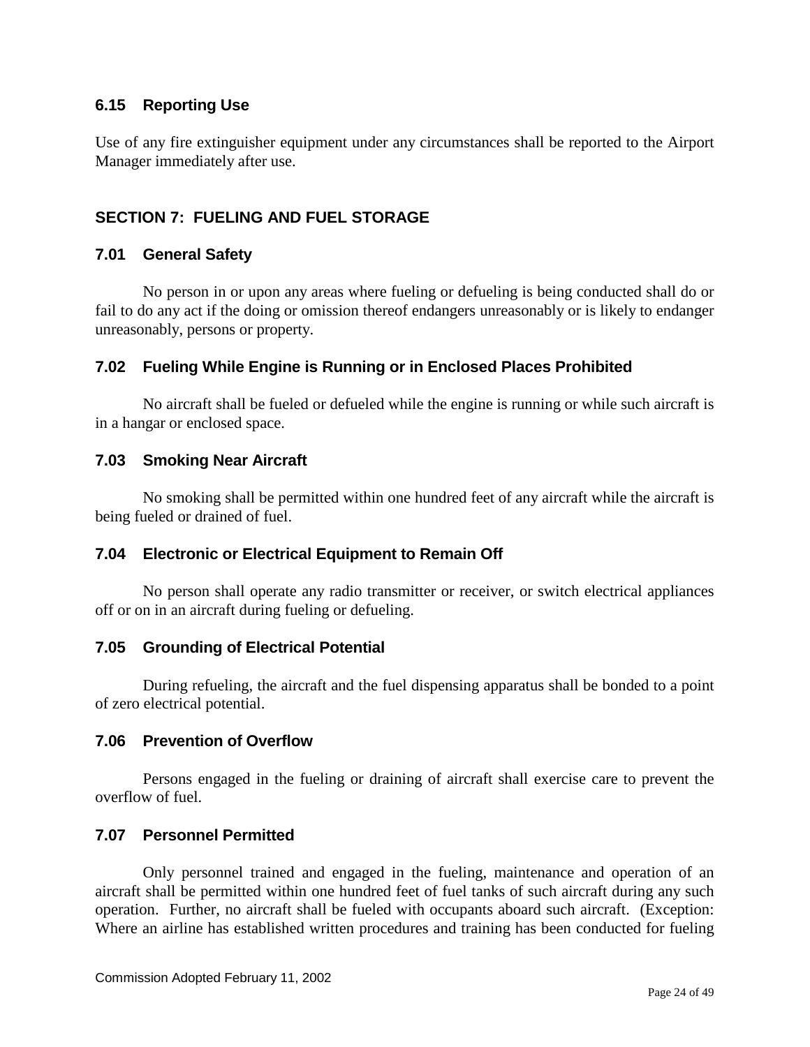### 6.15 Reporting Use

Use of any fire extinguisher equipment under any circumstances shall be reported to the Airport Manager immediately after use.

## SECTION 7: FUELING AND FUEL STORAGE

### 7.01 General Safety

No person in or upon any areas where fueling or defueling is being conducted shall do or fail to do any act if the doing or omission thereof endangers unreasonably or is likely to endanger unreasonably, persons or property.

### 7.02 Fueling While Engine is Running or in Enclosed Places Prohibited

No aircraft shall be fueled or defueled while the engine is running or while such aircraft is in a hangar or enclosed space.

### 7.03 Smoking Near Aircraft

No smoking shall be permitted within one hundred feet of any aircraft while the aircraft is being fueled or drained of fuel.

### 7.04 Electronic or Electrical Equipment to Remain Off

No person shall operate any radio transmitter or receiver, or switch electrical appliances off or on in an aircraft during fueling or defueling.

### 7.05 Grounding of Electrical Potential

During refueling, the aircraft and the fuel dispensing apparatus shall be bonded to a point of zero electrical potential.

### 7.06 Prevention of Overflow

Persons engaged in the fueling or draining of aircraft shall exercise care to prevent the overflow of fuel.

### 7.07 Personnel Permitted

Only personnel trained and engaged in the fueling, maintenance and operation of an aircraft shall be permitted within one hundred feet of fuel tanks of such aircraft during any such operation. Further, no aircraft shall be fueled with occupants aboard such aircraft. (Exception: Where an airline has established written procedures and training has been conducted for fueling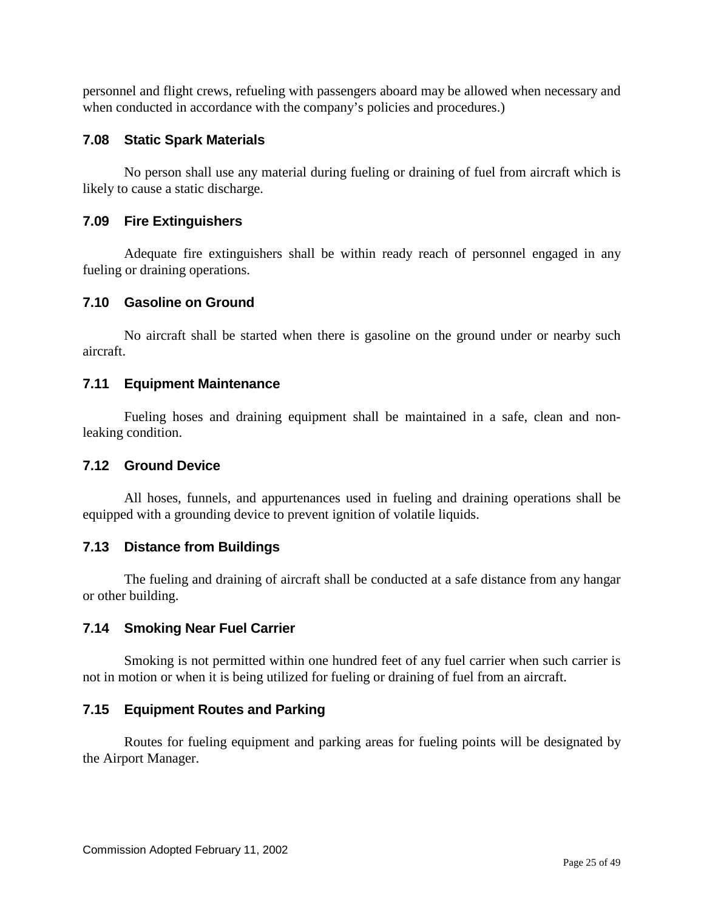personnel and flight crews, refueling with passengers aboard may be allowed when necessary and when conducted in accordance with the company's policies and procedures.)

### 7.08 Static Spark Materials

No person shall use any material during fueling or draining of fuel from aircraft which is likely to cause a static discharge.

### 7.09 Fire Extinguishers

Adequate fire extinguishers shall be within ready reach of personnel engaged in any fueling or draining operations.

### 7.10 Gasoline on Ground

No aircraft shall be started when there is gasoline on the ground under or nearby such aircraft.

### 7.11 Equipment Maintenance

Fueling hoses and draining equipment shall be maintained in a safe, clean and non-leaking condition.

### 7.12 Ground Device

All hoses, funnels, and appurtenances used in fueling and draining operations shall be equipped with a grounding device to prevent ignition of volatile liquids.

### 7.13 Distance from Buildings

The fueling and draining of aircraft shall be conducted at a safe distance from any hangar or other building.

### 7.14 Smoking Near Fuel Carrier

Smoking is not permitted within one hundred feet of any fuel carrier when such carrier is not in motion or when it is being utilized for fueling or draining of fuel from an aircraft.

### 7.15 Equipment Routes and Parking

Routes for fueling equipment and parking areas for fueling points will be designated by the Airport Manager.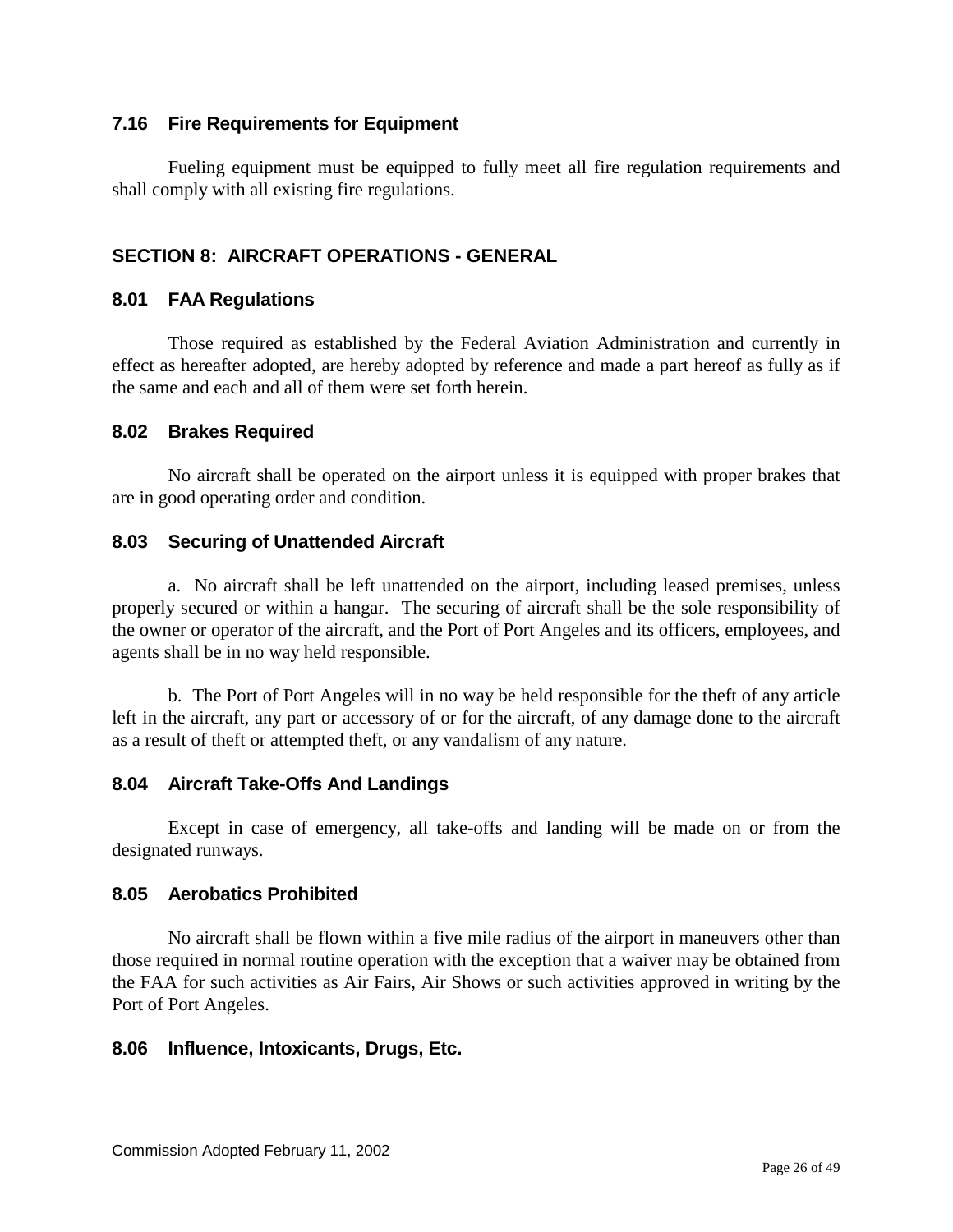### 7.16 Fire Requirements for Equipment

Fueling equipment must be equipped to fully meet all fire regulation requirements and shall comply with all existing fire regulations.

## SECTION 8: AIRCRAFT OPERATIONS - GENERAL

### 8.01 FAA Regulations

Those required as established by the Federal Aviation Administration and currently in effect as hereafter adopted, are hereby adopted by reference and made a part hereof as fully as if the same and each and all of them were set forth herein.

### 8.02 Brakes Required

No aircraft shall be operated on the airport unless it is equipped with proper brakes that are in good operating order and condition.

### 8.03 Securing of Unattended Aircraft

a. No aircraft shall be left unattended on the airport, including leased premises, unless properly secured or within a hangar. The securing of aircraft shall be the sole responsibility of the owner or operator of the aircraft, and the Port of Port Angeles and its officers, employees, and agents shall be in no way held responsible.

b. The Port of Port Angeles will in no way be held responsible for the theft of any article left in the aircraft, any part or accessory of or for the aircraft, of any damage done to the aircraft as a result of theft or attempted theft, or any vandalism of any nature.

### 8.04 Aircraft Take-Offs And Landings

Except in case of emergency, all take-offs and landing will be made on or from the designated runways.

### 8.05 Aerobatics Prohibited

No aircraft shall be flown within a five mile radius of the airport in maneuvers other than those required in normal routine operation with the exception that a waiver may be obtained from the FAA for such activities as Air Fairs, Air Shows or such activities approved in writing by the Port of Port Angeles.

### 8.06 Influence, Intoxicants, Drugs, Etc.

Commission Adopted February 11, 2002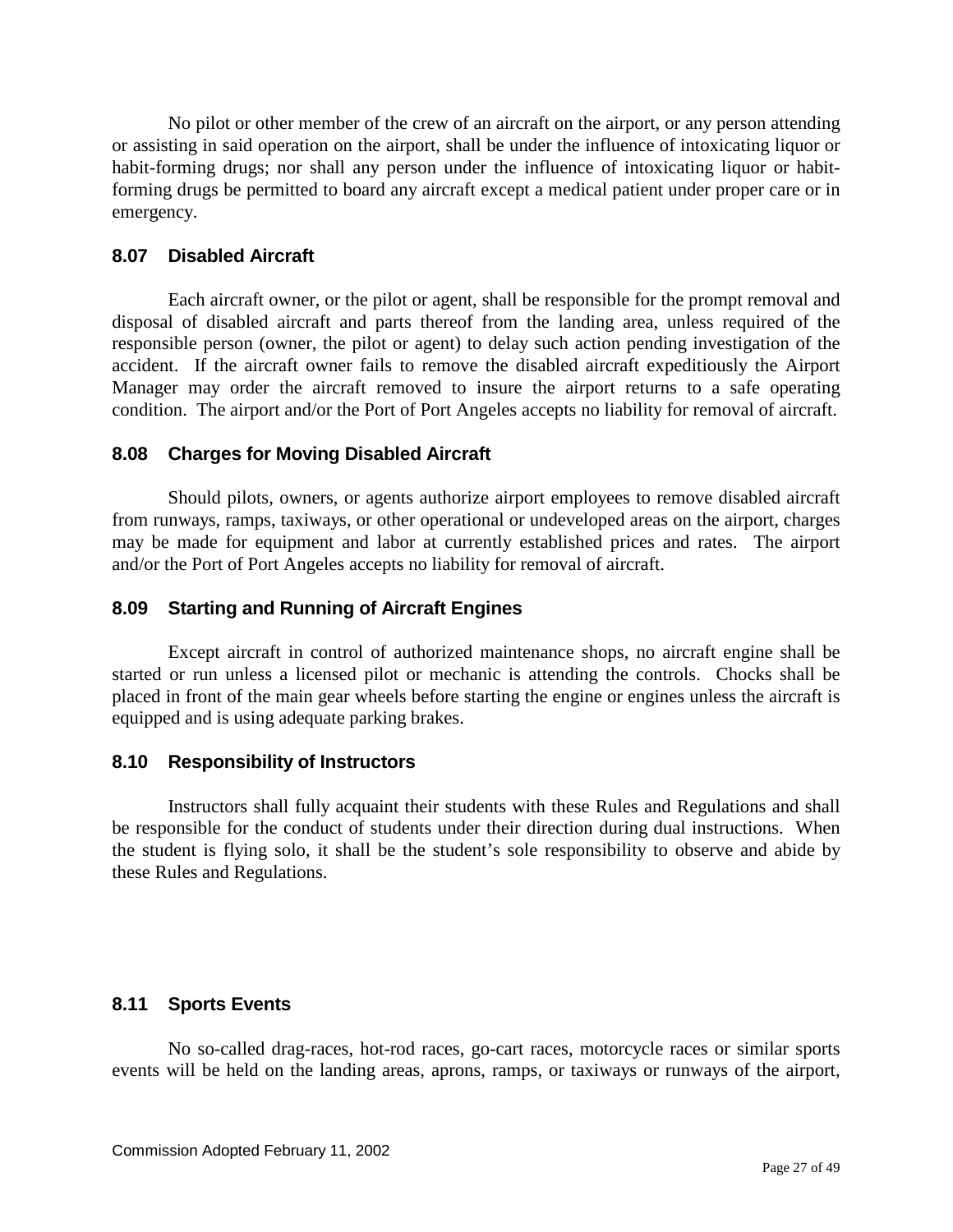No pilot or other member of the crew of an aircraft on the airport, or any person attending or assisting in said operation on the airport, shall be under the influence of intoxicating liquor or habit-forming drugs; nor shall any person under the influence of intoxicating liquor or habit-forming drugs be permitted to board any aircraft except a medical patient under proper care or in emergency.

### 8.07 Disabled Aircraft

Each aircraft owner, or the pilot or agent, shall be responsible for the prompt removal and disposal of disabled aircraft and parts thereof from the landing area, unless required of the responsible person (owner, the pilot or agent) to delay such action pending investigation of the accident. If the aircraft owner fails to remove the disabled aircraft expeditiously the Airport Manager may order the aircraft removed to insure the airport returns to a safe operating condition. The airport and/or the Port of Port Angeles accepts no liability for removal of aircraft.

### 8.08 Charges for Moving Disabled Aircraft

Should pilots, owners, or agents authorize airport employees to remove disabled aircraft from runways, ramps, taxiways, or other operational or undeveloped areas on the airport, charges may be made for equipment and labor at currently established prices and rates. The airport and/or the Port of Port Angeles accepts no liability for removal of aircraft.

### 8.09 Starting and Running of Aircraft Engines

Except aircraft in control of authorized maintenance shops, no aircraft engine shall be started or run unless a licensed pilot or mechanic is attending the controls. Chocks shall be placed in front of the main gear wheels before starting the engine or engines unless the aircraft is equipped and is using adequate parking brakes.

### 8.10 Responsibility of Instructors

Instructors shall fully acquaint their students with these Rules and Regulations and shall be responsible for the conduct of students under their direction during dual instructions. When the student is flying solo, it shall be the student's sole responsibility to observe and abide by these Rules and Regulations.

### 8.11 Sports Events

No so-called drag-races, hot-rod races, go-cart races, motorcycle races or similar sports events will be held on the landing areas, aprons, ramps, or taxiways or runways of the airport,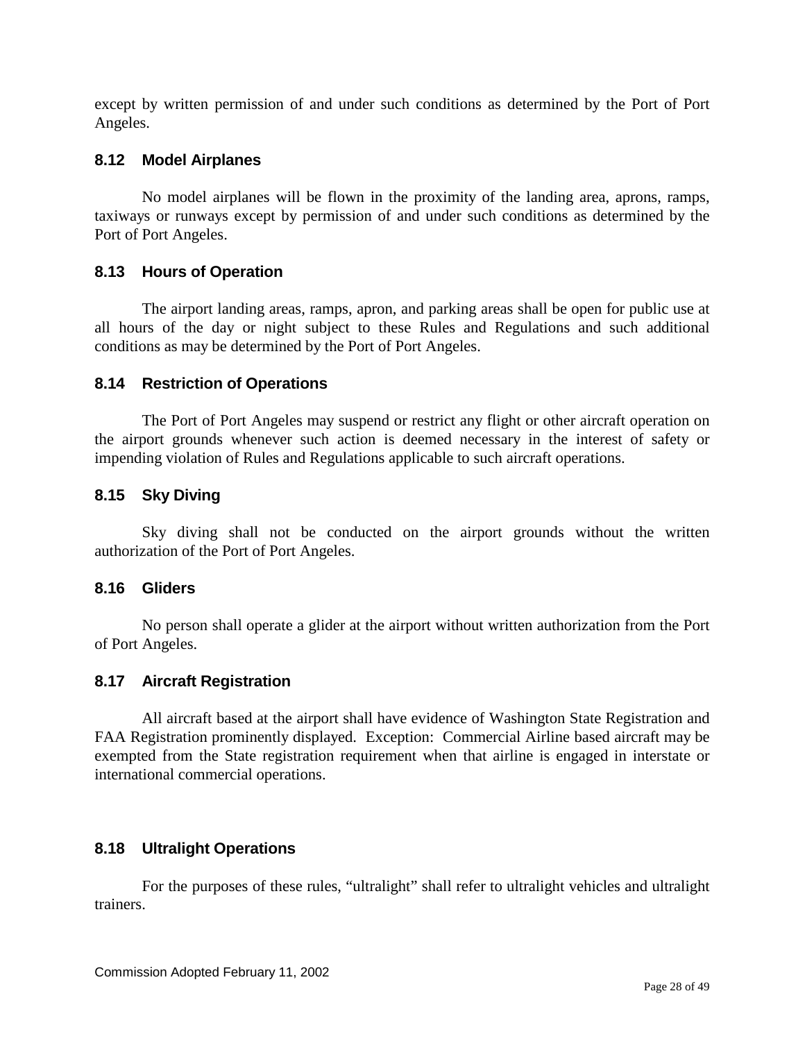except by written permission of and under such conditions as determined by the Port of Port Angeles.

### 8.12 Model Airplanes

No model airplanes will be flown in the proximity of the landing area, aprons, ramps, taxiways or runways except by permission of and under such conditions as determined by the Port of Port Angeles.

### 8.13 Hours of Operation

The airport landing areas, ramps, apron, and parking areas shall be open for public use at all hours of the day or night subject to these Rules and Regulations and such additional conditions as may be determined by the Port of Port Angeles.

### 8.14 Restriction of Operations

The Port of Port Angeles may suspend or restrict any flight or other aircraft operation on the airport grounds whenever such action is deemed necessary in the interest of safety or impending violation of Rules and Regulations applicable to such aircraft operations.

### 8.15 Sky Diving

Sky diving shall not be conducted on the airport grounds without the written authorization of the Port of Port Angeles.

### 8.16 Gliders

No person shall operate a glider at the airport without written authorization from the Port of Port Angeles.

### 8.17 Aircraft Registration

All aircraft based at the airport shall have evidence of Washington State Registration and FAA Registration prominently displayed. Exception: Commercial Airline based aircraft may be exempted from the State registration requirement when that airline is engaged in interstate or international commercial operations.

### 8.18 Ultralight Operations

For the purposes of these rules, "ultralight" shall refer to ultralight vehicles and ultralight trainers.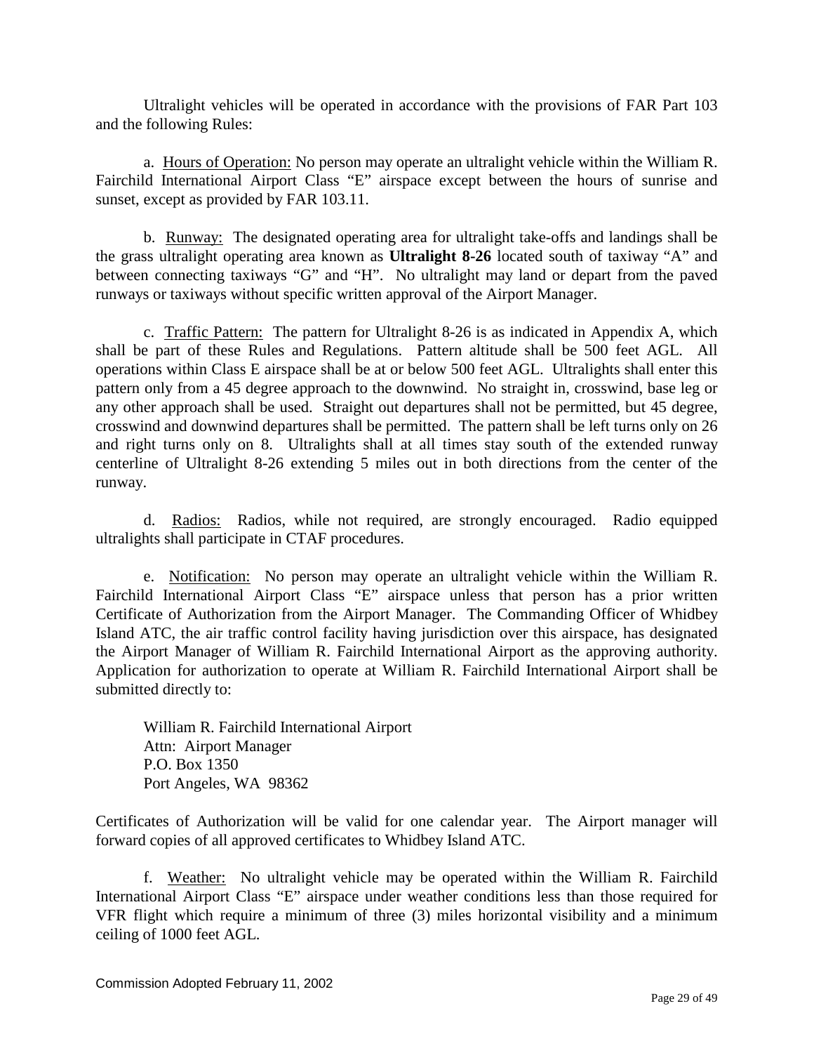Ultralight vehicles will be operated in accordance with the provisions of FAR Part 103 and the following Rules:

a. Hours of Operation: No person may operate an ultralight vehicle within the William R. Fairchild International Airport Class "E" airspace except between the hours of sunrise and sunset, except as provided by FAR 103.11.

b. Runway: The designated operating area for ultralight take-offs and landings shall be the grass ultralight operating area known as **Ultralight 8-26** located south of taxiway "A" and between connecting taxiways "G" and "H". No ultralight may land or depart from the paved runways or taxiways without specific written approval of the Airport Manager.

c. Traffic Pattern: The pattern for Ultralight 8-26 is as indicated in Appendix A, which shall be part of these Rules and Regulations. Pattern altitude shall be 500 feet AGL. All operations within Class E airspace shall be at or below 500 feet AGL. Ultralights shall enter this pattern only from a 45 degree approach to the downwind. No straight in, crosswind, base leg or any other approach shall be used. Straight out departures shall not be permitted, but 45 degree, crosswind and downwind departures shall be permitted. The pattern shall be left turns only on 26 and right turns only on 8. Ultralights shall at all times stay south of the extended runway centerline of Ultralight 8-26 extending 5 miles out in both directions from the center of the runway.

d. Radios: Radios, while not required, are strongly encouraged. Radio equipped ultralights shall participate in CTAF procedures.

e. Notification: No person may operate an ultralight vehicle within the William R. Fairchild International Airport Class "E" airspace unless that person has a prior written Certificate of Authorization from the Airport Manager. The Commanding Officer of Whidbey Island ATC, the air traffic control facility having jurisdiction over this airspace, has designated the Airport Manager of William R. Fairchild International Airport as the approving authority. Application for authorization to operate at William R. Fairchild International Airport shall be submitted directly to:

William R. Fairchild International Airport
Attn: Airport Manager
P.O. Box 1350
Port Angeles, WA 98362

Certificates of Authorization will be valid for one calendar year. The Airport manager will forward copies of all approved certificates to Whidbey Island ATC.

f. Weather: No ultralight vehicle may be operated within the William R. Fairchild International Airport Class "E" airspace under weather conditions less than those required for VFR flight which require a minimum of three (3) miles horizontal visibility and a minimum ceiling of 1000 feet AGL.

Commission Adopted February 11, 2002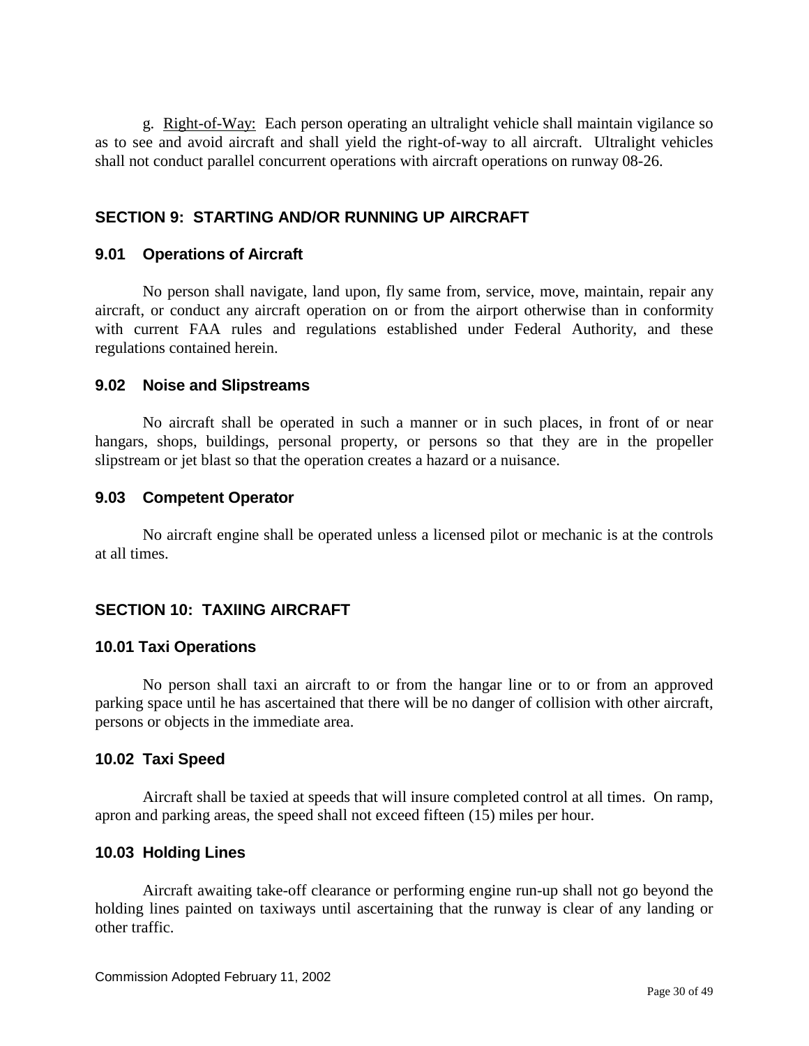g. Right-of-Way: Each person operating an ultralight vehicle shall maintain vigilance so as to see and avoid aircraft and shall yield the right-of-way to all aircraft. Ultralight vehicles shall not conduct parallel concurrent operations with aircraft operations on runway 08-26.

## SECTION 9: STARTING AND/OR RUNNING UP AIRCRAFT

### 9.01 Operations of Aircraft

No person shall navigate, land upon, fly same from, service, move, maintain, repair any aircraft, or conduct any aircraft operation on or from the airport otherwise than in conformity with current FAA rules and regulations established under Federal Authority, and these regulations contained herein.

### 9.02 Noise and Slipstreams

No aircraft shall be operated in such a manner or in such places, in front of or near hangars, shops, buildings, personal property, or persons so that they are in the propeller slipstream or jet blast so that the operation creates a hazard or a nuisance.

### 9.03 Competent Operator

No aircraft engine shall be operated unless a licensed pilot or mechanic is at the controls at all times.

## SECTION 10: TAXIING AIRCRAFT

### 10.01 Taxi Operations

No person shall taxi an aircraft to or from the hangar line or to or from an approved parking space until he has ascertained that there will be no danger of collision with other aircraft, persons or objects in the immediate area.

### 10.02 Taxi Speed

Aircraft shall be taxied at speeds that will insure completed control at all times. On ramp, apron and parking areas, the speed shall not exceed fifteen (15) miles per hour.

### 10.03 Holding Lines

Aircraft awaiting take-off clearance or performing engine run-up shall not go beyond the holding lines painted on taxiways until ascertaining that the runway is clear of any landing or other traffic.

Commission Adopted February 11, 2002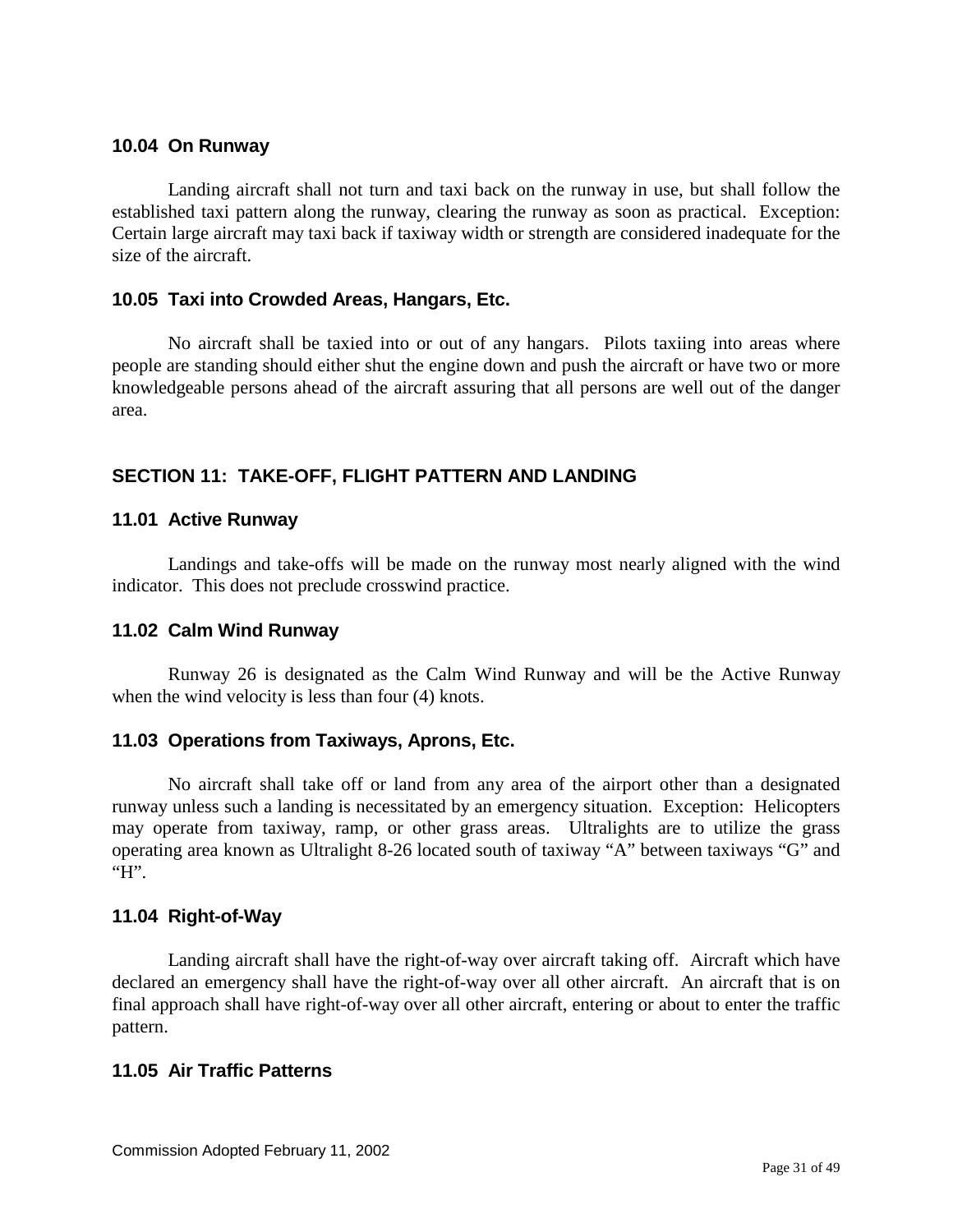### 10.04 On Runway

Landing aircraft shall not turn and taxi back on the runway in use, but shall follow the established taxi pattern along the runway, clearing the runway as soon as practical. Exception: Certain large aircraft may taxi back if taxiway width or strength are considered inadequate for the size of the aircraft.

### 10.05 Taxi into Crowded Areas, Hangars, Etc.

No aircraft shall be taxied into or out of any hangars. Pilots taxiing into areas where people are standing should either shut the engine down and push the aircraft or have two or more knowledgeable persons ahead of the aircraft assuring that all persons are well out of the danger area.

## SECTION 11: TAKE-OFF, FLIGHT PATTERN AND LANDING

### 11.01 Active Runway

Landings and take-offs will be made on the runway most nearly aligned with the wind indicator. This does not preclude crosswind practice.

### 11.02 Calm Wind Runway

Runway 26 is designated as the Calm Wind Runway and will be the Active Runway when the wind velocity is less than four (4) knots.

### 11.03 Operations from Taxiways, Aprons, Etc.

No aircraft shall take off or land from any area of the airport other than a designated runway unless such a landing is necessitated by an emergency situation. Exception: Helicopters may operate from taxiway, ramp, or other grass areas. Ultralights are to utilize the grass operating area known as Ultralight 8-26 located south of taxiway "A" between taxiways "G" and "H".

### 11.04 Right-of-Way

Landing aircraft shall have the right-of-way over aircraft taking off. Aircraft which have declared an emergency shall have the right-of-way over all other aircraft. An aircraft that is on final approach shall have right-of-way over all other aircraft, entering or about to enter the traffic pattern.

### 11.05 Air Traffic Patterns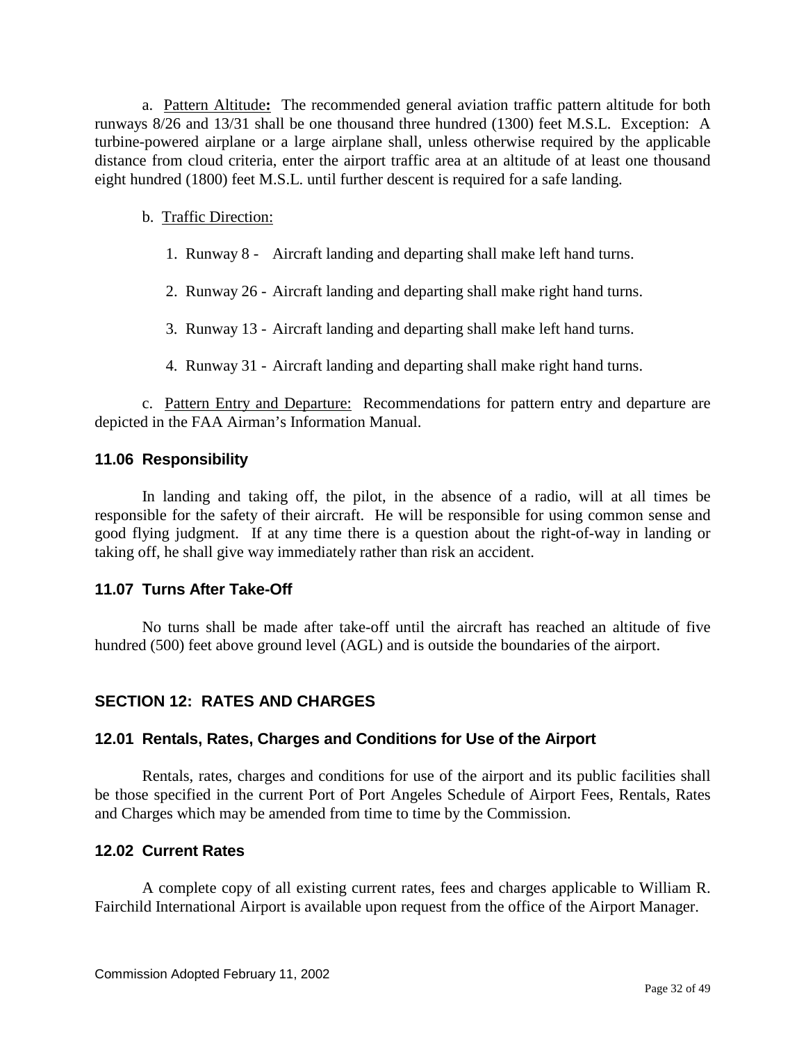a. Pattern Altitude: The recommended general aviation traffic pattern altitude for both runways 8/26 and 13/31 shall be one thousand three hundred (1300) feet M.S.L. Exception: A turbine-powered airplane or a large airplane shall, unless otherwise required by the applicable distance from cloud criteria, enter the airport traffic area at an altitude of at least one thousand eight hundred (1800) feet M.S.L. until further descent is required for a safe landing.

b. Traffic Direction:

1. Runway 8 - Aircraft landing and departing shall make left hand turns.
2. Runway 26 - Aircraft landing and departing shall make right hand turns.
3. Runway 13 - Aircraft landing and departing shall make left hand turns.
4. Runway 31 - Aircraft landing and departing shall make right hand turns.

c. Pattern Entry and Departure: Recommendations for pattern entry and departure are depicted in the FAA Airman's Information Manual.

### 11.06 Responsibility

In landing and taking off, the pilot, in the absence of a radio, will at all times be responsible for the safety of their aircraft. He will be responsible for using common sense and good flying judgment. If at any time there is a question about the right-of-way in landing or taking off, he shall give way immediately rather than risk an accident.

### 11.07 Turns After Take-Off

No turns shall be made after take-off until the aircraft has reached an altitude of five hundred (500) feet above ground level (AGL) and is outside the boundaries of the airport.

## SECTION 12: RATES AND CHARGES

### 12.01 Rentals, Rates, Charges and Conditions for Use of the Airport

Rentals, rates, charges and conditions for use of the airport and its public facilities shall be those specified in the current Port of Port Angeles Schedule of Airport Fees, Rentals, Rates and Charges which may be amended from time to time by the Commission.

### 12.02 Current Rates

A complete copy of all existing current rates, fees and charges applicable to William R. Fairchild International Airport is available upon request from the office of the Airport Manager.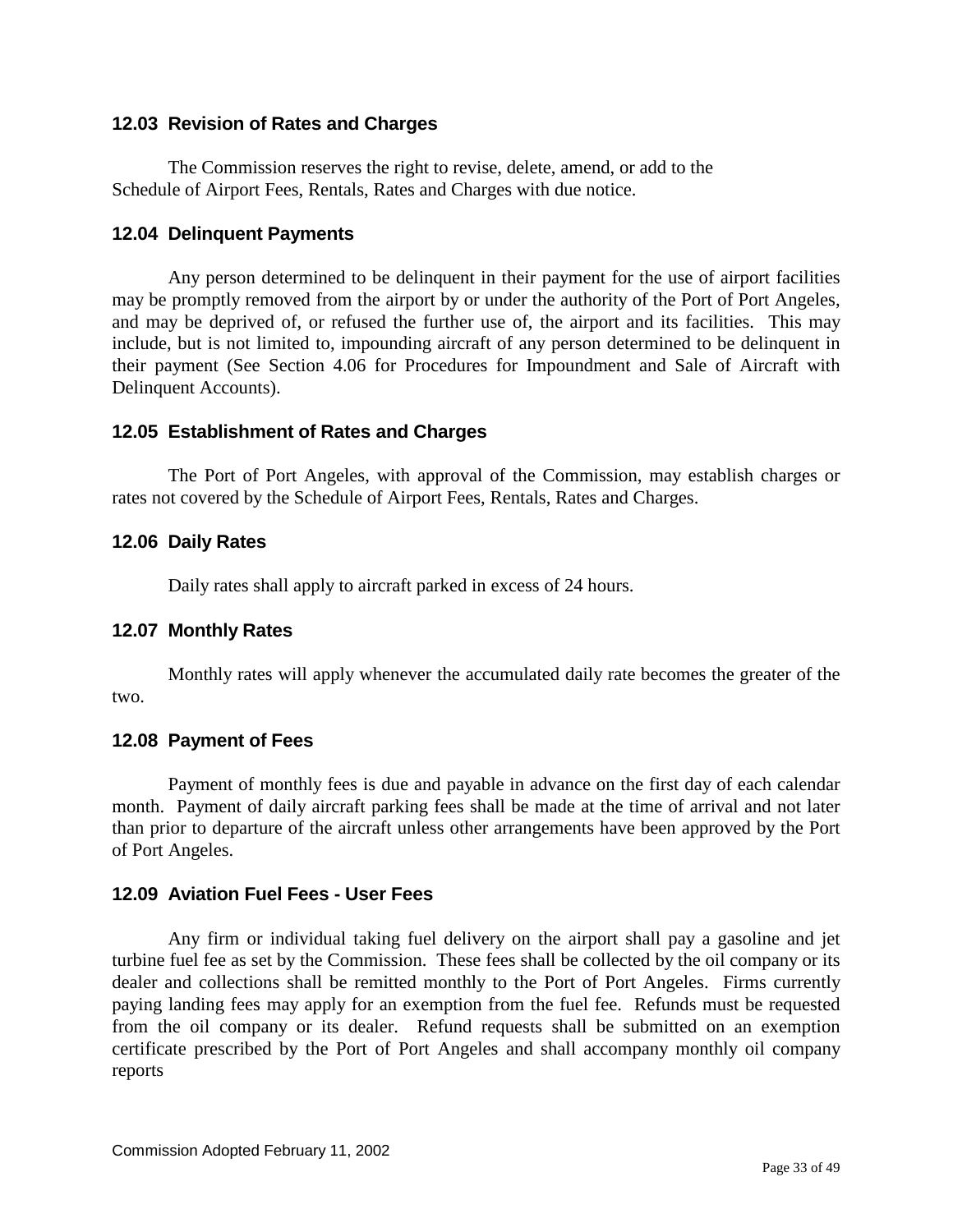### 12.03 Revision of Rates and Charges

The Commission reserves the right to revise, delete, amend, or add to the Schedule of Airport Fees, Rentals, Rates and Charges with due notice.

### 12.04 Delinquent Payments

Any person determined to be delinquent in their payment for the use of airport facilities may be promptly removed from the airport by or under the authority of the Port of Port Angeles, and may be deprived of, or refused the further use of, the airport and its facilities. This may include, but is not limited to, impounding aircraft of any person determined to be delinquent in their payment (See Section 4.06 for Procedures for Impoundment and Sale of Aircraft with Delinquent Accounts).

### 12.05 Establishment of Rates and Charges

The Port of Port Angeles, with approval of the Commission, may establish charges or rates not covered by the Schedule of Airport Fees, Rentals, Rates and Charges.

### 12.06 Daily Rates

Daily rates shall apply to aircraft parked in excess of 24 hours.

### 12.07 Monthly Rates

Monthly rates will apply whenever the accumulated daily rate becomes the greater of the two.

### 12.08 Payment of Fees

Payment of monthly fees is due and payable in advance on the first day of each calendar month. Payment of daily aircraft parking fees shall be made at the time of arrival and not later than prior to departure of the aircraft unless other arrangements have been approved by the Port of Port Angeles.

### 12.09 Aviation Fuel Fees - User Fees

Any firm or individual taking fuel delivery on the airport shall pay a gasoline and jet turbine fuel fee as set by the Commission. These fees shall be collected by the oil company or its dealer and collections shall be remitted monthly to the Port of Port Angeles. Firms currently paying landing fees may apply for an exemption from the fuel fee. Refunds must be requested from the oil company or its dealer. Refund requests shall be submitted on an exemption certificate prescribed by the Port of Port Angeles and shall accompany monthly oil company reports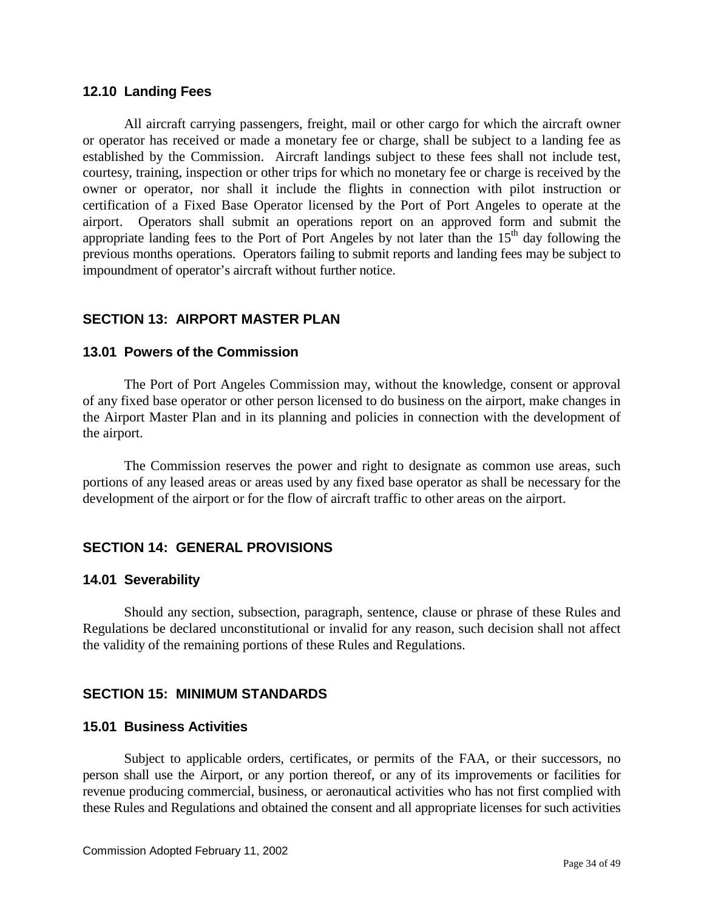### 12.10 Landing Fees

All aircraft carrying passengers, freight, mail or other cargo for which the aircraft owner or operator has received or made a monetary fee or charge, shall be subject to a landing fee as established by the Commission. Aircraft landings subject to these fees shall not include test, courtesy, training, inspection or other trips for which no monetary fee or charge is received by the owner or operator, nor shall it include the flights in connection with pilot instruction or certification of a Fixed Base Operator licensed by the Port of Port Angeles to operate at the airport. Operators shall submit an operations report on an approved form and submit the appropriate landing fees to the Port of Port Angeles by not later than the 15th day following the previous months operations. Operators failing to submit reports and landing fees may be subject to impoundment of operator's aircraft without further notice.

## SECTION 13: AIRPORT MASTER PLAN

### 13.01 Powers of the Commission

The Port of Port Angeles Commission may, without the knowledge, consent or approval of any fixed base operator or other person licensed to do business on the airport, make changes in the Airport Master Plan and in its planning and policies in connection with the development of the airport.

The Commission reserves the power and right to designate as common use areas, such portions of any leased areas or areas used by any fixed base operator as shall be necessary for the development of the airport or for the flow of aircraft traffic to other areas on the airport.

## SECTION 14: GENERAL PROVISIONS

### 14.01 Severability

Should any section, subsection, paragraph, sentence, clause or phrase of these Rules and Regulations be declared unconstitutional or invalid for any reason, such decision shall not affect the validity of the remaining portions of these Rules and Regulations.

## SECTION 15: MINIMUM STANDARDS

### 15.01 Business Activities

Subject to applicable orders, certificates, or permits of the FAA, or their successors, no person shall use the Airport, or any portion thereof, or any of its improvements or facilities for revenue producing commercial, business, or aeronautical activities who has not first complied with these Rules and Regulations and obtained the consent and all appropriate licenses for such activities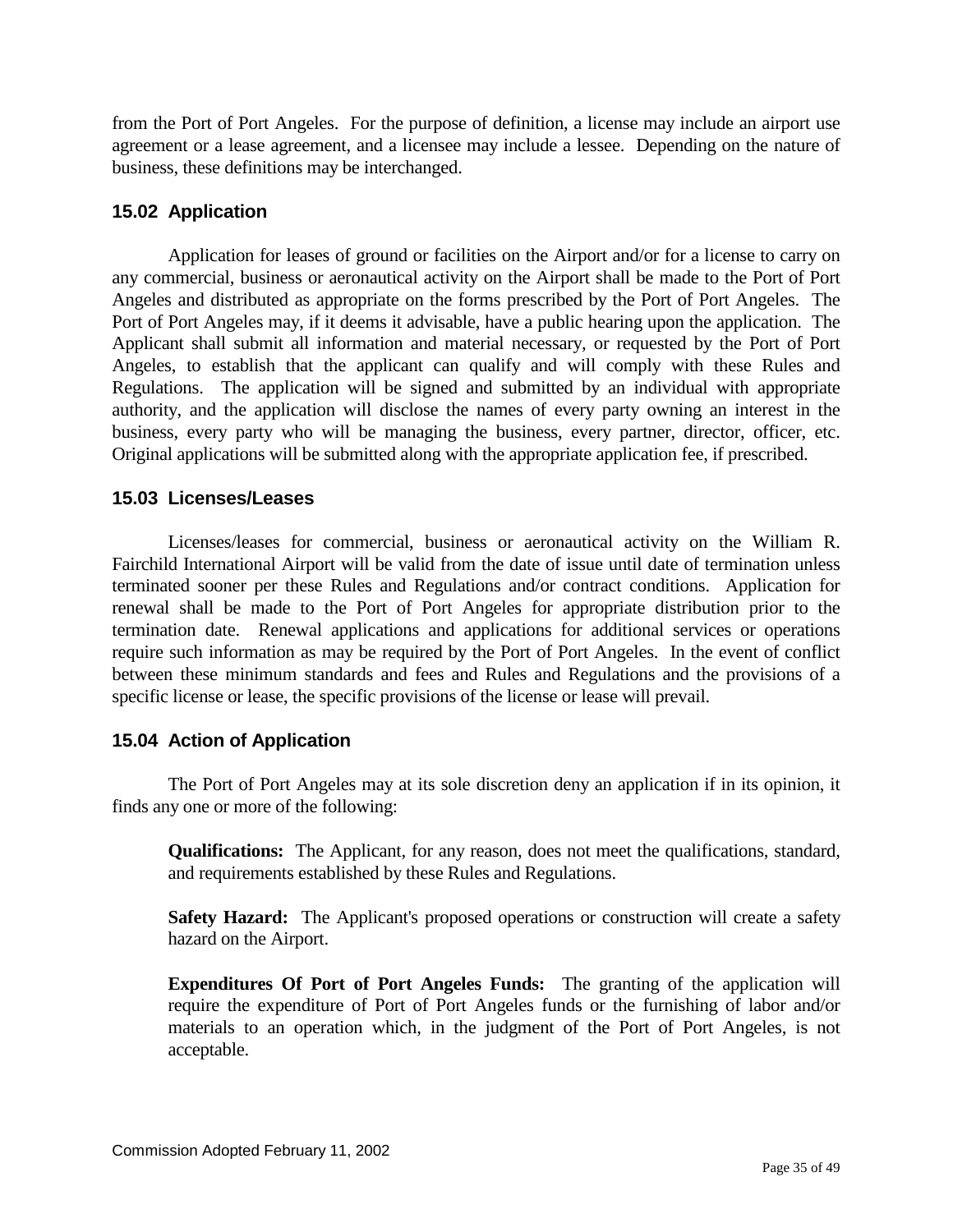from the Port of Port Angeles. For the purpose of definition, a license may include an airport use agreement or a lease agreement, and a licensee may include a lessee. Depending on the nature of business, these definitions may be interchanged.

### 15.02 Application

Application for leases of ground or facilities on the Airport and/or for a license to carry on any commercial, business or aeronautical activity on the Airport shall be made to the Port of Port Angeles and distributed as appropriate on the forms prescribed by the Port of Port Angeles. The Port of Port Angeles may, if it deems it advisable, have a public hearing upon the application. The Applicant shall submit all information and material necessary, or requested by the Port of Port Angeles, to establish that the applicant can qualify and will comply with these Rules and Regulations. The application will be signed and submitted by an individual with appropriate authority, and the application will disclose the names of every party owning an interest in the business, every party who will be managing the business, every partner, director, officer, etc. Original applications will be submitted along with the appropriate application fee, if prescribed.

### 15.03 Licenses/Leases

Licenses/leases for commercial, business or aeronautical activity on the William R. Fairchild International Airport will be valid from the date of issue until date of termination unless terminated sooner per these Rules and Regulations and/or contract conditions. Application for renewal shall be made to the Port of Port Angeles for appropriate distribution prior to the termination date. Renewal applications and applications for additional services or operations require such information as may be required by the Port of Port Angeles. In the event of conflict between these minimum standards and fees and Rules and Regulations and the provisions of a specific license or lease, the specific provisions of the license or lease will prevail.

### 15.04 Action of Application

The Port of Port Angeles may at its sole discretion deny an application if in its opinion, it finds any one or more of the following:

**Qualifications:** The Applicant, for any reason, does not meet the qualifications, standard, and requirements established by these Rules and Regulations.

**Safety Hazard:** The Applicant's proposed operations or construction will create a safety hazard on the Airport.

**Expenditures Of Port of Port Angeles Funds:** The granting of the application will require the expenditure of Port of Port Angeles funds or the furnishing of labor and/or materials to an operation which, in the judgment of the Port of Port Angeles, is not acceptable.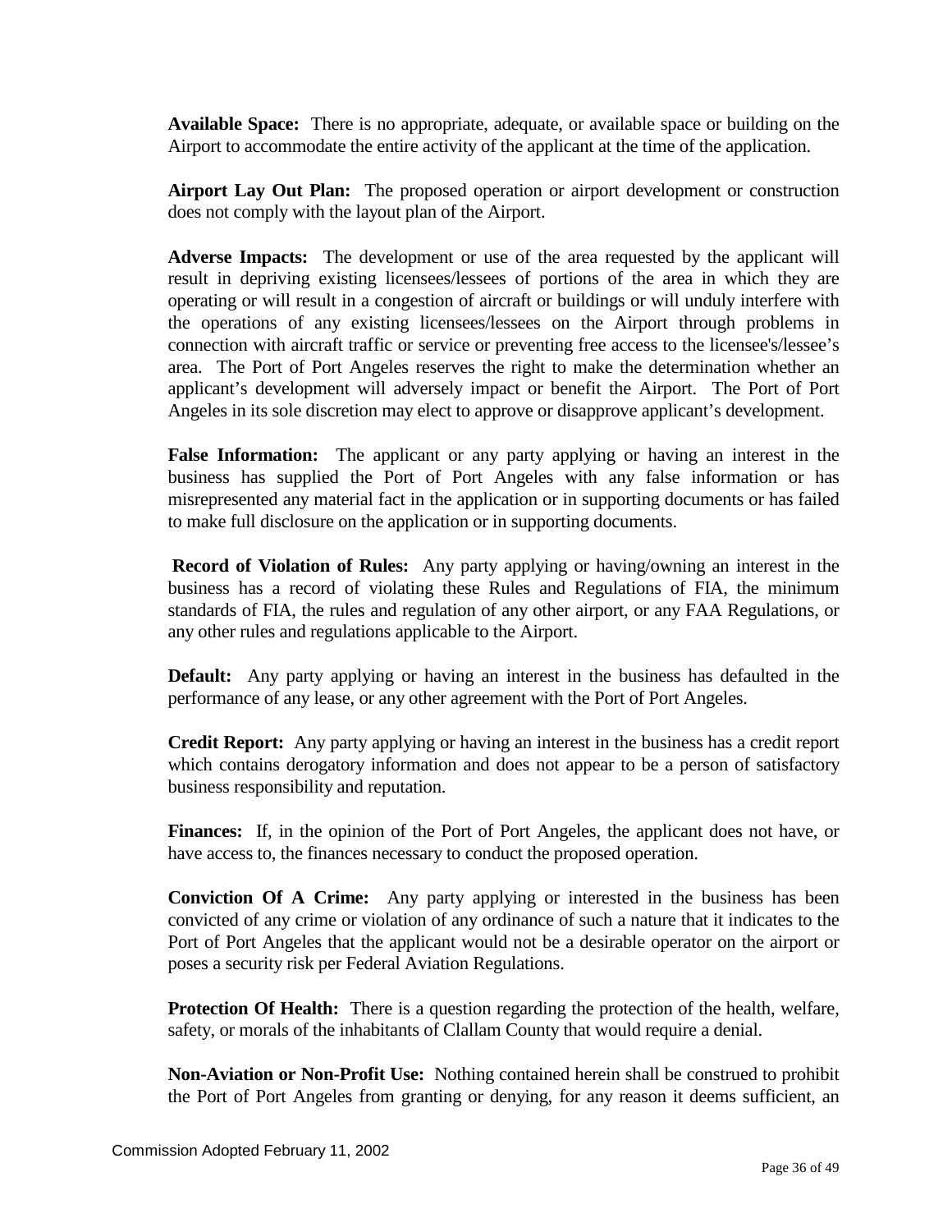**Available Space:** There is no appropriate, adequate, or available space or building on the Airport to accommodate the entire activity of the applicant at the time of the application.

**Airport Lay Out Plan:** The proposed operation or airport development or construction does not comply with the layout plan of the Airport.

**Adverse Impacts:** The development or use of the area requested by the applicant will result in depriving existing licensees/lessees of portions of the area in which they are operating or will result in a congestion of aircraft or buildings or will unduly interfere with the operations of any existing licensees/lessees on the Airport through problems in connection with aircraft traffic or service or preventing free access to the licensee's/lessee's area. The Port of Port Angeles reserves the right to make the determination whether an applicant's development will adversely impact or benefit the Airport. The Port of Port Angeles in its sole discretion may elect to approve or disapprove applicant's development.

**False Information:** The applicant or any party applying or having an interest in the business has supplied the Port of Port Angeles with any false information or has misrepresented any material fact in the application or in supporting documents or has failed to make full disclosure on the application or in supporting documents.

**Record of Violation of Rules:** Any party applying or having/owning an interest in the business has a record of violating these Rules and Regulations of FIA, the minimum standards of FIA, the rules and regulation of any other airport, or any FAA Regulations, or any other rules and regulations applicable to the Airport.

**Default:** Any party applying or having an interest in the business has defaulted in the performance of any lease, or any other agreement with the Port of Port Angeles.

**Credit Report:** Any party applying or having an interest in the business has a credit report which contains derogatory information and does not appear to be a person of satisfactory business responsibility and reputation.

**Finances:** If, in the opinion of the Port of Port Angeles, the applicant does not have, or have access to, the finances necessary to conduct the proposed operation.

**Conviction Of A Crime:** Any party applying or interested in the business has been convicted of any crime or violation of any ordinance of such a nature that it indicates to the Port of Port Angeles that the applicant would not be a desirable operator on the airport or poses a security risk per Federal Aviation Regulations.

**Protection Of Health:** There is a question regarding the protection of the health, welfare, safety, or morals of the inhabitants of Clallam County that would require a denial.

**Non-Aviation or Non-Profit Use:** Nothing contained herein shall be construed to prohibit the Port of Port Angeles from granting or denying, for any reason it deems sufficient, an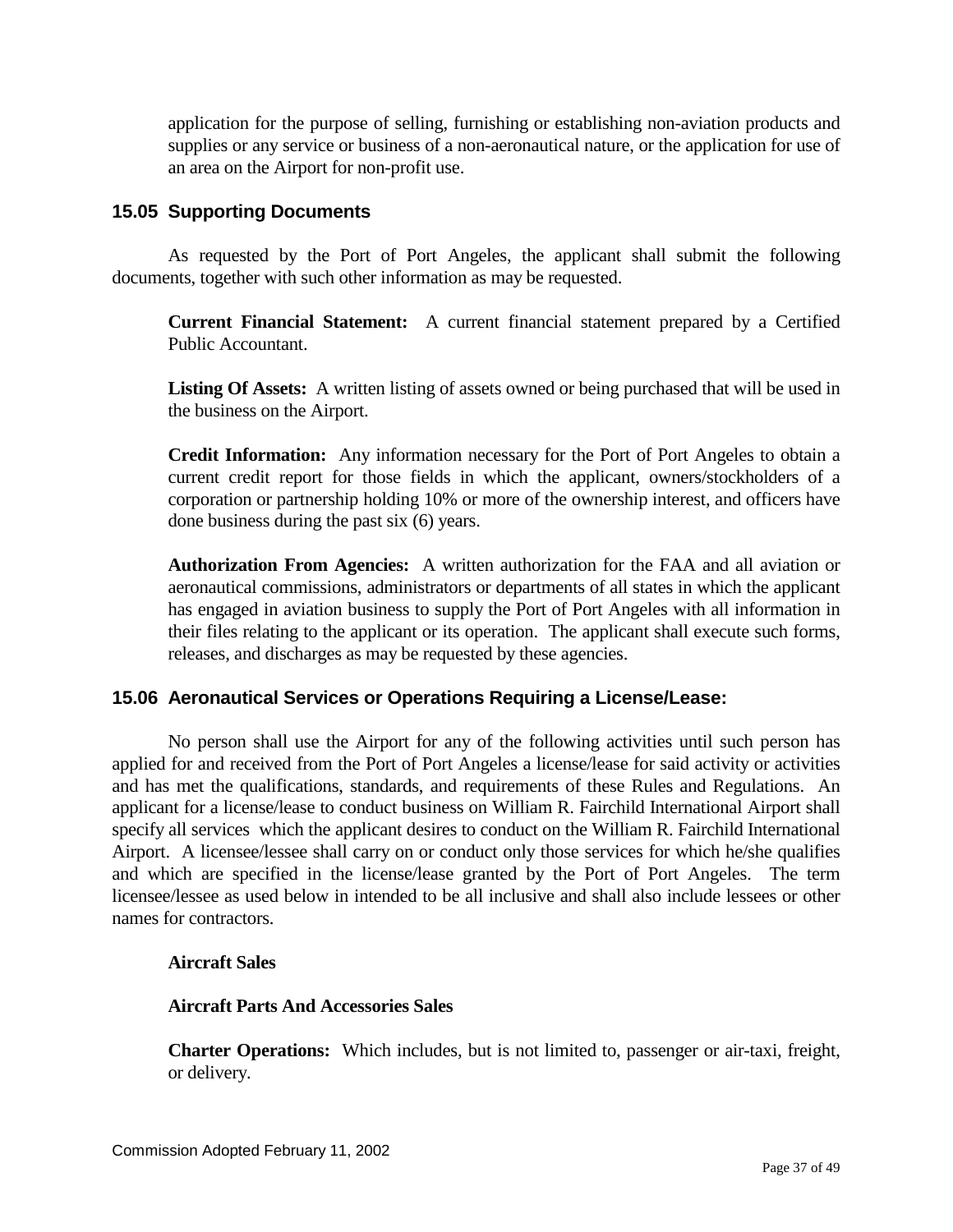application for the purpose of selling, furnishing or establishing non-aviation products and supplies or any service or business of a non-aeronautical nature, or the application for use of an area on the Airport for non-profit use.

### 15.05 Supporting Documents

As requested by the Port of Port Angeles, the applicant shall submit the following documents, together with such other information as may be requested.

**Current Financial Statement:** A current financial statement prepared by a Certified Public Accountant.

**Listing Of Assets:** A written listing of assets owned or being purchased that will be used in the business on the Airport.

**Credit Information:** Any information necessary for the Port of Port Angeles to obtain a current credit report for those fields in which the applicant, owners/stockholders of a corporation or partnership holding 10% or more of the ownership interest, and officers have done business during the past six (6) years.

**Authorization From Agencies:** A written authorization for the FAA and all aviation or aeronautical commissions, administrators or departments of all states in which the applicant has engaged in aviation business to supply the Port of Port Angeles with all information in their files relating to the applicant or its operation. The applicant shall execute such forms, releases, and discharges as may be requested by these agencies.

### 15.06 Aeronautical Services or Operations Requiring a License/Lease:

No person shall use the Airport for any of the following activities until such person has applied for and received from the Port of Port Angeles a license/lease for said activity or activities and has met the qualifications, standards, and requirements of these Rules and Regulations. An applicant for a license/lease to conduct business on William R. Fairchild International Airport shall specify all services which the applicant desires to conduct on the William R. Fairchild International Airport. A licensee/lessee shall carry on or conduct only those services for which he/she qualifies and which are specified in the license/lease granted by the Port of Port Angeles. The term licensee/lessee as used below in intended to be all inclusive and shall also include lessees or other names for contractors.

**Aircraft Sales**

**Aircraft Parts And Accessories Sales**

**Charter Operations:** Which includes, but is not limited to, passenger or air-taxi, freight, or delivery.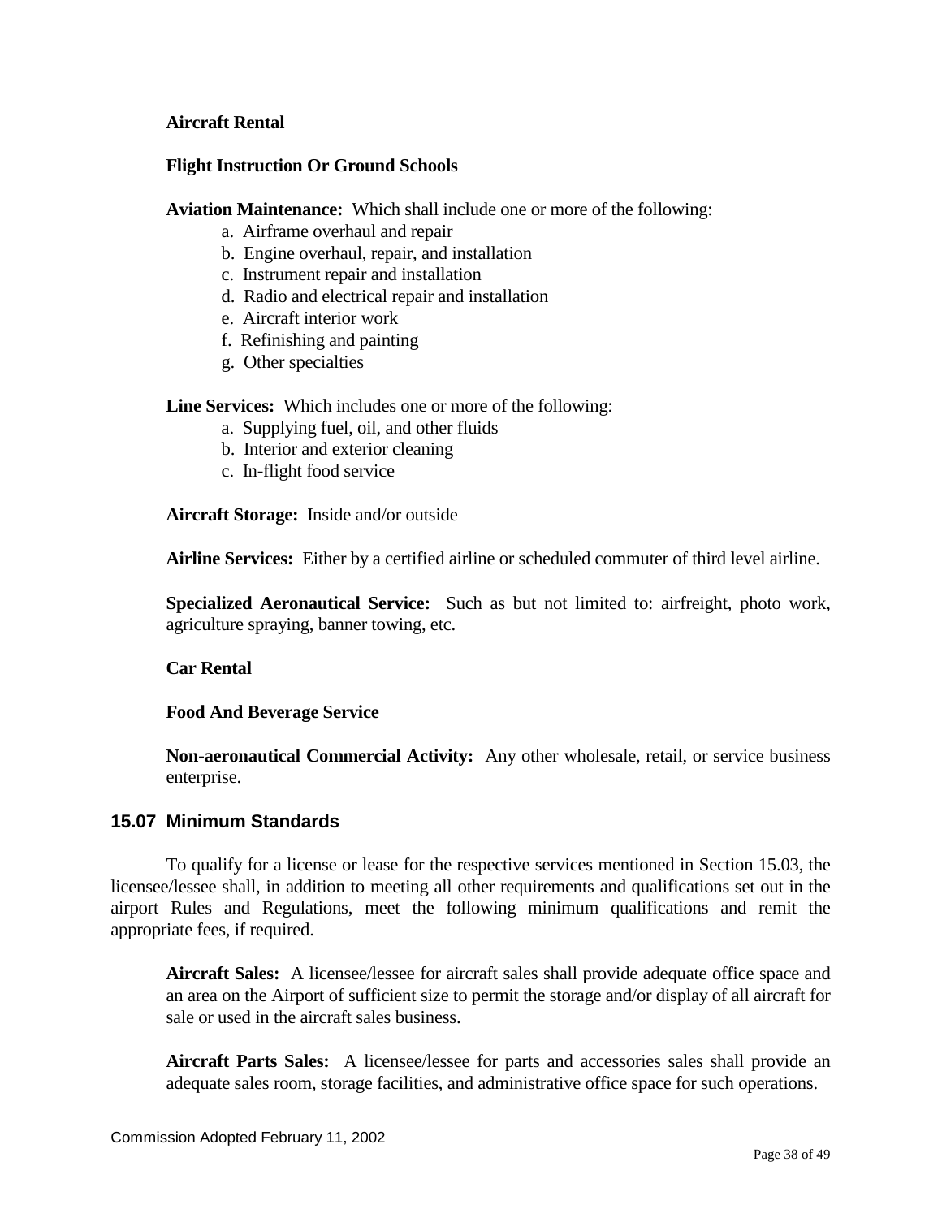**Aircraft Rental**

**Flight Instruction Or Ground Schools**

**Aviation Maintenance:** Which shall include one or more of the following:

a. Airframe overhaul and repair
b. Engine overhaul, repair, and installation
c. Instrument repair and installation
d. Radio and electrical repair and installation
e. Aircraft interior work
f. Refinishing and painting
g. Other specialties

**Line Services:** Which includes one or more of the following:

a. Supplying fuel, oil, and other fluids
b. Interior and exterior cleaning
c. In-flight food service

**Aircraft Storage:** Inside and/or outside

**Airline Services:** Either by a certified airline or scheduled commuter of third level airline.

**Specialized Aeronautical Service:** Such as but not limited to: airfreight, photo work, agriculture spraying, banner towing, etc.

**Car Rental**

**Food And Beverage Service**

**Non-aeronautical Commercial Activity:** Any other wholesale, retail, or service business enterprise.

## 15.07 Minimum Standards

To qualify for a license or lease for the respective services mentioned in Section 15.03, the licensee/lessee shall, in addition to meeting all other requirements and qualifications set out in the airport Rules and Regulations, meet the following minimum qualifications and remit the appropriate fees, if required.

**Aircraft Sales:** A licensee/lessee for aircraft sales shall provide adequate office space and an area on the Airport of sufficient size to permit the storage and/or display of all aircraft for sale or used in the aircraft sales business.

**Aircraft Parts Sales:** A licensee/lessee for parts and accessories sales shall provide an adequate sales room, storage facilities, and administrative office space for such operations.

Commission Adopted February 11, 2002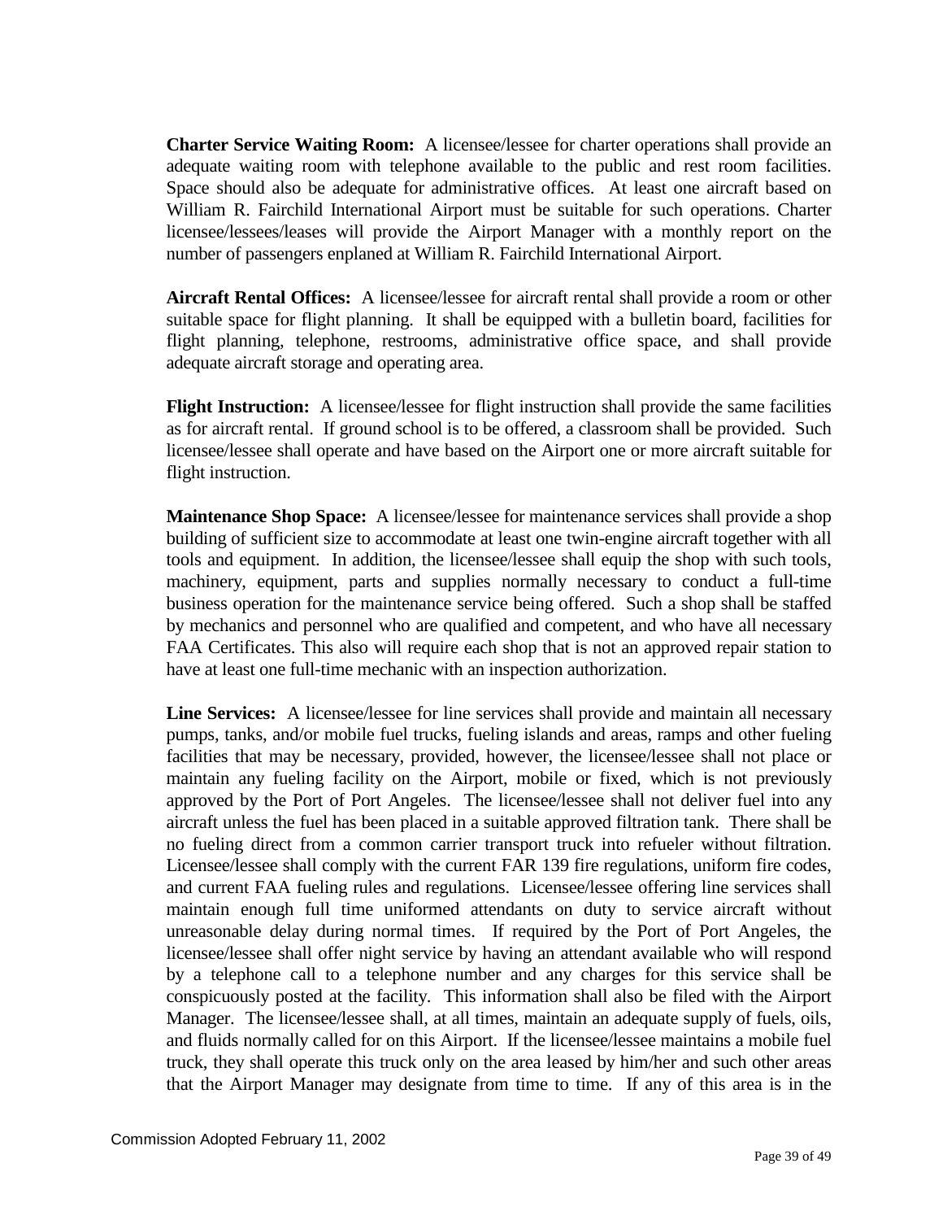**Charter Service Waiting Room:** A licensee/lessee for charter operations shall provide an adequate waiting room with telephone available to the public and rest room facilities. Space should also be adequate for administrative offices. At least one aircraft based on William R. Fairchild International Airport must be suitable for such operations. Charter licensee/lessees/leases will provide the Airport Manager with a monthly report on the number of passengers enplaned at William R. Fairchild International Airport.

**Aircraft Rental Offices:** A licensee/lessee for aircraft rental shall provide a room or other suitable space for flight planning. It shall be equipped with a bulletin board, facilities for flight planning, telephone, restrooms, administrative office space, and shall provide adequate aircraft storage and operating area.

**Flight Instruction:** A licensee/lessee for flight instruction shall provide the same facilities as for aircraft rental. If ground school is to be offered, a classroom shall be provided. Such licensee/lessee shall operate and have based on the Airport one or more aircraft suitable for flight instruction.

**Maintenance Shop Space:** A licensee/lessee for maintenance services shall provide a shop building of sufficient size to accommodate at least one twin-engine aircraft together with all tools and equipment. In addition, the licensee/lessee shall equip the shop with such tools, machinery, equipment, parts and supplies normally necessary to conduct a full-time business operation for the maintenance service being offered. Such a shop shall be staffed by mechanics and personnel who are qualified and competent, and who have all necessary FAA Certificates. This also will require each shop that is not an approved repair station to have at least one full-time mechanic with an inspection authorization.

**Line Services:** A licensee/lessee for line services shall provide and maintain all necessary pumps, tanks, and/or mobile fuel trucks, fueling islands and areas, ramps and other fueling facilities that may be necessary, provided, however, the licensee/lessee shall not place or maintain any fueling facility on the Airport, mobile or fixed, which is not previously approved by the Port of Port Angeles. The licensee/lessee shall not deliver fuel into any aircraft unless the fuel has been placed in a suitable approved filtration tank. There shall be no fueling direct from a common carrier transport truck into refueler without filtration. Licensee/lessee shall comply with the current FAR 139 fire regulations, uniform fire codes, and current FAA fueling rules and regulations. Licensee/lessee offering line services shall maintain enough full time uniformed attendants on duty to service aircraft without unreasonable delay during normal times. If required by the Port of Port Angeles, the licensee/lessee shall offer night service by having an attendant available who will respond by a telephone call to a telephone number and any charges for this service shall be conspicuously posted at the facility. This information shall also be filed with the Airport Manager. The licensee/lessee shall, at all times, maintain an adequate supply of fuels, oils, and fluids normally called for on this Airport. If the licensee/lessee maintains a mobile fuel truck, they shall operate this truck only on the area leased by him/her and such other areas that the Airport Manager may designate from time to time. If any of this area is in the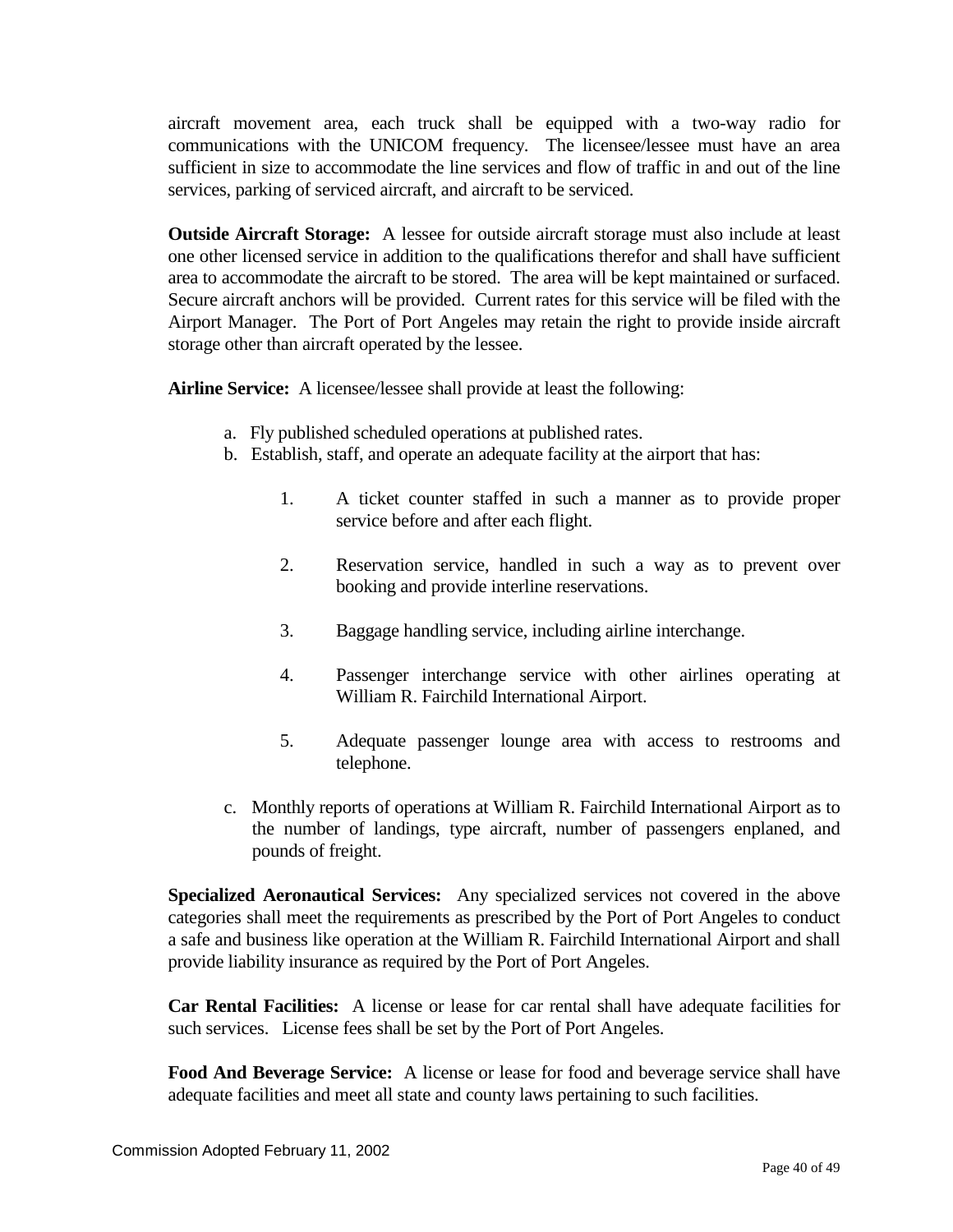aircraft movement area, each truck shall be equipped with a two-way radio for communications with the UNICOM frequency. The licensee/lessee must have an area sufficient in size to accommodate the line services and flow of traffic in and out of the line services, parking of serviced aircraft, and aircraft to be serviced.

**Outside Aircraft Storage:** A lessee for outside aircraft storage must also include at least one other licensed service in addition to the qualifications therefor and shall have sufficient area to accommodate the aircraft to be stored. The area will be kept maintained or surfaced. Secure aircraft anchors will be provided. Current rates for this service will be filed with the Airport Manager. The Port of Port Angeles may retain the right to provide inside aircraft storage other than aircraft operated by the lessee.

**Airline Service:** A licensee/lessee shall provide at least the following:

a. Fly published scheduled operations at published rates.
b. Establish, staff, and operate an adequate facility at the airport that has:

   1. A ticket counter staffed in such a manner as to provide proper service before and after each flight.

   2. Reservation service, handled in such a way as to prevent over booking and provide interline reservations.

   3. Baggage handling service, including airline interchange.

   4. Passenger interchange service with other airlines operating at William R. Fairchild International Airport.

   5. Adequate passenger lounge area with access to restrooms and telephone.

c. Monthly reports of operations at William R. Fairchild International Airport as to the number of landings, type aircraft, number of passengers enplaned, and pounds of freight.

**Specialized Aeronautical Services:** Any specialized services not covered in the above categories shall meet the requirements as prescribed by the Port of Port Angeles to conduct a safe and business like operation at the William R. Fairchild International Airport and shall provide liability insurance as required by the Port of Port Angeles.

**Car Rental Facilities:** A license or lease for car rental shall have adequate facilities for such services. License fees shall be set by the Port of Port Angeles.

**Food And Beverage Service:** A license or lease for food and beverage service shall have adequate facilities and meet all state and county laws pertaining to such facilities.

Commission Adopted February 11, 2002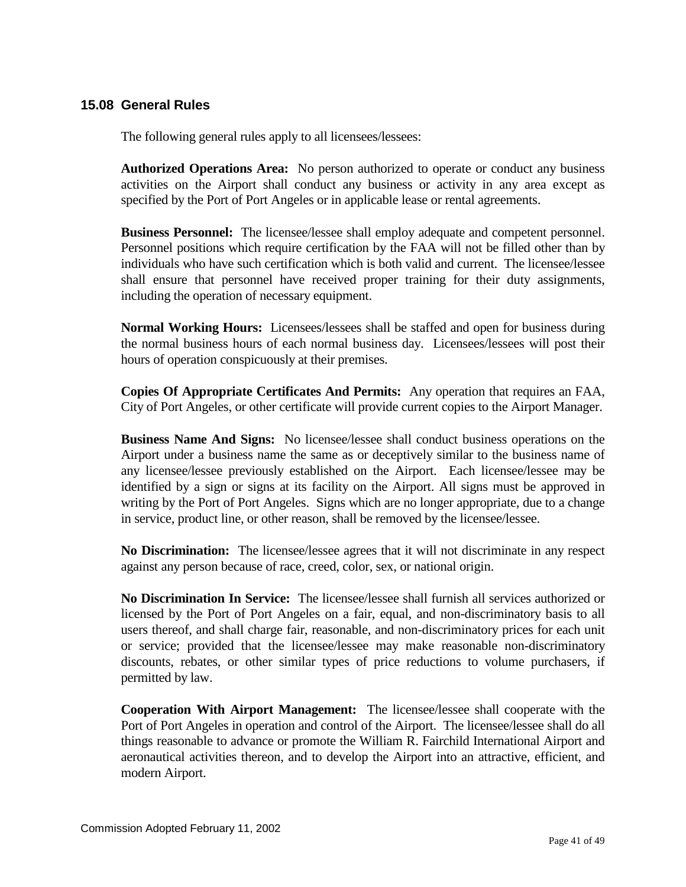## 15.08 General Rules

The following general rules apply to all licensees/lessees:

**Authorized Operations Area:** No person authorized to operate or conduct any business activities on the Airport shall conduct any business or activity in any area except as specified by the Port of Port Angeles or in applicable lease or rental agreements.

**Business Personnel:** The licensee/lessee shall employ adequate and competent personnel. Personnel positions which require certification by the FAA will not be filled other than by individuals who have such certification which is both valid and current. The licensee/lessee shall ensure that personnel have received proper training for their duty assignments, including the operation of necessary equipment.

**Normal Working Hours:** Licensees/lessees shall be staffed and open for business during the normal business hours of each normal business day. Licensees/lessees will post their hours of operation conspicuously at their premises.

**Copies Of Appropriate Certificates And Permits:** Any operation that requires an FAA, City of Port Angeles, or other certificate will provide current copies to the Airport Manager.

**Business Name And Signs:** No licensee/lessee shall conduct business operations on the Airport under a business name the same as or deceptively similar to the business name of any licensee/lessee previously established on the Airport. Each licensee/lessee may be identified by a sign or signs at its facility on the Airport. All signs must be approved in writing by the Port of Port Angeles. Signs which are no longer appropriate, due to a change in service, product line, or other reason, shall be removed by the licensee/lessee.

**No Discrimination:** The licensee/lessee agrees that it will not discriminate in any respect against any person because of race, creed, color, sex, or national origin.

**No Discrimination In Service:** The licensee/lessee shall furnish all services authorized or licensed by the Port of Port Angeles on a fair, equal, and non-discriminatory basis to all users thereof, and shall charge fair, reasonable, and non-discriminatory prices for each unit or service; provided that the licensee/lessee may make reasonable non-discriminatory discounts, rebates, or other similar types of price reductions to volume purchasers, if permitted by law.

**Cooperation With Airport Management:** The licensee/lessee shall cooperate with the Port of Port Angeles in operation and control of the Airport. The licensee/lessee shall do all things reasonable to advance or promote the William R. Fairchild International Airport and aeronautical activities thereon, and to develop the Airport into an attractive, efficient, and modern Airport.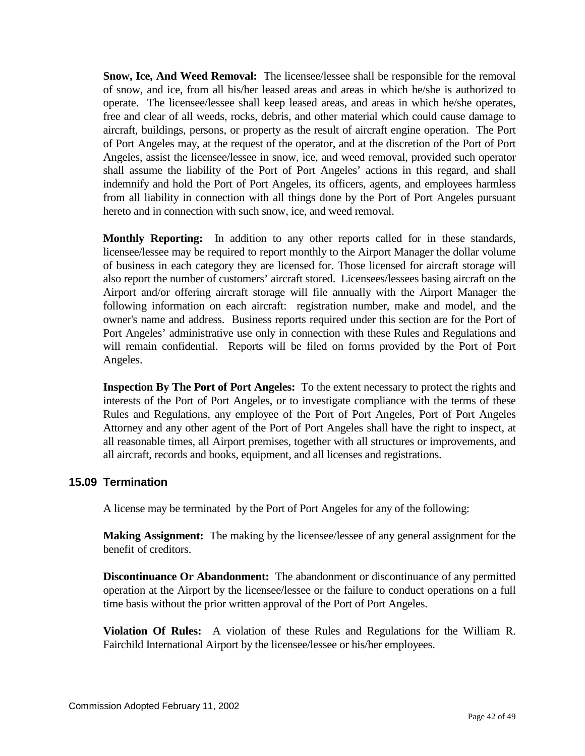**Snow, Ice, And Weed Removal:** The licensee/lessee shall be responsible for the removal of snow, and ice, from all his/her leased areas and areas in which he/she is authorized to operate. The licensee/lessee shall keep leased areas, and areas in which he/she operates, free and clear of all weeds, rocks, debris, and other material which could cause damage to aircraft, buildings, persons, or property as the result of aircraft engine operation. The Port of Port Angeles may, at the request of the operator, and at the discretion of the Port of Port Angeles, assist the licensee/lessee in snow, ice, and weed removal, provided such operator shall assume the liability of the Port of Port Angeles' actions in this regard, and shall indemnify and hold the Port of Port Angeles, its officers, agents, and employees harmless from all liability in connection with all things done by the Port of Port Angeles pursuant hereto and in connection with such snow, ice, and weed removal.

**Monthly Reporting:** In addition to any other reports called for in these standards, licensee/lessee may be required to report monthly to the Airport Manager the dollar volume of business in each category they are licensed for. Those licensed for aircraft storage will also report the number of customers' aircraft stored. Licensees/lessees basing aircraft on the Airport and/or offering aircraft storage will file annually with the Airport Manager the following information on each aircraft: registration number, make and model, and the owner's name and address. Business reports required under this section are for the Port of Port Angeles' administrative use only in connection with these Rules and Regulations and will remain confidential. Reports will be filed on forms provided by the Port of Port Angeles.

**Inspection By The Port of Port Angeles:** To the extent necessary to protect the rights and interests of the Port of Port Angeles, or to investigate compliance with the terms of these Rules and Regulations, any employee of the Port of Port Angeles, Port of Port Angeles Attorney and any other agent of the Port of Port Angeles shall have the right to inspect, at all reasonable times, all Airport premises, together with all structures or improvements, and all aircraft, records and books, equipment, and all licenses and registrations.

### 15.09 Termination

A license may be terminated by the Port of Port Angeles for any of the following:

**Making Assignment:** The making by the licensee/lessee of any general assignment for the benefit of creditors.

**Discontinuance Or Abandonment:** The abandonment or discontinuance of any permitted operation at the Airport by the licensee/lessee or the failure to conduct operations on a full time basis without the prior written approval of the Port of Port Angeles.

**Violation Of Rules:** A violation of these Rules and Regulations for the William R. Fairchild International Airport by the licensee/lessee or his/her employees.

Commission Adopted February 11, 2002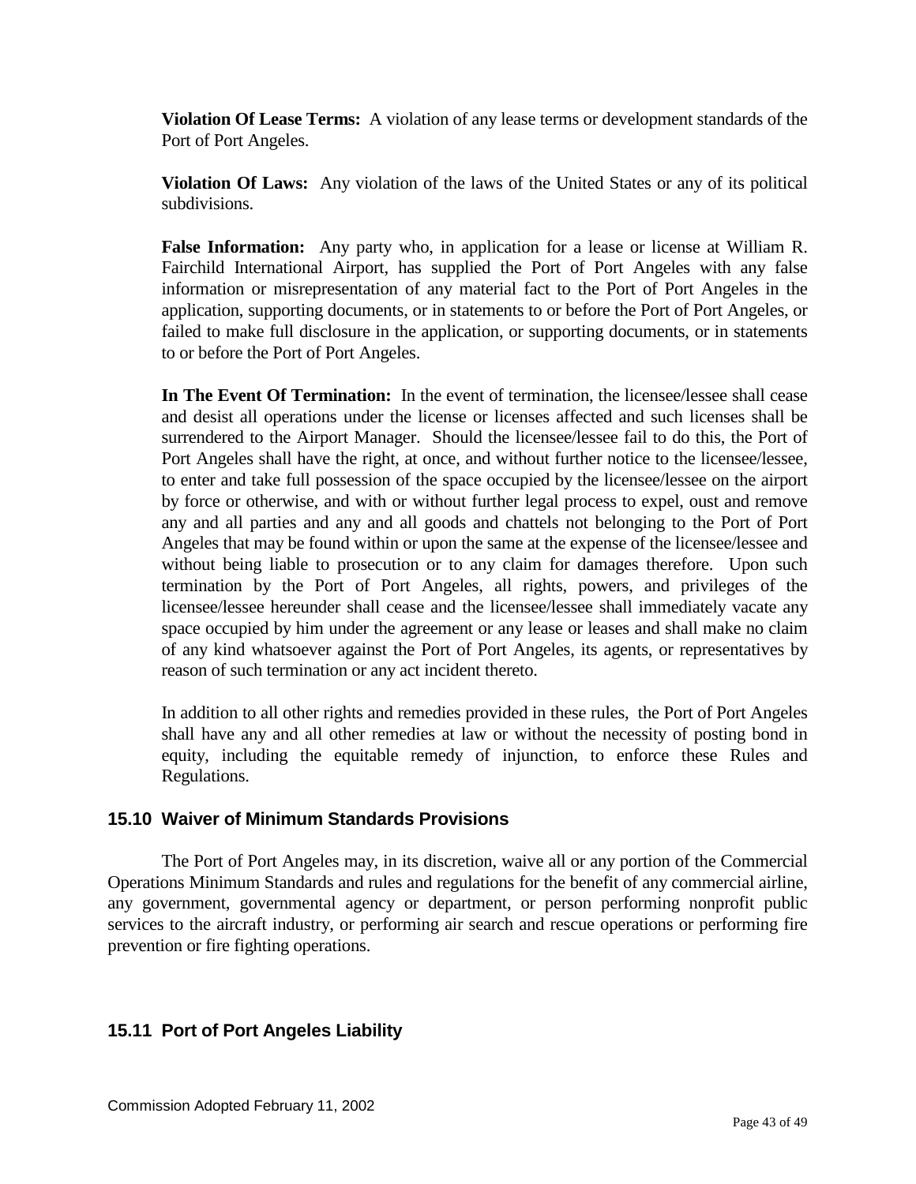**Violation Of Lease Terms:** A violation of any lease terms or development standards of the Port of Port Angeles.

**Violation Of Laws:** Any violation of the laws of the United States or any of its political subdivisions.

**False Information:** Any party who, in application for a lease or license at William R. Fairchild International Airport, has supplied the Port of Port Angeles with any false information or misrepresentation of any material fact to the Port of Port Angeles in the application, supporting documents, or in statements to or before the Port of Port Angeles, or failed to make full disclosure in the application, or supporting documents, or in statements to or before the Port of Port Angeles.

**In The Event Of Termination:** In the event of termination, the licensee/lessee shall cease and desist all operations under the license or licenses affected and such licenses shall be surrendered to the Airport Manager. Should the licensee/lessee fail to do this, the Port of Port Angeles shall have the right, at once, and without further notice to the licensee/lessee, to enter and take full possession of the space occupied by the licensee/lessee on the airport by force or otherwise, and with or without further legal process to expel, oust and remove any and all parties and any and all goods and chattels not belonging to the Port of Port Angeles that may be found within or upon the same at the expense of the licensee/lessee and without being liable to prosecution or to any claim for damages therefore. Upon such termination by the Port of Port Angeles, all rights, powers, and privileges of the licensee/lessee hereunder shall cease and the licensee/lessee shall immediately vacate any space occupied by him under the agreement or any lease or leases and shall make no claim of any kind whatsoever against the Port of Port Angeles, its agents, or representatives by reason of such termination or any act incident thereto.

In addition to all other rights and remedies provided in these rules, the Port of Port Angeles shall have any and all other remedies at law or without the necessity of posting bond in equity, including the equitable remedy of injunction, to enforce these Rules and Regulations.

## 15.10 Waiver of Minimum Standards Provisions

The Port of Port Angeles may, in its discretion, waive all or any portion of the Commercial Operations Minimum Standards and rules and regulations for the benefit of any commercial airline, any government, governmental agency or department, or person performing nonprofit public services to the aircraft industry, or performing air search and rescue operations or performing fire prevention or fire fighting operations.

## 15.11 Port of Port Angeles Liability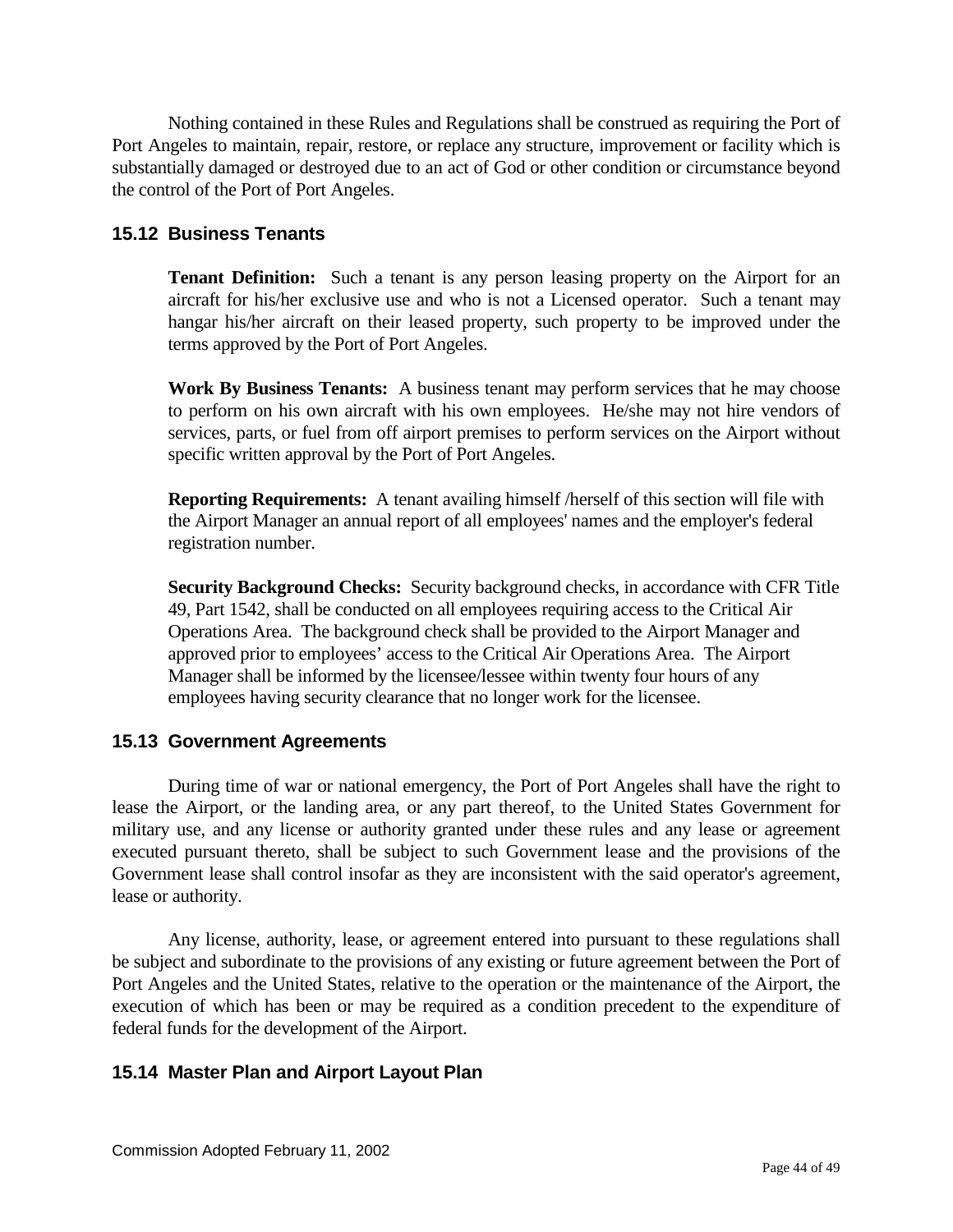Nothing contained in these Rules and Regulations shall be construed as requiring the Port of Port Angeles to maintain, repair, restore, or replace any structure, improvement or facility which is substantially damaged or destroyed due to an act of God or other condition or circumstance beyond the control of the Port of Port Angeles.

### 15.12 Business Tenants

**Tenant Definition:** Such a tenant is any person leasing property on the Airport for an aircraft for his/her exclusive use and who is not a Licensed operator. Such a tenant may hangar his/her aircraft on their leased property, such property to be improved under the terms approved by the Port of Port Angeles.

**Work By Business Tenants:** A business tenant may perform services that he may choose to perform on his own aircraft with his own employees. He/she may not hire vendors of services, parts, or fuel from off airport premises to perform services on the Airport without specific written approval by the Port of Port Angeles.

**Reporting Requirements:** A tenant availing himself /herself of this section will file with the Airport Manager an annual report of all employees' names and the employer's federal registration number.

**Security Background Checks:** Security background checks, in accordance with CFR Title 49, Part 1542, shall be conducted on all employees requiring access to the Critical Air Operations Area. The background check shall be provided to the Airport Manager and approved prior to employees' access to the Critical Air Operations Area. The Airport Manager shall be informed by the licensee/lessee within twenty four hours of any employees having security clearance that no longer work for the licensee.

### 15.13 Government Agreements

During time of war or national emergency, the Port of Port Angeles shall have the right to lease the Airport, or the landing area, or any part thereof, to the United States Government for military use, and any license or authority granted under these rules and any lease or agreement executed pursuant thereto, shall be subject to such Government lease and the provisions of the Government lease shall control insofar as they are inconsistent with the said operator's agreement, lease or authority.

Any license, authority, lease, or agreement entered into pursuant to these regulations shall be subject and subordinate to the provisions of any existing or future agreement between the Port of Port Angeles and the United States, relative to the operation or the maintenance of the Airport, the execution of which has been or may be required as a condition precedent to the expenditure of federal funds for the development of the Airport.

### 15.14 Master Plan and Airport Layout Plan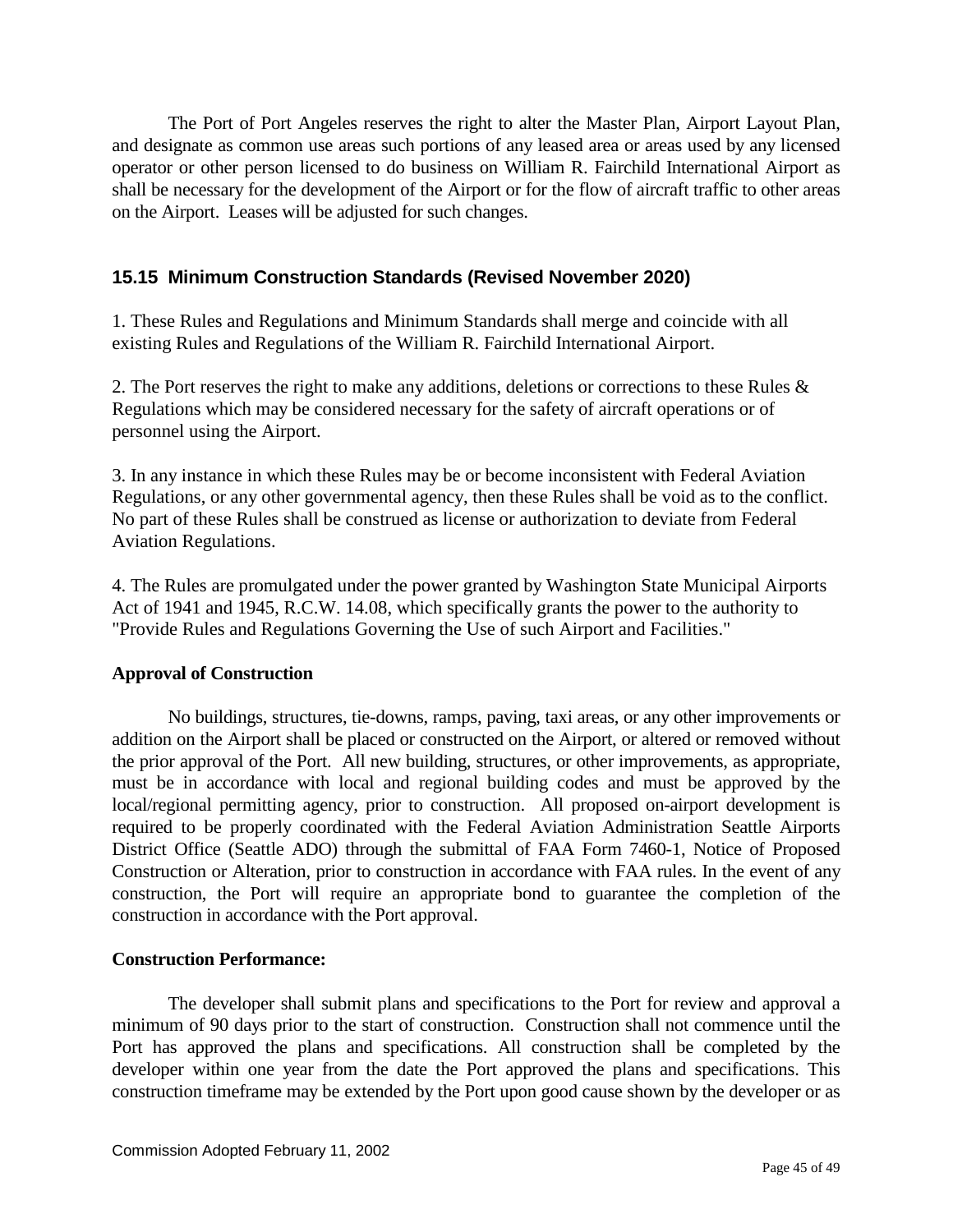The Port of Port Angeles reserves the right to alter the Master Plan, Airport Layout Plan, and designate as common use areas such portions of any leased area or areas used by any licensed operator or other person licensed to do business on William R. Fairchild International Airport as shall be necessary for the development of the Airport or for the flow of aircraft traffic to other areas on the Airport. Leases will be adjusted for such changes.

## 15.15 Minimum Construction Standards (Revised November 2020)

1. These Rules and Regulations and Minimum Standards shall merge and coincide with all existing Rules and Regulations of the William R. Fairchild International Airport.

2. The Port reserves the right to make any additions, deletions or corrections to these Rules & Regulations which may be considered necessary for the safety of aircraft operations or of personnel using the Airport.

3. In any instance in which these Rules may be or become inconsistent with Federal Aviation Regulations, or any other governmental agency, then these Rules shall be void as to the conflict. No part of these Rules shall be construed as license or authorization to deviate from Federal Aviation Regulations.

4. The Rules are promulgated under the power granted by Washington State Municipal Airports Act of 1941 and 1945, R.C.W. 14.08, which specifically grants the power to the authority to "Provide Rules and Regulations Governing the Use of such Airport and Facilities."

**Approval of Construction**

No buildings, structures, tie-downs, ramps, paving, taxi areas, or any other improvements or addition on the Airport shall be placed or constructed on the Airport, or altered or removed without the prior approval of the Port. All new building, structures, or other improvements, as appropriate, must be in accordance with local and regional building codes and must be approved by the local/regional permitting agency, prior to construction. All proposed on-airport development is required to be properly coordinated with the Federal Aviation Administration Seattle Airports District Office (Seattle ADO) through the submittal of FAA Form 7460-1, Notice of Proposed Construction or Alteration, prior to construction in accordance with FAA rules. In the event of any construction, the Port will require an appropriate bond to guarantee the completion of the construction in accordance with the Port approval.

**Construction Performance:**

The developer shall submit plans and specifications to the Port for review and approval a minimum of 90 days prior to the start of construction. Construction shall not commence until the Port has approved the plans and specifications. All construction shall be completed by the developer within one year from the date the Port approved the plans and specifications. This construction timeframe may be extended by the Port upon good cause shown by the developer or as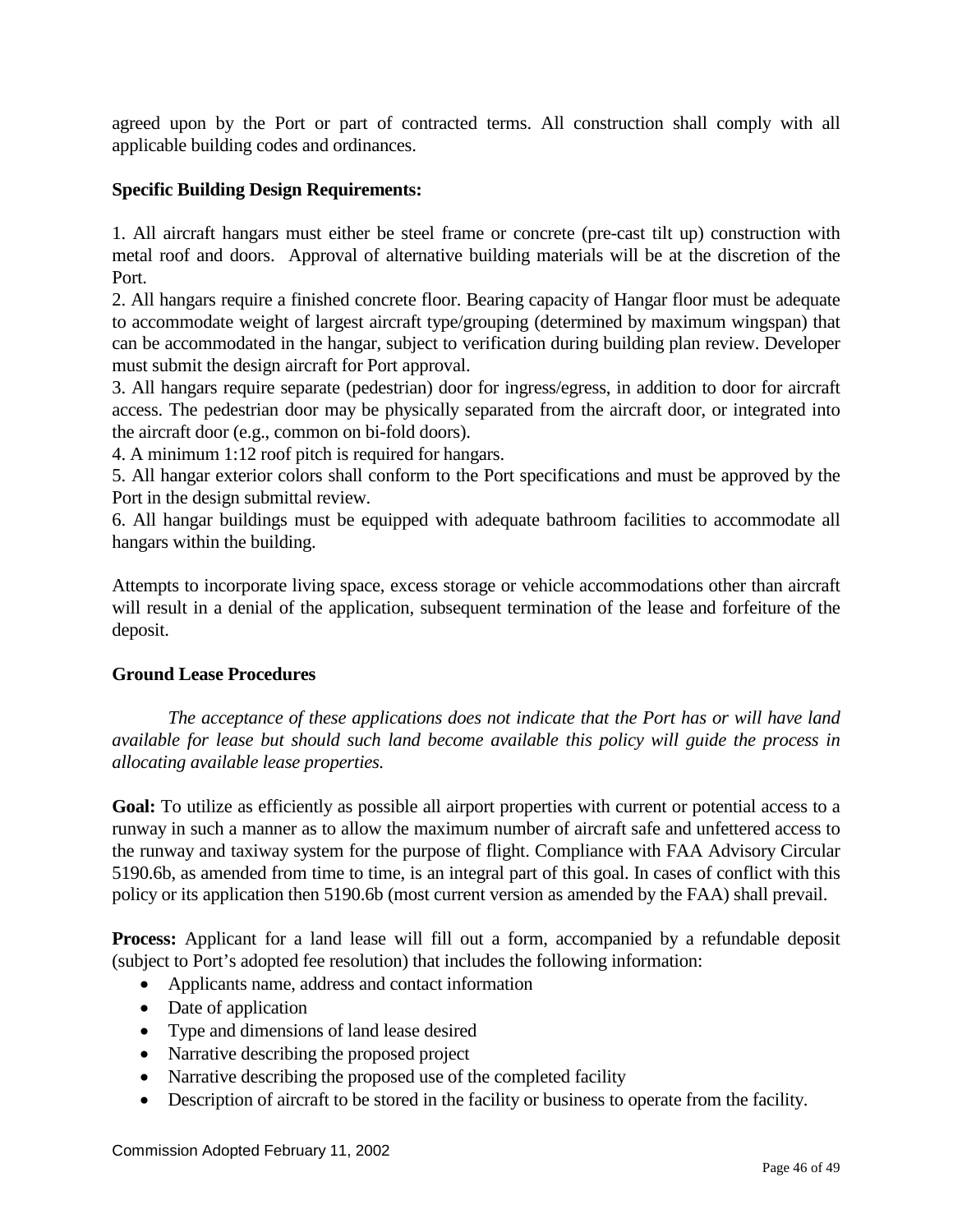agreed upon by the Port or part of contracted terms. All construction shall comply with all applicable building codes and ordinances.

**Specific Building Design Requirements:**

1. All aircraft hangars must either be steel frame or concrete (pre-cast tilt up) construction with metal roof and doors. Approval of alternative building materials will be at the discretion of the Port.
2. All hangars require a finished concrete floor. Bearing capacity of Hangar floor must be adequate to accommodate weight of largest aircraft type/grouping (determined by maximum wingspan) that can be accommodated in the hangar, subject to verification during building plan review. Developer must submit the design aircraft for Port approval.
3. All hangars require separate (pedestrian) door for ingress/egress, in addition to door for aircraft access. The pedestrian door may be physically separated from the aircraft door, or integrated into the aircraft door (e.g., common on bi-fold doors).
4. A minimum 1:12 roof pitch is required for hangars.
5. All hangar exterior colors shall conform to the Port specifications and must be approved by the Port in the design submittal review.
6. All hangar buildings must be equipped with adequate bathroom facilities to accommodate all hangars within the building.

Attempts to incorporate living space, excess storage or vehicle accommodations other than aircraft will result in a denial of the application, subsequent termination of the lease and forfeiture of the deposit.

**Ground Lease Procedures**

*The acceptance of these applications does not indicate that the Port has or will have land available for lease but should such land become available this policy will guide the process in allocating available lease properties.*

**Goal:** To utilize as efficiently as possible all airport properties with current or potential access to a runway in such a manner as to allow the maximum number of aircraft safe and unfettered access to the runway and taxiway system for the purpose of flight. Compliance with FAA Advisory Circular 5190.6b, as amended from time to time, is an integral part of this goal. In cases of conflict with this policy or its application then 5190.6b (most current version as amended by the FAA) shall prevail.

**Process:** Applicant for a land lease will fill out a form, accompanied by a refundable deposit (subject to Port's adopted fee resolution) that includes the following information:

- Applicants name, address and contact information
- Date of application
- Type and dimensions of land lease desired
- Narrative describing the proposed project
- Narrative describing the proposed use of the completed facility
- Description of aircraft to be stored in the facility or business to operate from the facility.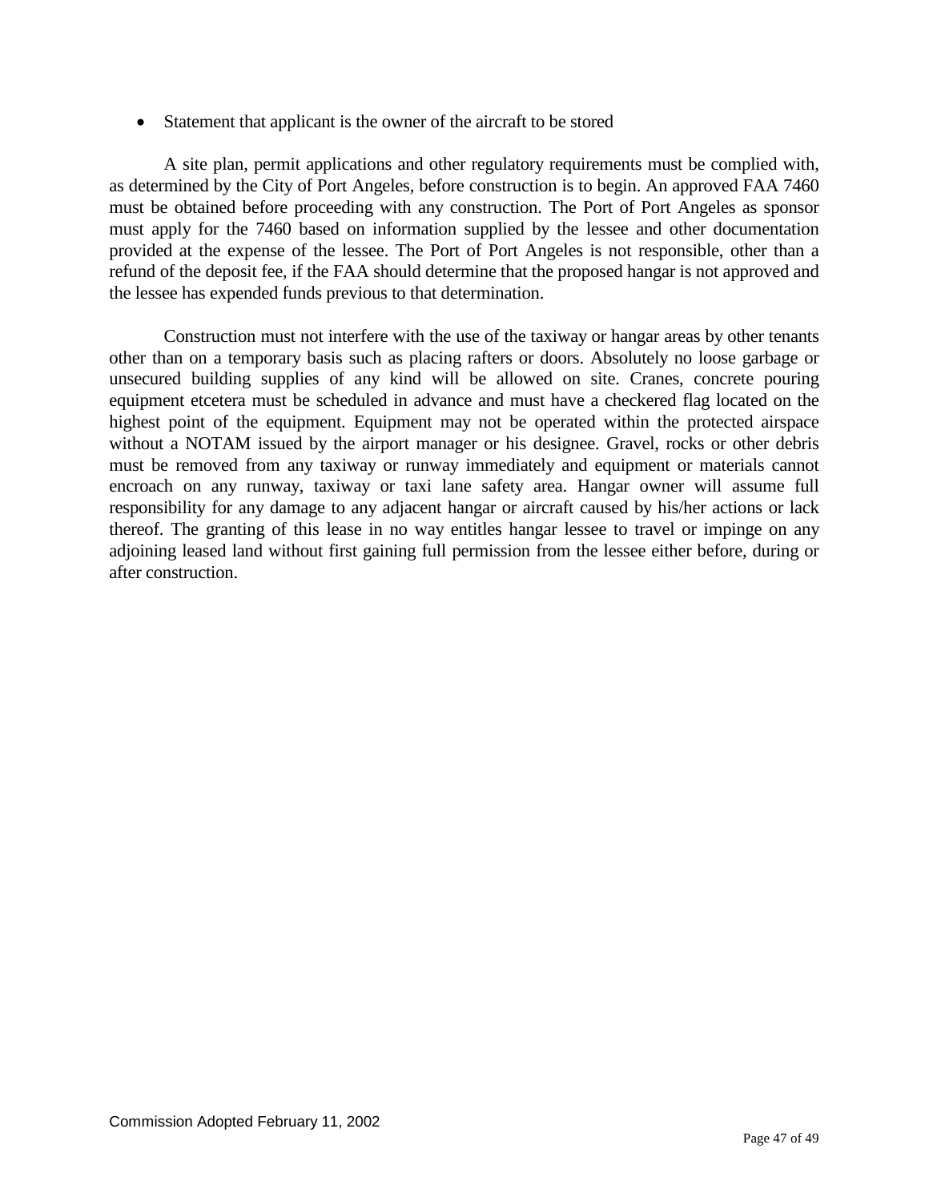- Statement that applicant is the owner of the aircraft to be stored

A site plan, permit applications and other regulatory requirements must be complied with, as determined by the City of Port Angeles, before construction is to begin. An approved FAA 7460 must be obtained before proceeding with any construction. The Port of Port Angeles as sponsor must apply for the 7460 based on information supplied by the lessee and other documentation provided at the expense of the lessee. The Port of Port Angeles is not responsible, other than a refund of the deposit fee, if the FAA should determine that the proposed hangar is not approved and the lessee has expended funds previous to that determination.

Construction must not interfere with the use of the taxiway or hangar areas by other tenants other than on a temporary basis such as placing rafters or doors. Absolutely no loose garbage or unsecured building supplies of any kind will be allowed on site. Cranes, concrete pouring equipment etcetera must be scheduled in advance and must have a checkered flag located on the highest point of the equipment. Equipment may not be operated within the protected airspace without a NOTAM issued by the airport manager or his designee. Gravel, rocks or other debris must be removed from any taxiway or runway immediately and equipment or materials cannot encroach on any runway, taxiway or taxi lane safety area. Hangar owner will assume full responsibility for any damage to any adjacent hangar or aircraft caused by his/her actions or lack thereof. The granting of this lease in no way entitles hangar lessee to travel or impinge on any adjoining leased land without first gaining full permission from the lessee either before, during or after construction.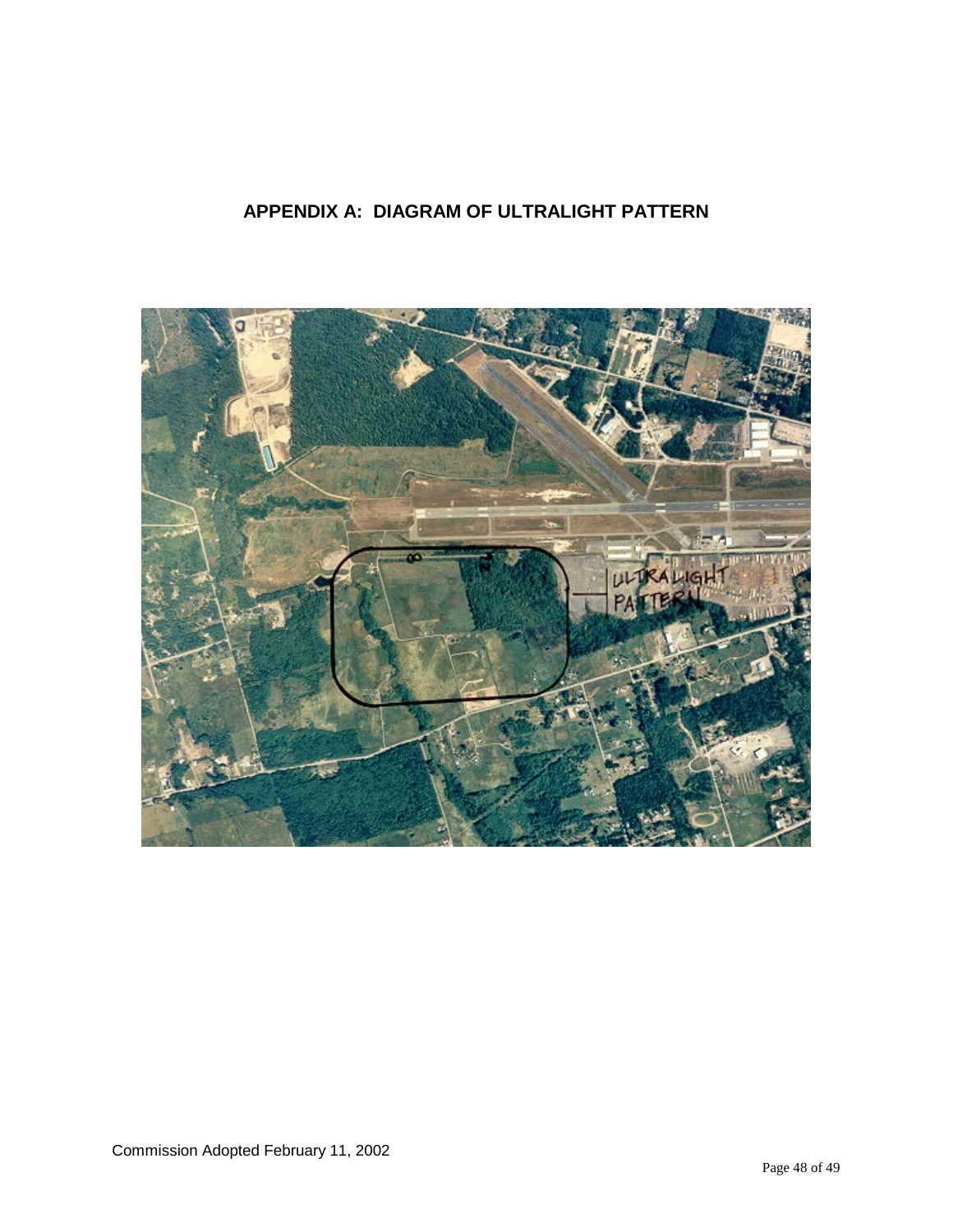## APPENDIX A: DIAGRAM OF ULTRALIGHT PATTERN

Commission Adopted February 11, 2002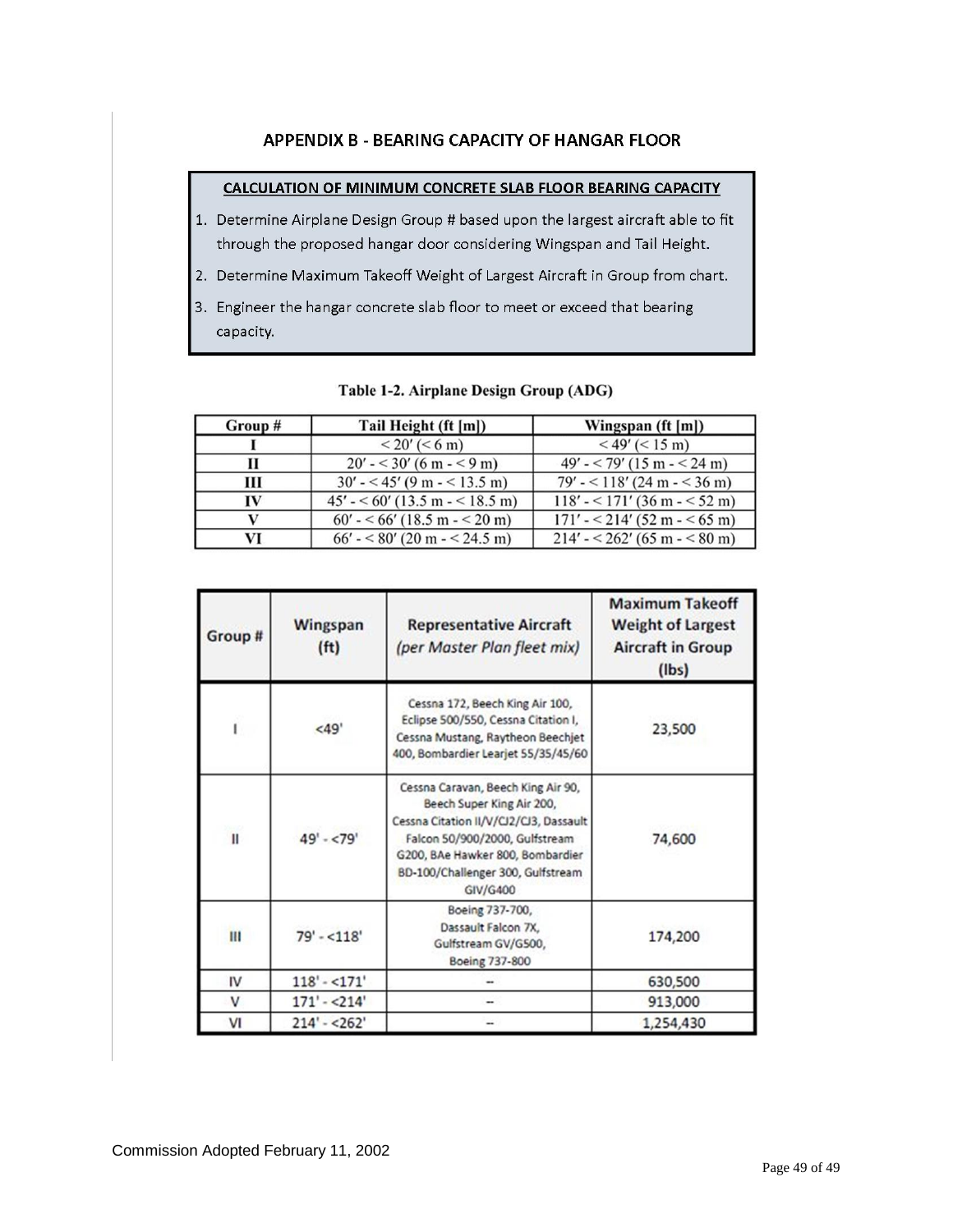# APPENDIX B - BEARING CAPACITY OF HANGAR FLOOR

**CALCULATION OF MINIMUM CONCRETE SLAB FLOOR BEARING CAPACITY**

1. Determine Airplane Design Group # based upon the largest aircraft able to fit through the proposed hangar door considering Wingspan and Tail Height.
2. Determine Maximum Takeoff Weight of Largest Aircraft in Group from chart.
3. Engineer the hangar concrete slab floor to meet or exceed that bearing capacity.

**Table 1-2. Airplane Design Group (ADG)**

| Group # | Tail Height (ft [m]) | Wingspan (ft [m]) |
|---|---|---|
| I | < 20′ (< 6 m) | < 49′ (< 15 m) |
| II | 20′ - < 30′ (6 m - < 9 m) | 49′ - < 79′ (15 m - < 24 m) |
| III | 30′ - < 45′ (9 m - < 13.5 m) | 79′ - < 118′ (24 m - < 36 m) |
| IV | 45′ - < 60′ (13.5 m - < 18.5 m) | 118′ - < 171′ (36 m - < 52 m) |
| V | 60′ - < 66′ (18.5 m - < 20 m) | 171′ - < 214′ (52 m - < 65 m) |
| VI | 66′ - < 80′ (20 m - < 24.5 m) | 214′ - < 262′ (65 m - < 80 m) |

| Group # | Wingspan (ft) | Representative Aircraft *(per Master Plan fleet mix)* | Maximum Takeoff Weight of Largest Aircraft in Group (lbs) |
|---|---|---|---|
| I | <49' | Cessna 172, Beech King Air 100, Eclipse 500/550, Cessna Citation I, Cessna Mustang, Raytheon Beechjet 400, Bombardier Learjet 55/35/45/60 | 23,500 |
| II | 49' - <79' | Cessna Caravan, Beech King Air 90, Beech Super King Air 200, Cessna Citation II/V/CJ2/CJ3, Dassault Falcon 50/900/2000, Gulfstream G200, BAe Hawker 800, Bombardier BD-100/Challenger 300, Gulfstream GIV/G400 | 74,600 |
| III | 79' - <118' | Boeing 737-700, Dassault Falcon 7X, Gulfstream GV/G500, Boeing 737-800 | 174,200 |
| IV | 118' - <171' | -- | 630,500 |
| V | 171' - <214' | -- | 913,000 |
| VI | 214' - <262' | -- | 1,254,430 |

Commission Adopted February 11, 2002